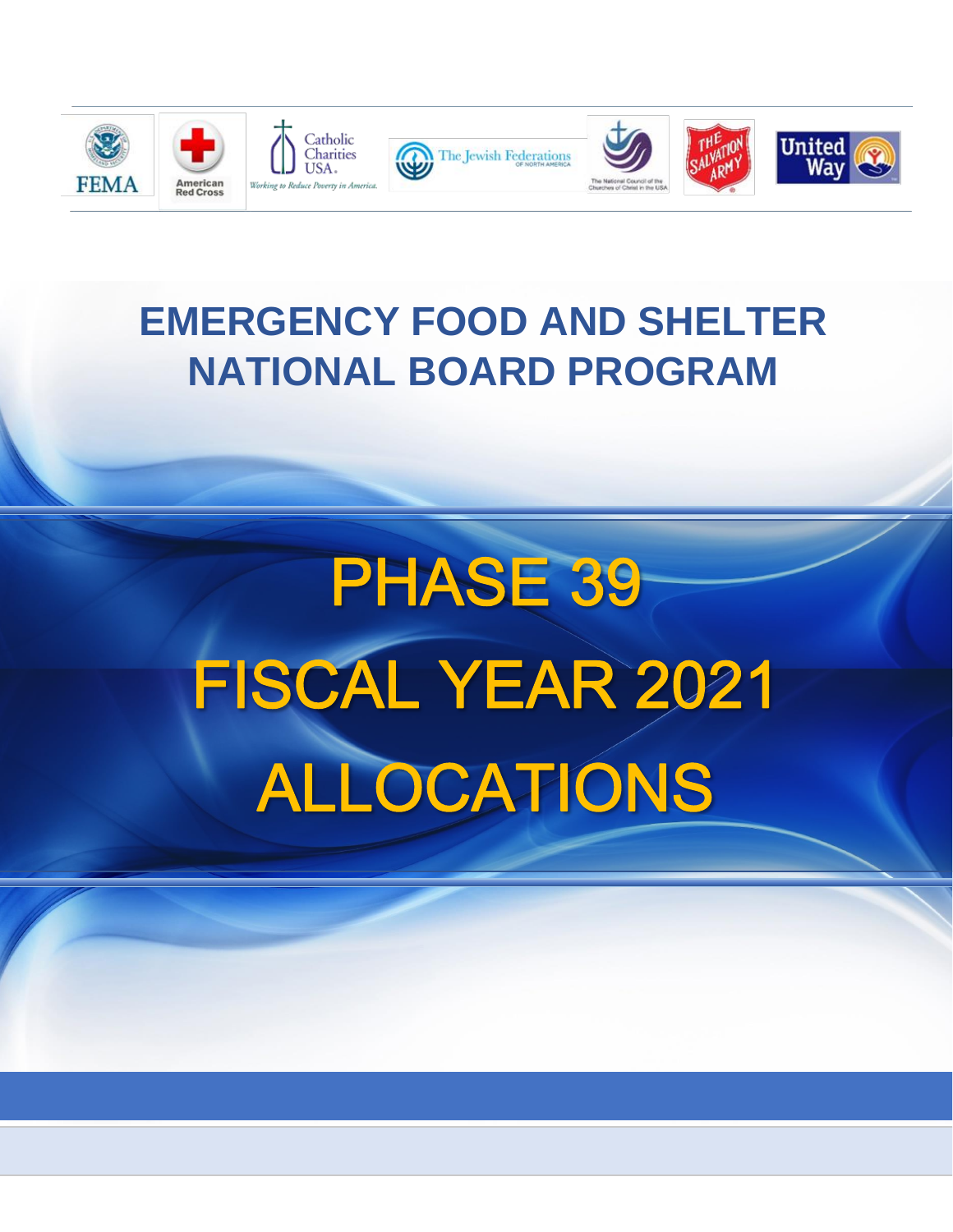# EMERGENCY FOOD AND SHELTER NATIONAL BOARD PROGRAM

# PHASE 39
# FISCAL YEAR 2021
# ALLOCATIONS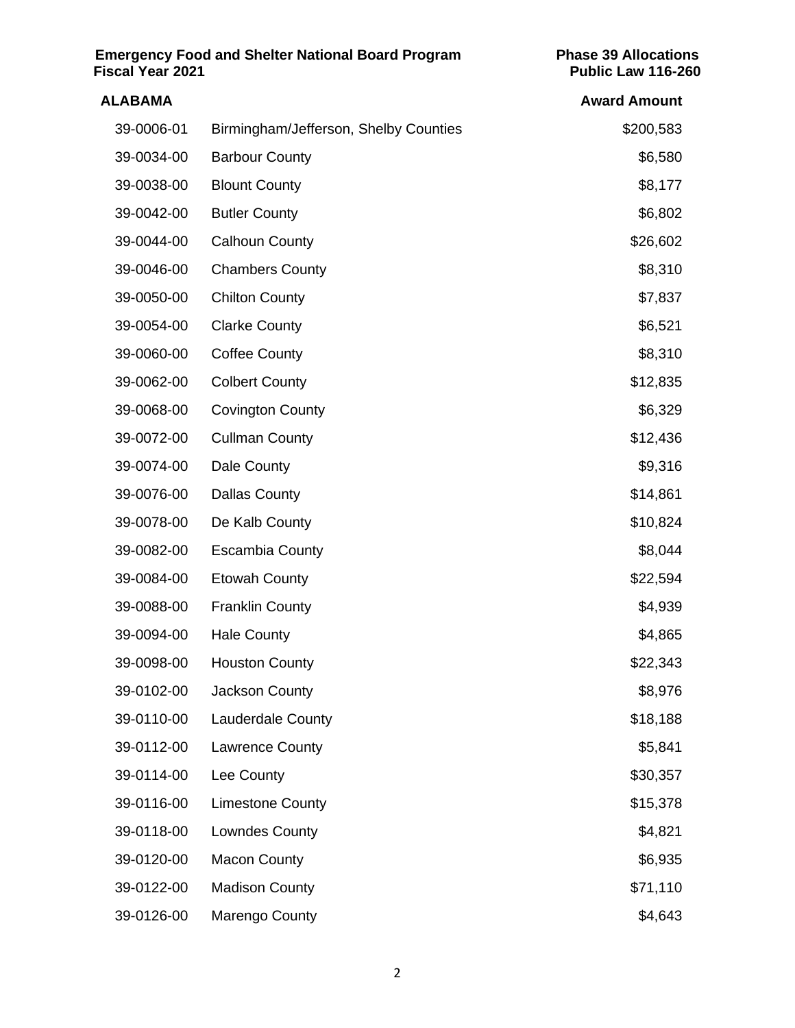**Emergency Food and Shelter National Board Program**
**Fiscal Year 2021**

**Phase 39 Allocations**
**Public Law 116-260**

## ALABAMA

| | | Award Amount |
|---|---|---|
| 39-0006-01 | Birmingham/Jefferson, Shelby Counties | $200,583 |
| 39-0034-00 | Barbour County | $6,580 |
| 39-0038-00 | Blount County | $8,177 |
| 39-0042-00 | Butler County | $6,802 |
| 39-0044-00 | Calhoun County | $26,602 |
| 39-0046-00 | Chambers County | $8,310 |
| 39-0050-00 | Chilton County | $7,837 |
| 39-0054-00 | Clarke County | $6,521 |
| 39-0060-00 | Coffee County | $8,310 |
| 39-0062-00 | Colbert County | $12,835 |
| 39-0068-00 | Covington County | $6,329 |
| 39-0072-00 | Cullman County | $12,436 |
| 39-0074-00 | Dale County | $9,316 |
| 39-0076-00 | Dallas County | $14,861 |
| 39-0078-00 | De Kalb County | $10,824 |
| 39-0082-00 | Escambia County | $8,044 |
| 39-0084-00 | Etowah County | $22,594 |
| 39-0088-00 | Franklin County | $4,939 |
| 39-0094-00 | Hale County | $4,865 |
| 39-0098-00 | Houston County | $22,343 |
| 39-0102-00 | Jackson County | $8,976 |
| 39-0110-00 | Lauderdale County | $18,188 |
| 39-0112-00 | Lawrence County | $5,841 |
| 39-0114-00 | Lee County | $30,357 |
| 39-0116-00 | Limestone County | $15,378 |
| 39-0118-00 | Lowndes County | $4,821 |
| 39-0120-00 | Macon County | $6,935 |
| 39-0122-00 | Madison County | $71,110 |
| 39-0126-00 | Marengo County | $4,643 |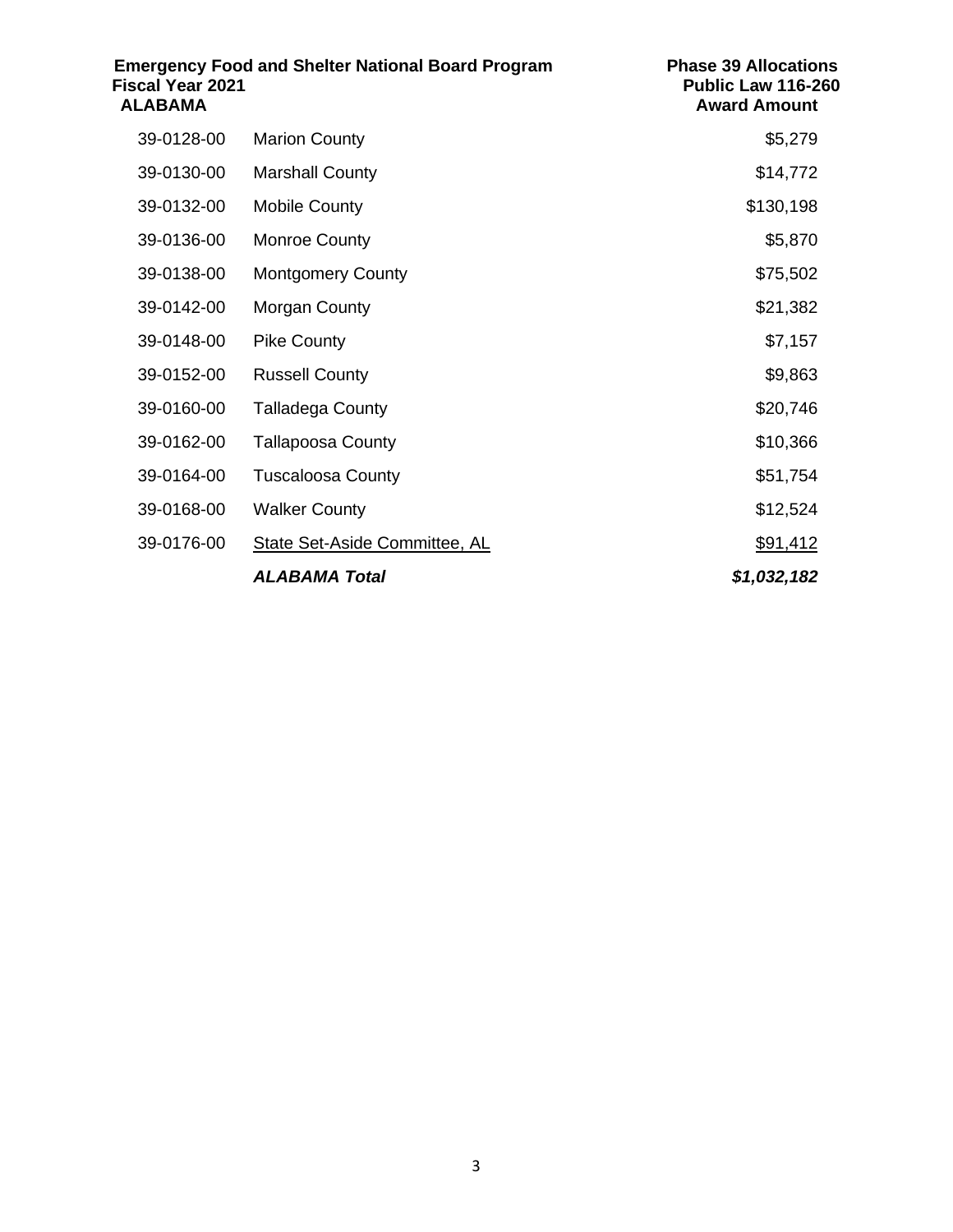**Emergency Food and Shelter National Board Program**
**Fiscal Year 2021**
**ALABAMA**

**Phase 39 Allocations**
**Public Law 116-260**

| | | **Award Amount** |
|---|---|---|
| 39-0128-00 | Marion County | $5,279 |
| 39-0130-00 | Marshall County | $14,772 |
| 39-0132-00 | Mobile County | $130,198 |
| 39-0136-00 | Monroe County | $5,870 |
| 39-0138-00 | Montgomery County | $75,502 |
| 39-0142-00 | Morgan County | $21,382 |
| 39-0148-00 | Pike County | $7,157 |
| 39-0152-00 | Russell County | $9,863 |
| 39-0160-00 | Talladega County | $20,746 |
| 39-0162-00 | Tallapoosa County | $10,366 |
| 39-0164-00 | Tuscaloosa County | $51,754 |
| 39-0168-00 | Walker County | $12,524 |
| 39-0176-00 | State Set-Aside Committee, AL | $91,412 |
| | ***ALABAMA Total*** | ***$1,032,182*** |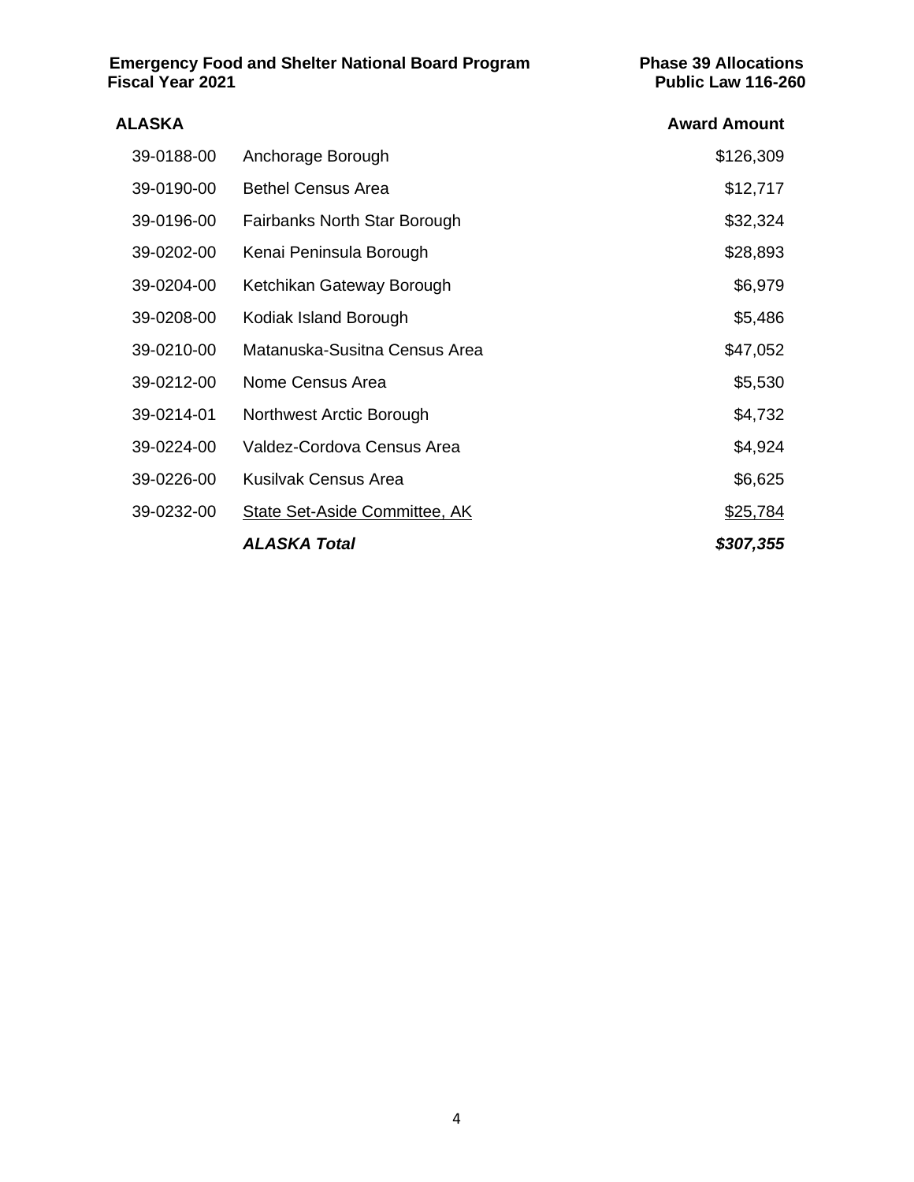**Emergency Food and Shelter National Board Program**
**Fiscal Year 2021**

**Phase 39 Allocations**
**Public Law 116-260**

| ALASKA | | Award Amount |
|---|---|---|
| 39-0188-00 | Anchorage Borough | $126,309 |
| 39-0190-00 | Bethel Census Area | $12,717 |
| 39-0196-00 | Fairbanks North Star Borough | $32,324 |
| 39-0202-00 | Kenai Peninsula Borough | $28,893 |
| 39-0204-00 | Ketchikan Gateway Borough | $6,979 |
| 39-0208-00 | Kodiak Island Borough | $5,486 |
| 39-0210-00 | Matanuska-Susitna Census Area | $47,052 |
| 39-0212-00 | Nome Census Area | $5,530 |
| 39-0214-01 | Northwest Arctic Borough | $4,732 |
| 39-0224-00 | Valdez-Cordova Census Area | $4,924 |
| 39-0226-00 | Kusilvak Census Area | $6,625 |
| 39-0232-00 | State Set-Aside Committee, AK | $25,784 |
| | ***ALASKA Total*** | ***$307,355*** |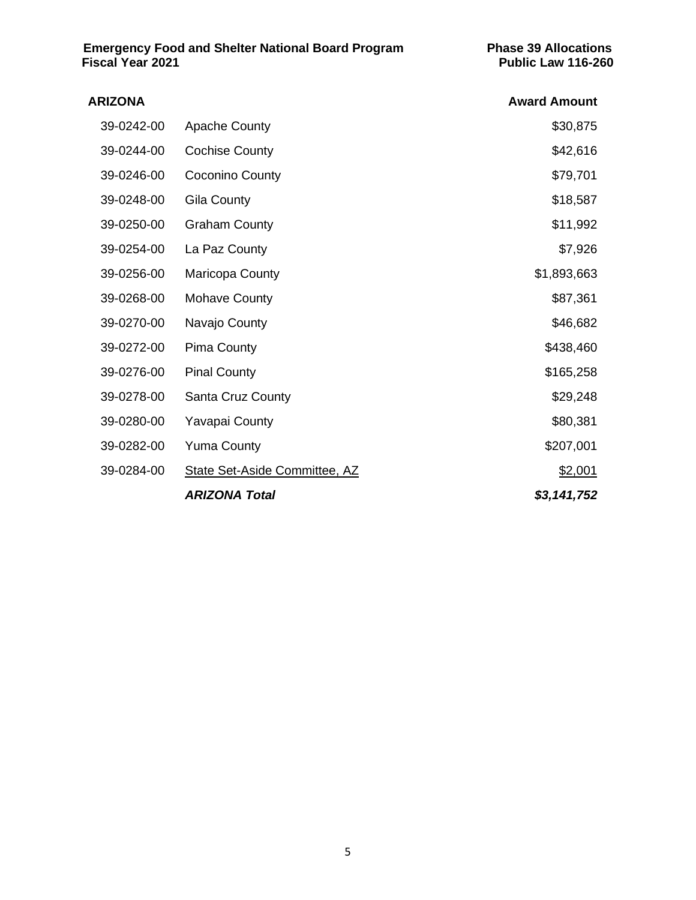**Emergency Food and Shelter National Board Program**
**Fiscal Year 2021**

**Phase 39 Allocations**
**Public Law 116-260**

| **ARIZONA** | | **Award Amount** |
|---|---|---|
| 39-0242-00 | Apache County | $30,875 |
| 39-0244-00 | Cochise County | $42,616 |
| 39-0246-00 | Coconino County | $79,701 |
| 39-0248-00 | Gila County | $18,587 |
| 39-0250-00 | Graham County | $11,992 |
| 39-0254-00 | La Paz County | $7,926 |
| 39-0256-00 | Maricopa County | $1,893,663 |
| 39-0268-00 | Mohave County | $87,361 |
| 39-0270-00 | Navajo County | $46,682 |
| 39-0272-00 | Pima County | $438,460 |
| 39-0276-00 | Pinal County | $165,258 |
| 39-0278-00 | Santa Cruz County | $29,248 |
| 39-0280-00 | Yavapai County | $80,381 |
| 39-0282-00 | Yuma County | $207,001 |
| 39-0284-00 | State Set-Aside Committee, AZ | $2,001 |
| | ***ARIZONA Total*** | ***$3,141,752*** |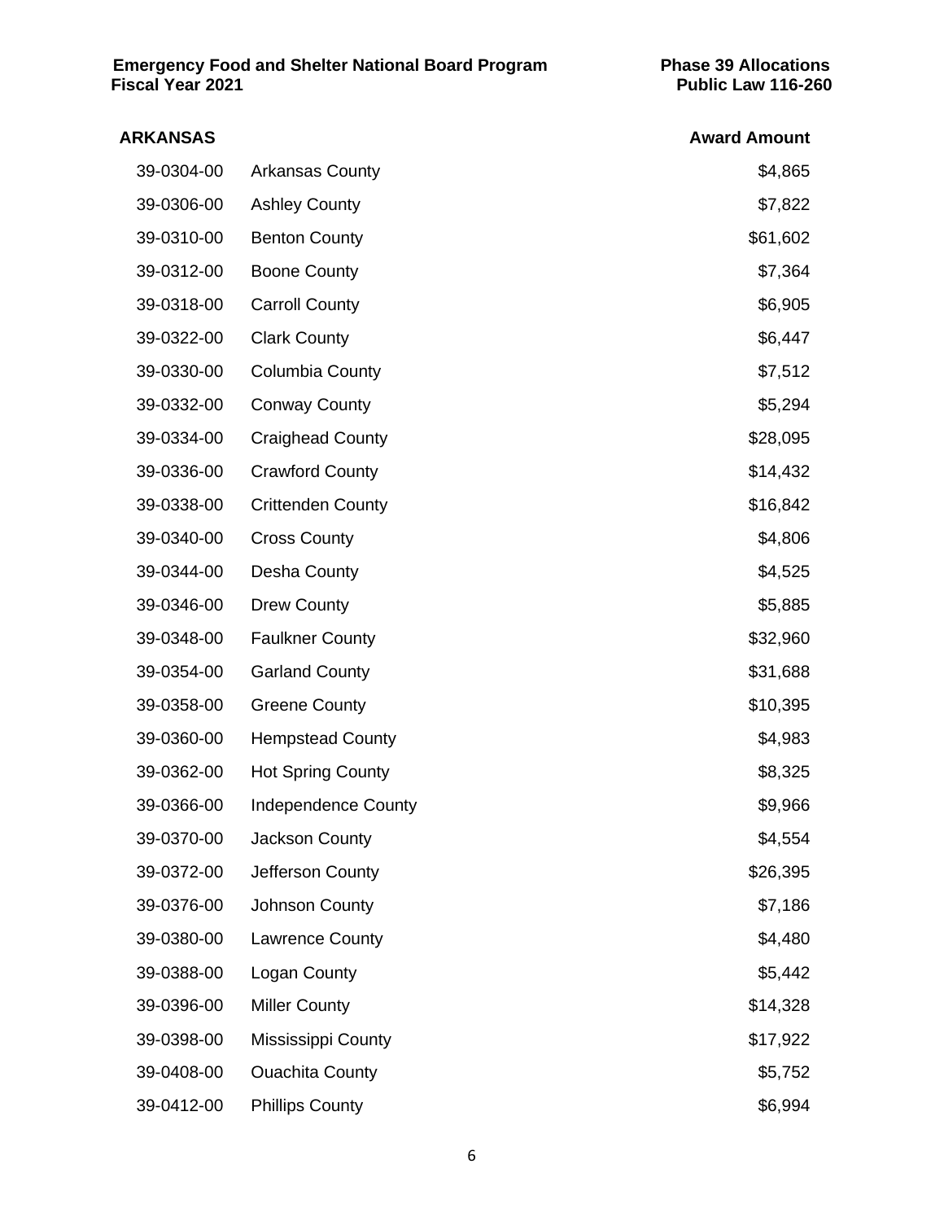**Emergency Food and Shelter National Board Program** **Phase 39 Allocations**
**Fiscal Year 2021** **Public Law 116-260**

| ARKANSAS | | Award Amount |
|---|---|---|
| 39-0304-00 | Arkansas County | $4,865 |
| 39-0306-00 | Ashley County | $7,822 |
| 39-0310-00 | Benton County | $61,602 |
| 39-0312-00 | Boone County | $7,364 |
| 39-0318-00 | Carroll County | $6,905 |
| 39-0322-00 | Clark County | $6,447 |
| 39-0330-00 | Columbia County | $7,512 |
| 39-0332-00 | Conway County | $5,294 |
| 39-0334-00 | Craighead County | $28,095 |
| 39-0336-00 | Crawford County | $14,432 |
| 39-0338-00 | Crittenden County | $16,842 |
| 39-0340-00 | Cross County | $4,806 |
| 39-0344-00 | Desha County | $4,525 |
| 39-0346-00 | Drew County | $5,885 |
| 39-0348-00 | Faulkner County | $32,960 |
| 39-0354-00 | Garland County | $31,688 |
| 39-0358-00 | Greene County | $10,395 |
| 39-0360-00 | Hempstead County | $4,983 |
| 39-0362-00 | Hot Spring County | $8,325 |
| 39-0366-00 | Independence County | $9,966 |
| 39-0370-00 | Jackson County | $4,554 |
| 39-0372-00 | Jefferson County | $26,395 |
| 39-0376-00 | Johnson County | $7,186 |
| 39-0380-00 | Lawrence County | $4,480 |
| 39-0388-00 | Logan County | $5,442 |
| 39-0396-00 | Miller County | $14,328 |
| 39-0398-00 | Mississippi County | $17,922 |
| 39-0408-00 | Ouachita County | $5,752 |
| 39-0412-00 | Phillips County | $6,994 |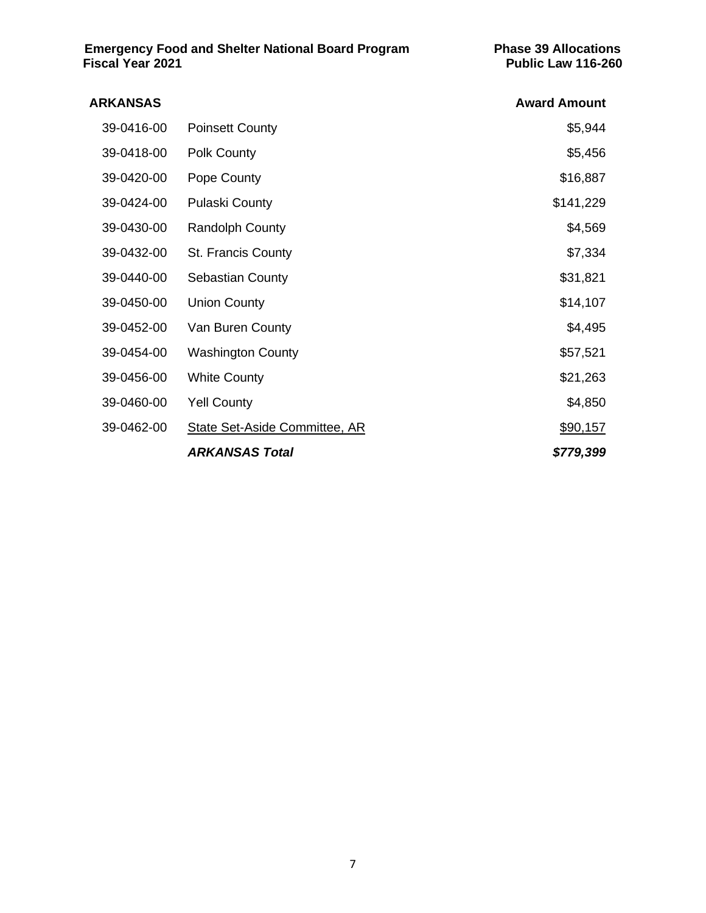**Emergency Food and Shelter National Board Program**
**Fiscal Year 2021**

**Phase 39 Allocations**
**Public Law 116-260**

| **ARKANSAS** | | **Award Amount** |
|---|---|---|
| 39-0416-00 | Poinsett County | $5,944 |
| 39-0418-00 | Polk County | $5,456 |
| 39-0420-00 | Pope County | $16,887 |
| 39-0424-00 | Pulaski County | $141,229 |
| 39-0430-00 | Randolph County | $4,569 |
| 39-0432-00 | St. Francis County | $7,334 |
| 39-0440-00 | Sebastian County | $31,821 |
| 39-0450-00 | Union County | $14,107 |
| 39-0452-00 | Van Buren County | $4,495 |
| 39-0454-00 | Washington County | $57,521 |
| 39-0456-00 | White County | $21,263 |
| 39-0460-00 | Yell County | $4,850 |
| 39-0462-00 | State Set-Aside Committee, AR | $90,157 |
| | ***ARKANSAS Total*** | ***$779,399*** |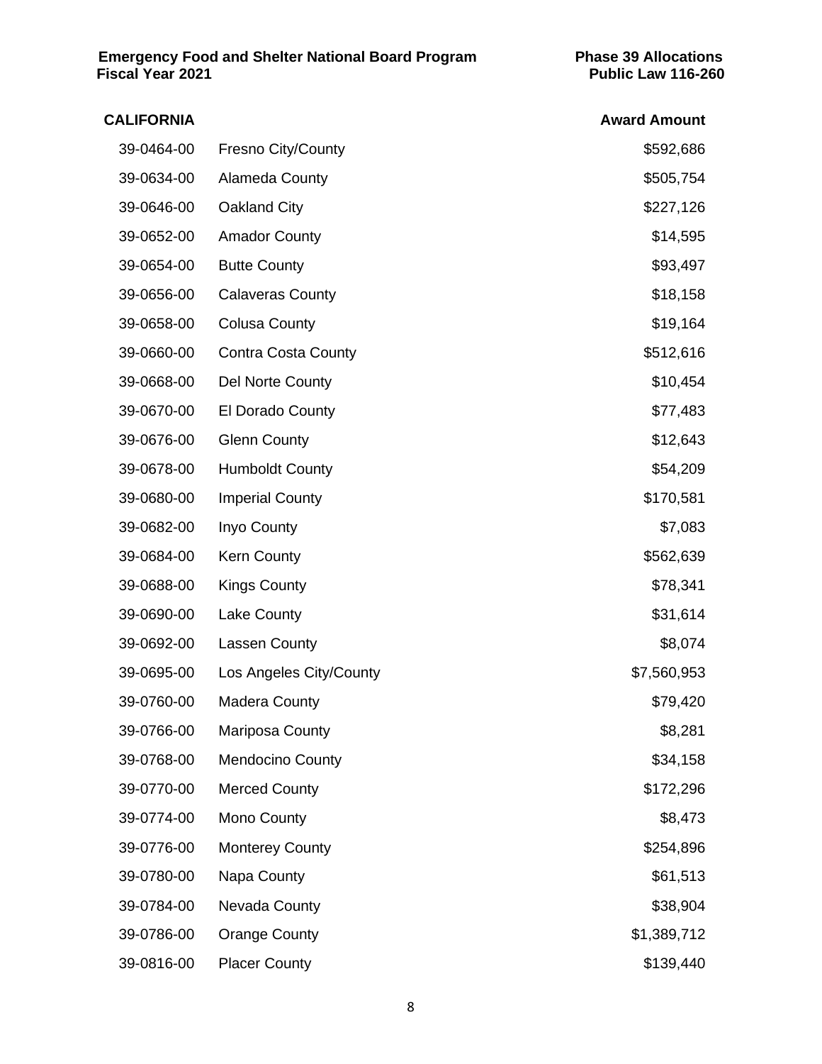| CALIFORNIA | | Award Amount |
|---|---|---|
| 39-0464-00 | Fresno City/County | $592,686 |
| 39-0634-00 | Alameda County | $505,754 |
| 39-0646-00 | Oakland City | $227,126 |
| 39-0652-00 | Amador County | $14,595 |
| 39-0654-00 | Butte County | $93,497 |
| 39-0656-00 | Calaveras County | $18,158 |
| 39-0658-00 | Colusa County | $19,164 |
| 39-0660-00 | Contra Costa County | $512,616 |
| 39-0668-00 | Del Norte County | $10,454 |
| 39-0670-00 | El Dorado County | $77,483 |
| 39-0676-00 | Glenn County | $12,643 |
| 39-0678-00 | Humboldt County | $54,209 |
| 39-0680-00 | Imperial County | $170,581 |
| 39-0682-00 | Inyo County | $7,083 |
| 39-0684-00 | Kern County | $562,639 |
| 39-0688-00 | Kings County | $78,341 |
| 39-0690-00 | Lake County | $31,614 |
| 39-0692-00 | Lassen County | $8,074 |
| 39-0695-00 | Los Angeles City/County | $7,560,953 |
| 39-0760-00 | Madera County | $79,420 |
| 39-0766-00 | Mariposa County | $8,281 |
| 39-0768-00 | Mendocino County | $34,158 |
| 39-0770-00 | Merced County | $172,296 |
| 39-0774-00 | Mono County | $8,473 |
| 39-0776-00 | Monterey County | $254,896 |
| 39-0780-00 | Napa County | $61,513 |
| 39-0784-00 | Nevada County | $38,904 |
| 39-0786-00 | Orange County | $1,389,712 |
| 39-0816-00 | Placer County | $139,440 |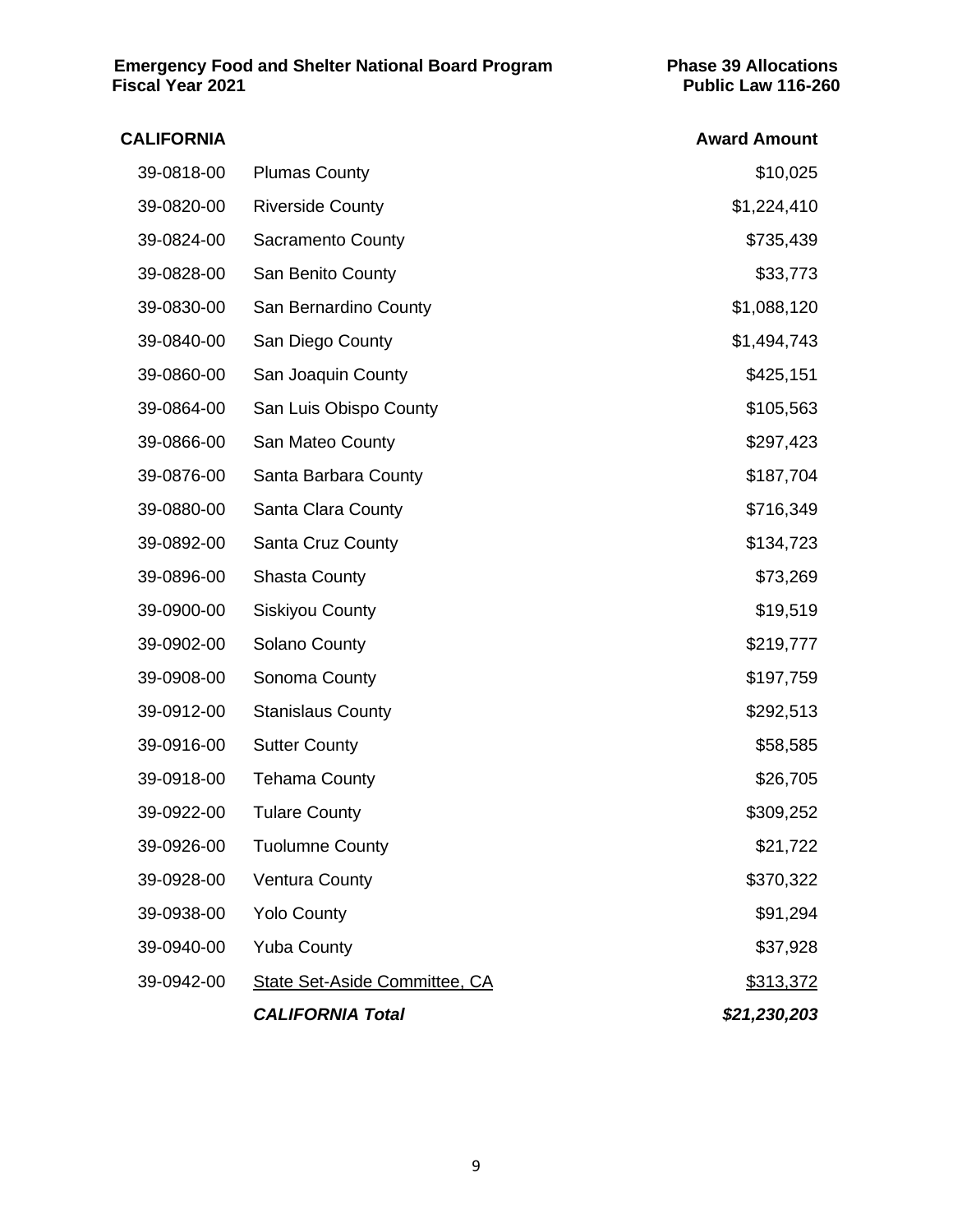| CALIFORNIA | | Award Amount |
|---|---|---|
| 39-0818-00 | Plumas County | $10,025 |
| 39-0820-00 | Riverside County | $1,224,410 |
| 39-0824-00 | Sacramento County | $735,439 |
| 39-0828-00 | San Benito County | $33,773 |
| 39-0830-00 | San Bernardino County | $1,088,120 |
| 39-0840-00 | San Diego County | $1,494,743 |
| 39-0860-00 | San Joaquin County | $425,151 |
| 39-0864-00 | San Luis Obispo County | $105,563 |
| 39-0866-00 | San Mateo County | $297,423 |
| 39-0876-00 | Santa Barbara County | $187,704 |
| 39-0880-00 | Santa Clara County | $716,349 |
| 39-0892-00 | Santa Cruz County | $134,723 |
| 39-0896-00 | Shasta County | $73,269 |
| 39-0900-00 | Siskiyou County | $19,519 |
| 39-0902-00 | Solano County | $219,777 |
| 39-0908-00 | Sonoma County | $197,759 |
| 39-0912-00 | Stanislaus County | $292,513 |
| 39-0916-00 | Sutter County | $58,585 |
| 39-0918-00 | Tehama County | $26,705 |
| 39-0922-00 | Tulare County | $309,252 |
| 39-0926-00 | Tuolumne County | $21,722 |
| 39-0928-00 | Ventura County | $370,322 |
| 39-0938-00 | Yolo County | $91,294 |
| 39-0940-00 | Yuba County | $37,928 |
| 39-0942-00 | State Set-Aside Committee, CA | $313,372 |
| | ***CALIFORNIA Total*** | ***$21,230,203*** |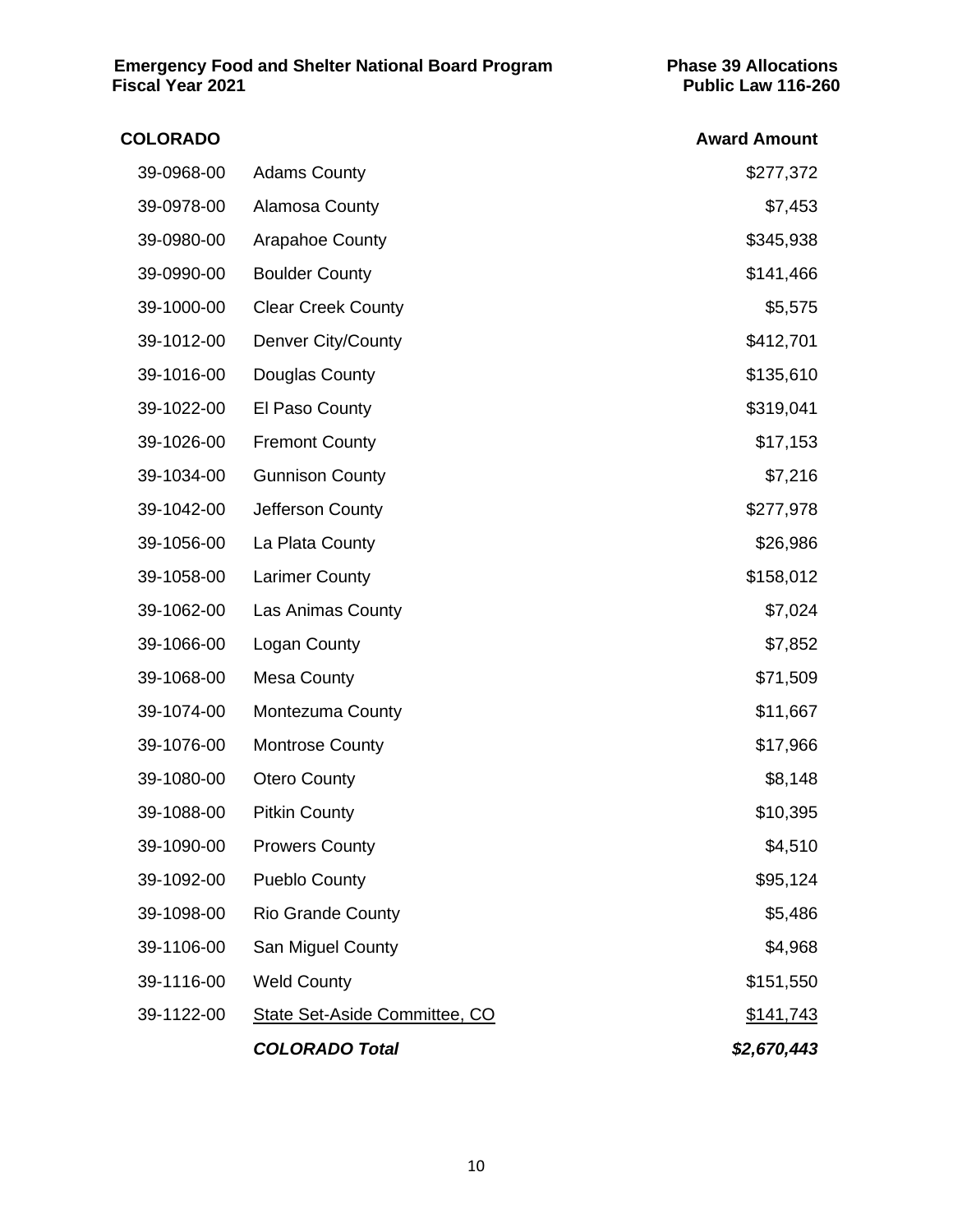**Emergency Food and Shelter National Board Program**
**Fiscal Year 2021**

**Phase 39 Allocations**
**Public Law 116-260**

| COLORADO | | Award Amount |
|---|---|---|
| 39-0968-00 | Adams County | $277,372 |
| 39-0978-00 | Alamosa County | $7,453 |
| 39-0980-00 | Arapahoe County | $345,938 |
| 39-0990-00 | Boulder County | $141,466 |
| 39-1000-00 | Clear Creek County | $5,575 |
| 39-1012-00 | Denver City/County | $412,701 |
| 39-1016-00 | Douglas County | $135,610 |
| 39-1022-00 | El Paso County | $319,041 |
| 39-1026-00 | Fremont County | $17,153 |
| 39-1034-00 | Gunnison County | $7,216 |
| 39-1042-00 | Jefferson County | $277,978 |
| 39-1056-00 | La Plata County | $26,986 |
| 39-1058-00 | Larimer County | $158,012 |
| 39-1062-00 | Las Animas County | $7,024 |
| 39-1066-00 | Logan County | $7,852 |
| 39-1068-00 | Mesa County | $71,509 |
| 39-1074-00 | Montezuma County | $11,667 |
| 39-1076-00 | Montrose County | $17,966 |
| 39-1080-00 | Otero County | $8,148 |
| 39-1088-00 | Pitkin County | $10,395 |
| 39-1090-00 | Prowers County | $4,510 |
| 39-1092-00 | Pueblo County | $95,124 |
| 39-1098-00 | Rio Grande County | $5,486 |
| 39-1106-00 | San Miguel County | $4,968 |
| 39-1116-00 | Weld County | $151,550 |
| 39-1122-00 | State Set-Aside Committee, CO | $141,743 |
| | ***COLORADO Total*** | ***$2,670,443*** |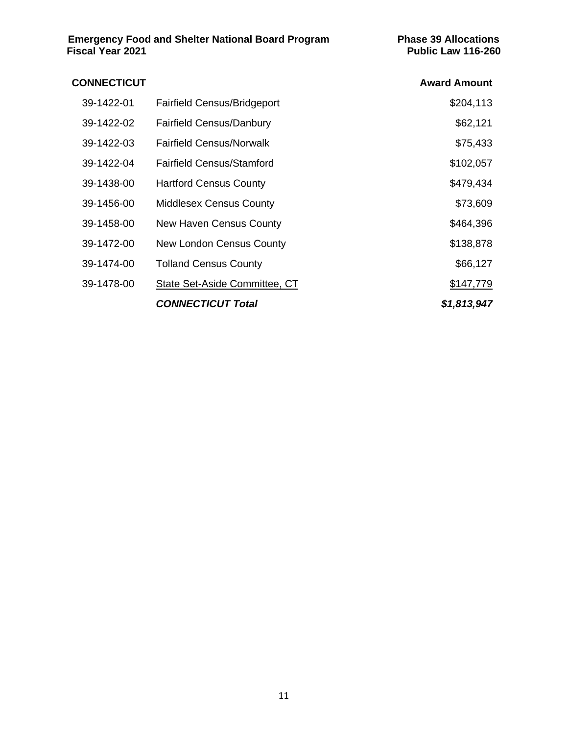**Emergency Food and Shelter National Board Program** **Phase 39 Allocations**
**Fiscal Year 2021** **Public Law 116-260**

| **CONNECTICUT** | | **Award Amount** |
|---|---|---|
| 39-1422-01 | Fairfield Census/Bridgeport | $204,113 |
| 39-1422-02 | Fairfield Census/Danbury | $62,121 |
| 39-1422-03 | Fairfield Census/Norwalk | $75,433 |
| 39-1422-04 | Fairfield Census/Stamford | $102,057 |
| 39-1438-00 | Hartford Census County | $479,434 |
| 39-1456-00 | Middlesex Census County | $73,609 |
| 39-1458-00 | New Haven Census County | $464,396 |
| 39-1472-00 | New London Census County | $138,878 |
| 39-1474-00 | Tolland Census County | $66,127 |
| 39-1478-00 | State Set-Aside Committee, CT | $147,779 |
| | ***CONNECTICUT Total*** | ***$1,813,947*** |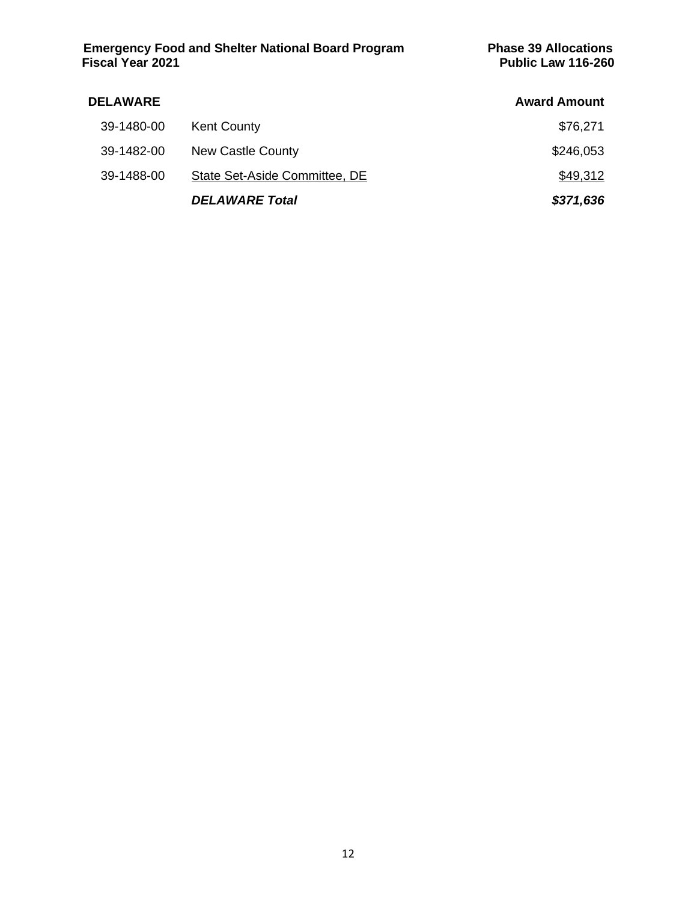## DELAWARE

| | | Award Amount |
|---|---|---|
| 39-1480-00 | Kent County | $76,271 |
| 39-1482-00 | New Castle County | $246,053 |
| 39-1488-00 | State Set-Aside Committee, DE | $49,312 |
| | ***DELAWARE Total*** | ***$371,636*** |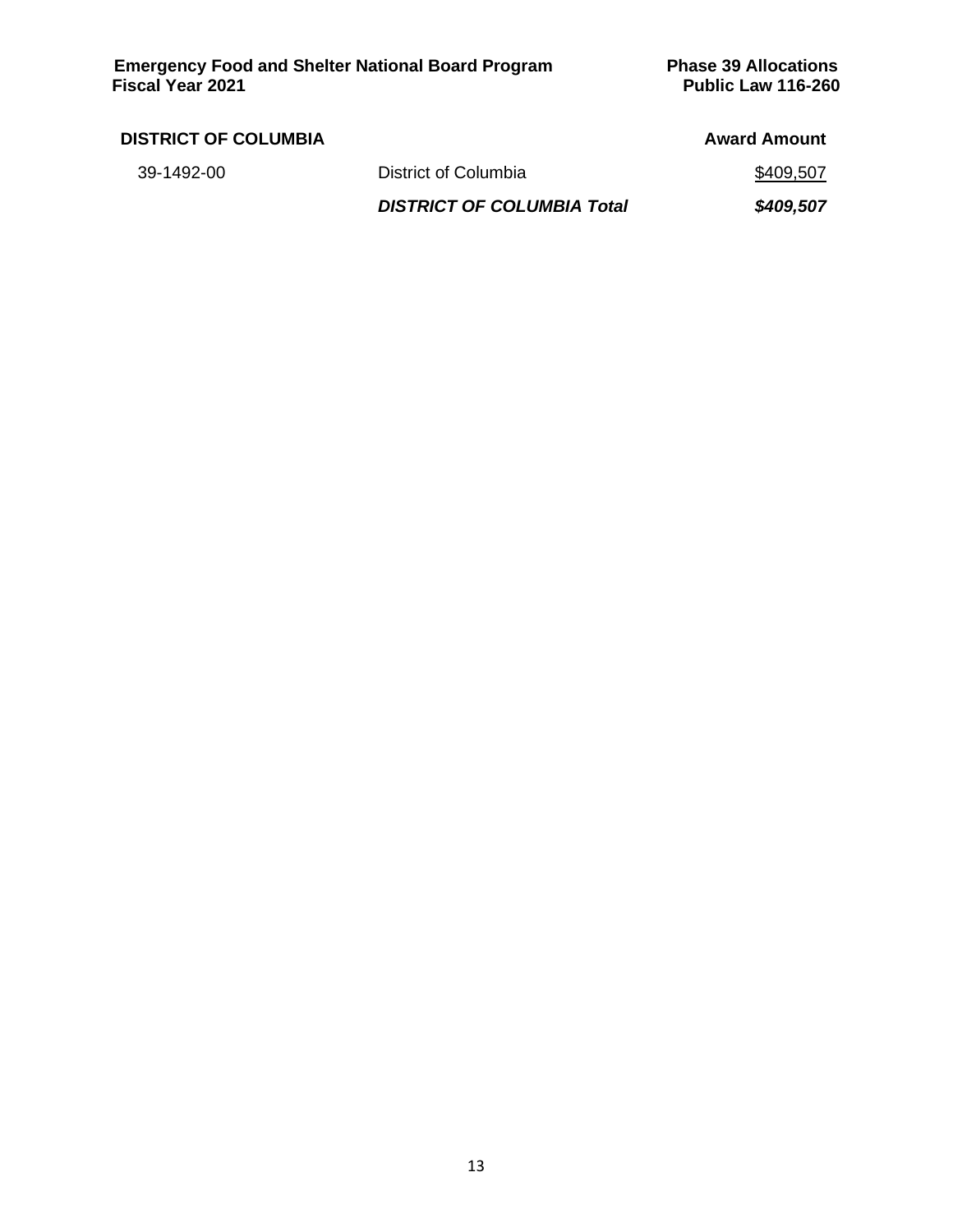## DISTRICT OF COLUMBIA

| | | Award Amount |
|---|---|---|
| 39-1492-00 | District of Columbia | $409,507 |
| | ***DISTRICT OF COLUMBIA Total*** | ***$409,507*** |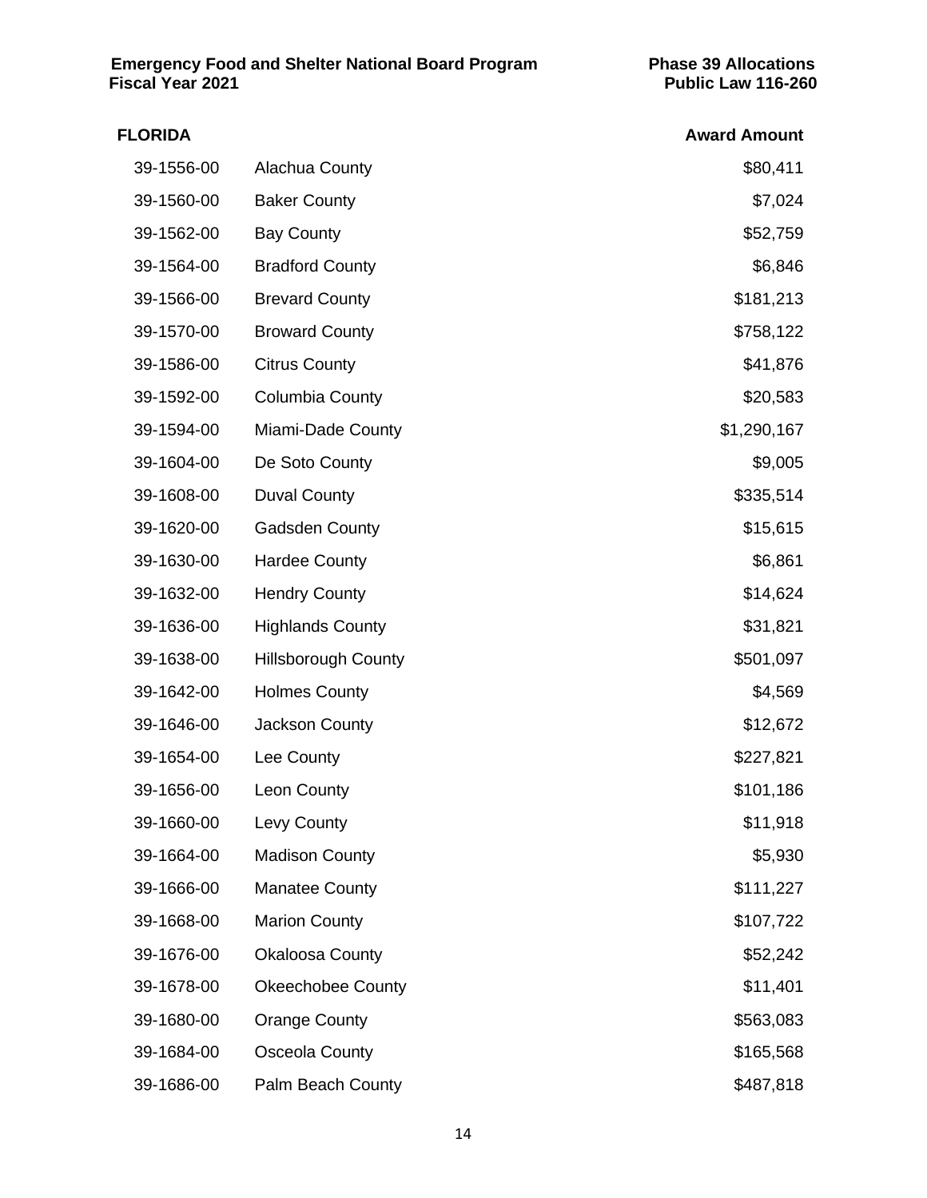## FLORIDA

| | | Award Amount |
|---|---|---|
| 39-1556-00 | Alachua County | \$80,411 |
| 39-1560-00 | Baker County | \$7,024 |
| 39-1562-00 | Bay County | \$52,759 |
| 39-1564-00 | Bradford County | \$6,846 |
| 39-1566-00 | Brevard County | \$181,213 |
| 39-1570-00 | Broward County | \$758,122 |
| 39-1586-00 | Citrus County | \$41,876 |
| 39-1592-00 | Columbia County | \$20,583 |
| 39-1594-00 | Miami-Dade County | \$1,290,167 |
| 39-1604-00 | De Soto County | \$9,005 |
| 39-1608-00 | Duval County | \$335,514 |
| 39-1620-00 | Gadsden County | \$15,615 |
| 39-1630-00 | Hardee County | \$6,861 |
| 39-1632-00 | Hendry County | \$14,624 |
| 39-1636-00 | Highlands County | \$31,821 |
| 39-1638-00 | Hillsborough County | \$501,097 |
| 39-1642-00 | Holmes County | \$4,569 |
| 39-1646-00 | Jackson County | \$12,672 |
| 39-1654-00 | Lee County | \$227,821 |
| 39-1656-00 | Leon County | \$101,186 |
| 39-1660-00 | Levy County | \$11,918 |
| 39-1664-00 | Madison County | \$5,930 |
| 39-1666-00 | Manatee County | \$111,227 |
| 39-1668-00 | Marion County | \$107,722 |
| 39-1676-00 | Okaloosa County | \$52,242 |
| 39-1678-00 | Okeechobee County | \$11,401 |
| 39-1680-00 | Orange County | \$563,083 |
| 39-1684-00 | Osceola County | \$165,568 |
| 39-1686-00 | Palm Beach County | \$487,818 |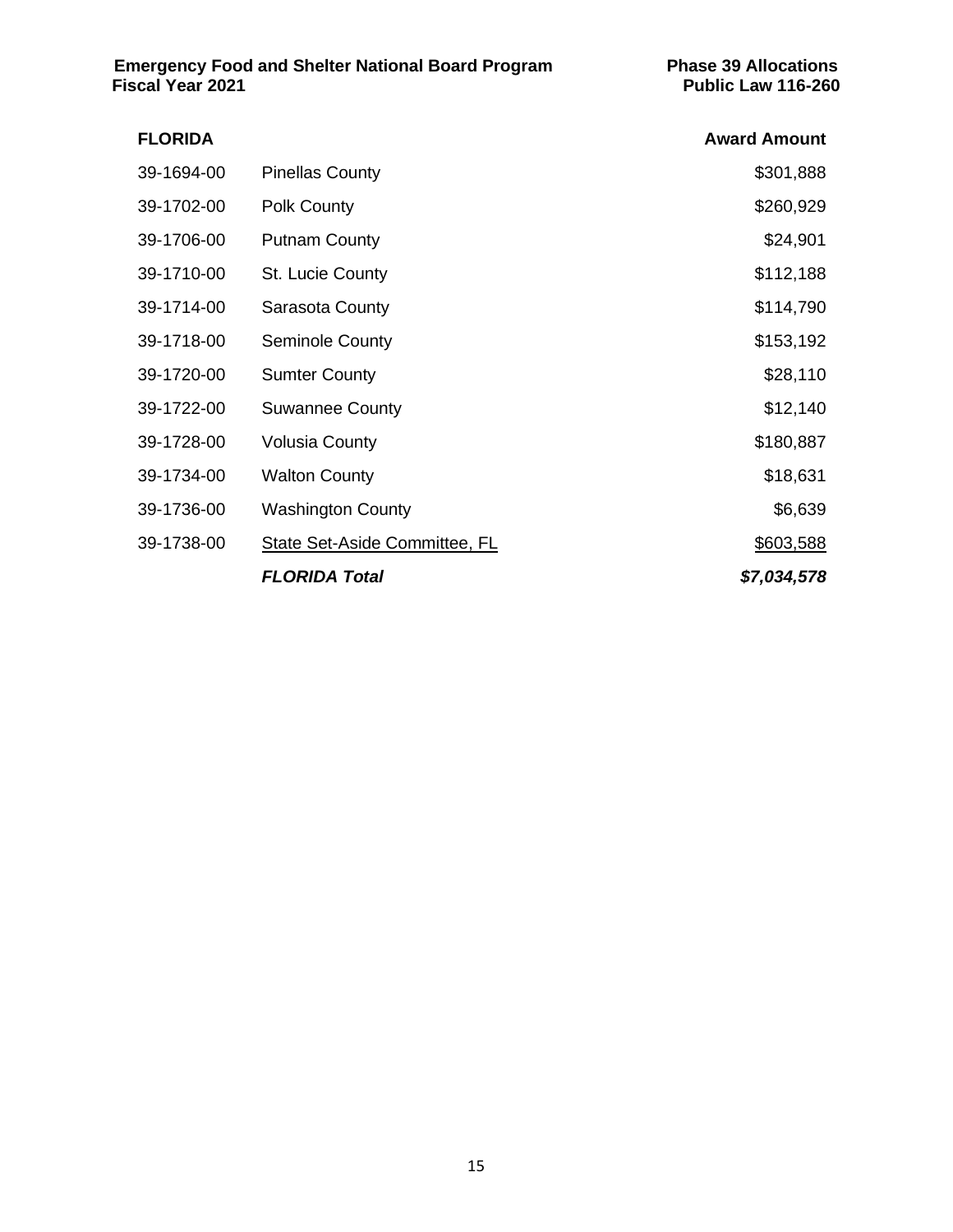| FLORIDA | | Award Amount |
|---|---|---|
| 39-1694-00 | Pinellas County | $301,888 |
| 39-1702-00 | Polk County | $260,929 |
| 39-1706-00 | Putnam County | $24,901 |
| 39-1710-00 | St. Lucie County | $112,188 |
| 39-1714-00 | Sarasota County | $114,790 |
| 39-1718-00 | Seminole County | $153,192 |
| 39-1720-00 | Sumter County | $28,110 |
| 39-1722-00 | Suwannee County | $12,140 |
| 39-1728-00 | Volusia County | $180,887 |
| 39-1734-00 | Walton County | $18,631 |
| 39-1736-00 | Washington County | $6,639 |
| 39-1738-00 | State Set-Aside Committee, FL | $603,588 |
| | ***FLORIDA Total*** | ***$7,034,578*** |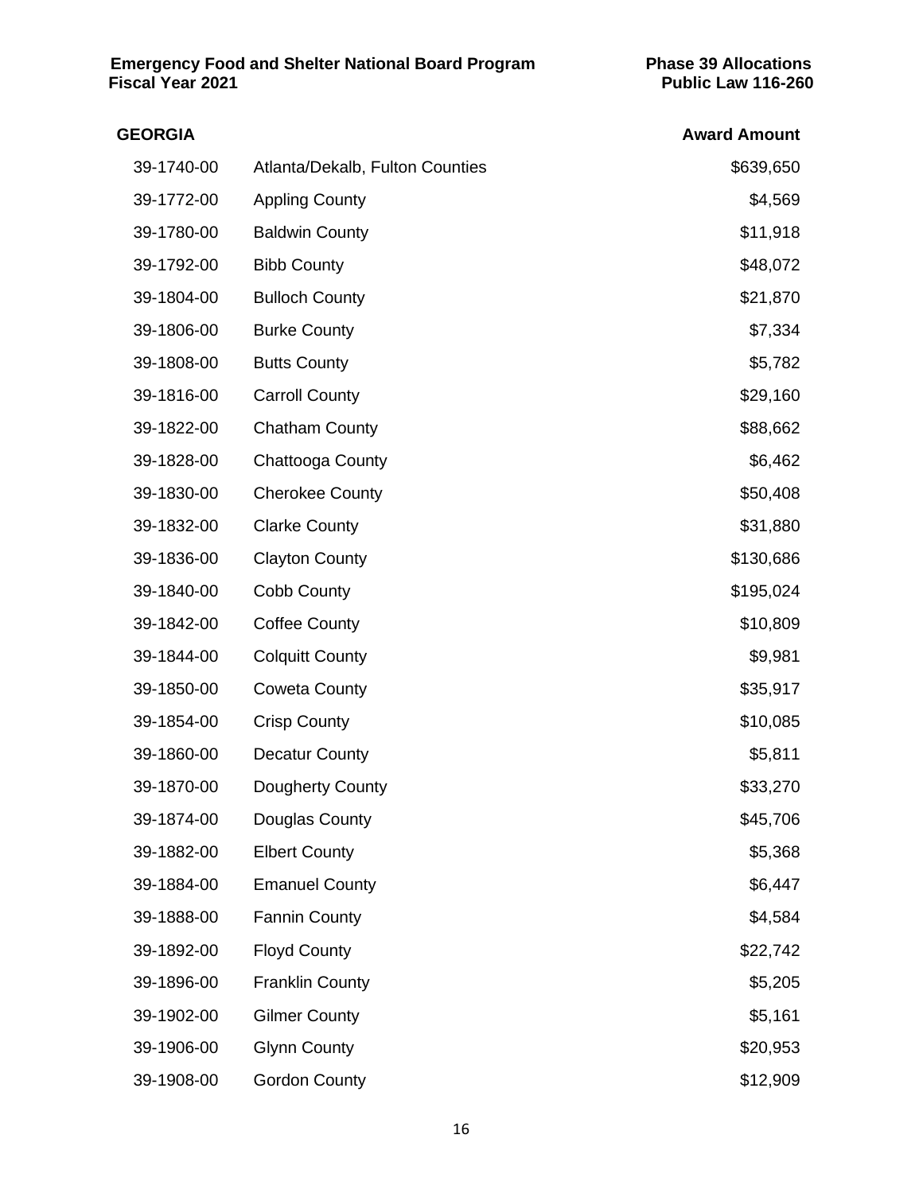**Emergency Food and Shelter National Board Program** **Phase 39 Allocations**
**Fiscal Year 2021** **Public Law 116-260**

| GEORGIA | | Award Amount |
|---|---|---|
| 39-1740-00 | Atlanta/Dekalb, Fulton Counties | $639,650 |
| 39-1772-00 | Appling County | $4,569 |
| 39-1780-00 | Baldwin County | $11,918 |
| 39-1792-00 | Bibb County | $48,072 |
| 39-1804-00 | Bulloch County | $21,870 |
| 39-1806-00 | Burke County | $7,334 |
| 39-1808-00 | Butts County | $5,782 |
| 39-1816-00 | Carroll County | $29,160 |
| 39-1822-00 | Chatham County | $88,662 |
| 39-1828-00 | Chattooga County | $6,462 |
| 39-1830-00 | Cherokee County | $50,408 |
| 39-1832-00 | Clarke County | $31,880 |
| 39-1836-00 | Clayton County | $130,686 |
| 39-1840-00 | Cobb County | $195,024 |
| 39-1842-00 | Coffee County | $10,809 |
| 39-1844-00 | Colquitt County | $9,981 |
| 39-1850-00 | Coweta County | $35,917 |
| 39-1854-00 | Crisp County | $10,085 |
| 39-1860-00 | Decatur County | $5,811 |
| 39-1870-00 | Dougherty County | $33,270 |
| 39-1874-00 | Douglas County | $45,706 |
| 39-1882-00 | Elbert County | $5,368 |
| 39-1884-00 | Emanuel County | $6,447 |
| 39-1888-00 | Fannin County | $4,584 |
| 39-1892-00 | Floyd County | $22,742 |
| 39-1896-00 | Franklin County | $5,205 |
| 39-1902-00 | Gilmer County | $5,161 |
| 39-1906-00 | Glynn County | $20,953 |
| 39-1908-00 | Gordon County | $12,909 |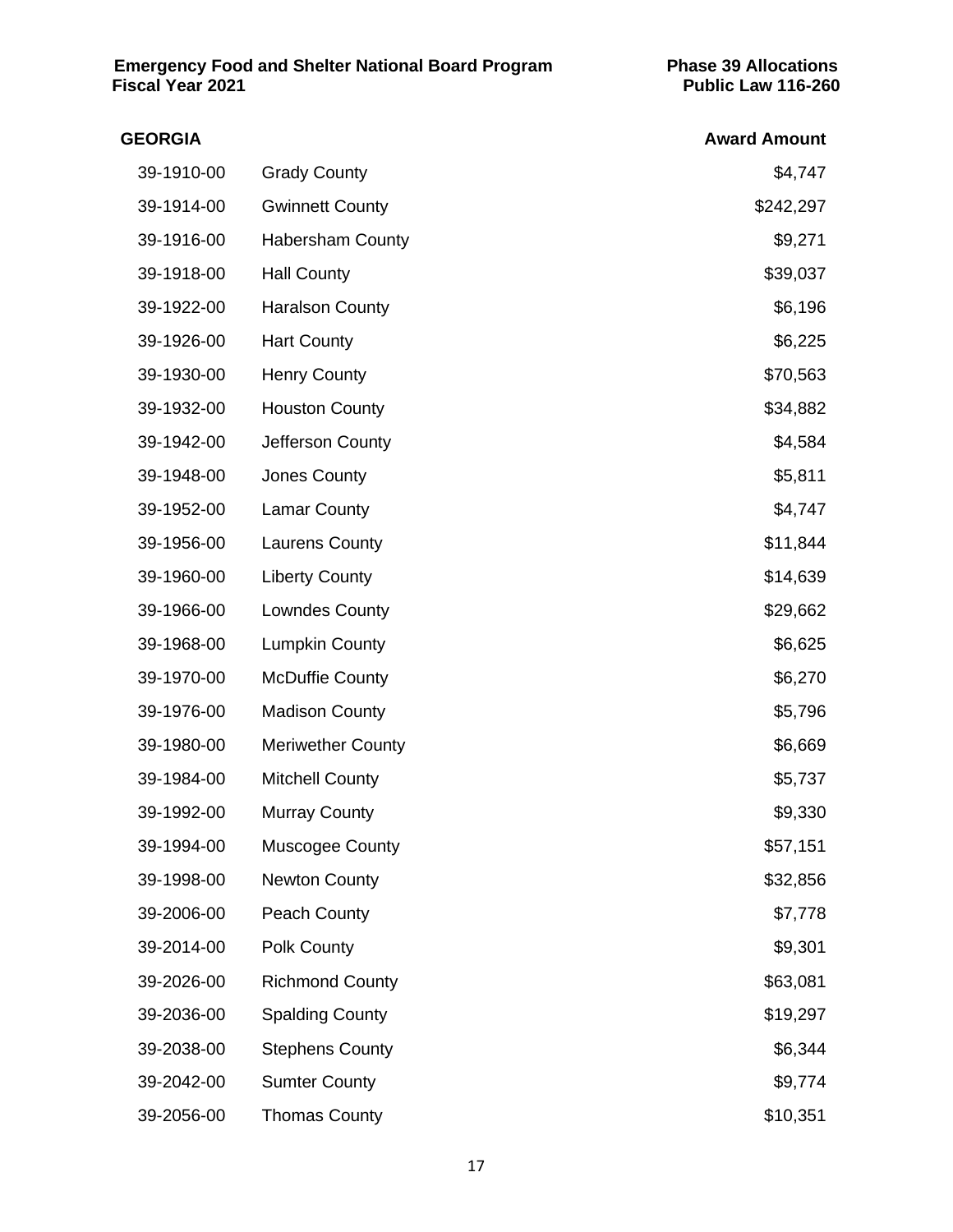**Emergency Food and Shelter National Board Program**
**Fiscal Year 2021**

**Phase 39 Allocations**
**Public Law 116-260**

| **GEORGIA** | | **Award Amount** |
|---|---|---:|
| 39-1910-00 | Grady County | $4,747 |
| 39-1914-00 | Gwinnett County | $242,297 |
| 39-1916-00 | Habersham County | $9,271 |
| 39-1918-00 | Hall County | $39,037 |
| 39-1922-00 | Haralson County | $6,196 |
| 39-1926-00 | Hart County | $6,225 |
| 39-1930-00 | Henry County | $70,563 |
| 39-1932-00 | Houston County | $34,882 |
| 39-1942-00 | Jefferson County | $4,584 |
| 39-1948-00 | Jones County | $5,811 |
| 39-1952-00 | Lamar County | $4,747 |
| 39-1956-00 | Laurens County | $11,844 |
| 39-1960-00 | Liberty County | $14,639 |
| 39-1966-00 | Lowndes County | $29,662 |
| 39-1968-00 | Lumpkin County | $6,625 |
| 39-1970-00 | McDuffie County | $6,270 |
| 39-1976-00 | Madison County | $5,796 |
| 39-1980-00 | Meriwether County | $6,669 |
| 39-1984-00 | Mitchell County | $5,737 |
| 39-1992-00 | Murray County | $9,330 |
| 39-1994-00 | Muscogee County | $57,151 |
| 39-1998-00 | Newton County | $32,856 |
| 39-2006-00 | Peach County | $7,778 |
| 39-2014-00 | Polk County | $9,301 |
| 39-2026-00 | Richmond County | $63,081 |
| 39-2036-00 | Spalding County | $19,297 |
| 39-2038-00 | Stephens County | $6,344 |
| 39-2042-00 | Sumter County | $9,774 |
| 39-2056-00 | Thomas County | $10,351 |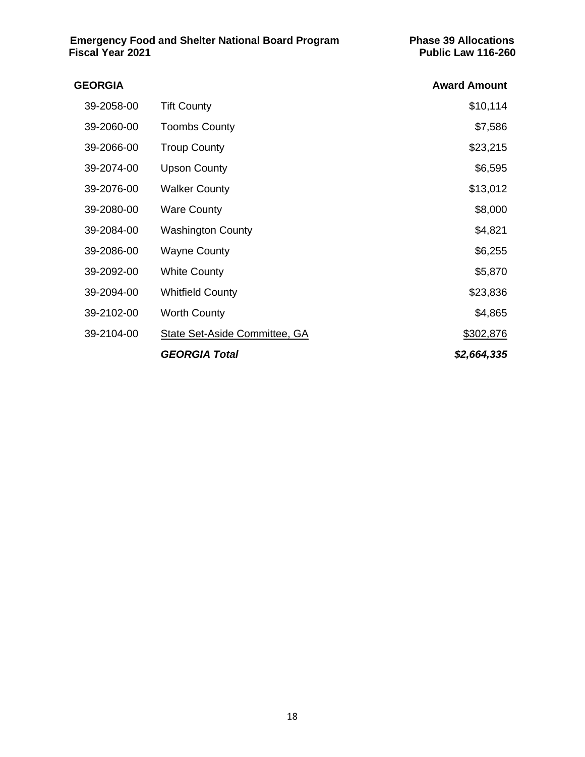| GEORGIA | | Award Amount |
|---|---|---|
| 39-2058-00 | Tift County | $10,114 |
| 39-2060-00 | Toombs County | $7,586 |
| 39-2066-00 | Troup County | $23,215 |
| 39-2074-00 | Upson County | $6,595 |
| 39-2076-00 | Walker County | $13,012 |
| 39-2080-00 | Ware County | $8,000 |
| 39-2084-00 | Washington County | $4,821 |
| 39-2086-00 | Wayne County | $6,255 |
| 39-2092-00 | White County | $5,870 |
| 39-2094-00 | Whitfield County | $23,836 |
| 39-2102-00 | Worth County | $4,865 |
| 39-2104-00 | State Set-Aside Committee, GA | $302,876 |
| | ***GEORGIA Total*** | ***$2,664,335*** |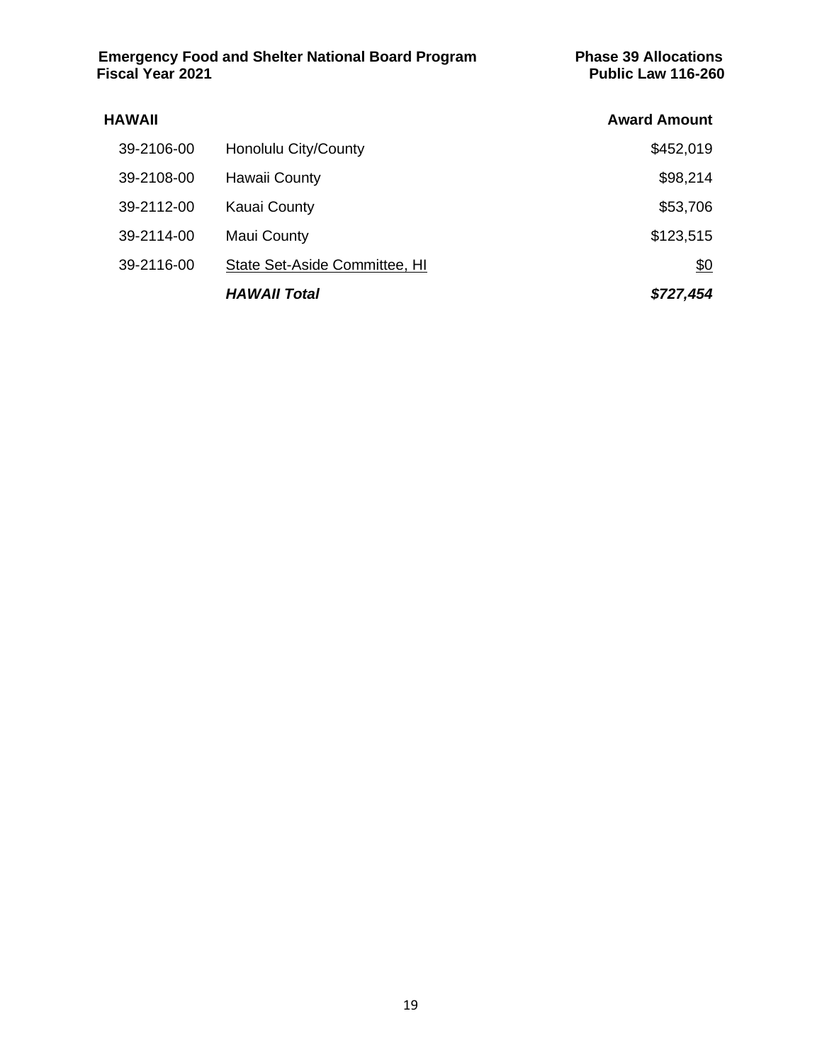**Emergency Food and Shelter National Board Program**
**Fiscal Year 2021**

**Phase 39 Allocations**
**Public Law 116-260**

| **HAWAII** | | **Award Amount** |
| --- | --- | --- |
| 39-2106-00 | Honolulu City/County | $452,019 |
| 39-2108-00 | Hawaii County | $98,214 |
| 39-2112-00 | Kauai County | $53,706 |
| 39-2114-00 | Maui County | $123,515 |
| 39-2116-00 | State Set-Aside Committee, HI | $0 |
| | ***HAWAII Total*** | ***$727,454*** |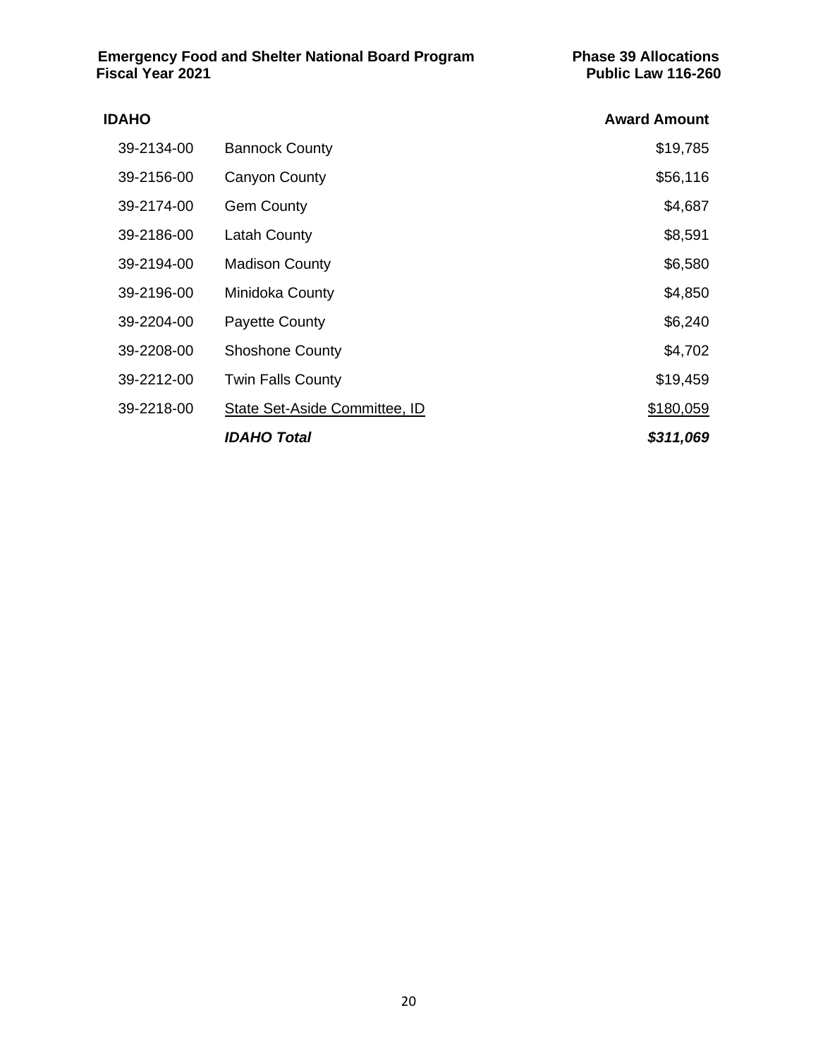**Emergency Food and Shelter National Board Program**
**Fiscal Year 2021**

**Phase 39 Allocations**
**Public Law 116-260**

| **IDAHO** | | **Award Amount** |
|---|---|---|
| 39-2134-00 | Bannock County | $19,785 |
| 39-2156-00 | Canyon County | $56,116 |
| 39-2174-00 | Gem County | $4,687 |
| 39-2186-00 | Latah County | $8,591 |
| 39-2194-00 | Madison County | $6,580 |
| 39-2196-00 | Minidoka County | $4,850 |
| 39-2204-00 | Payette County | $6,240 |
| 39-2208-00 | Shoshone County | $4,702 |
| 39-2212-00 | Twin Falls County | $19,459 |
| 39-2218-00 | State Set-Aside Committee, ID | $180,059 |
| | ***IDAHO Total*** | ***$311,069*** |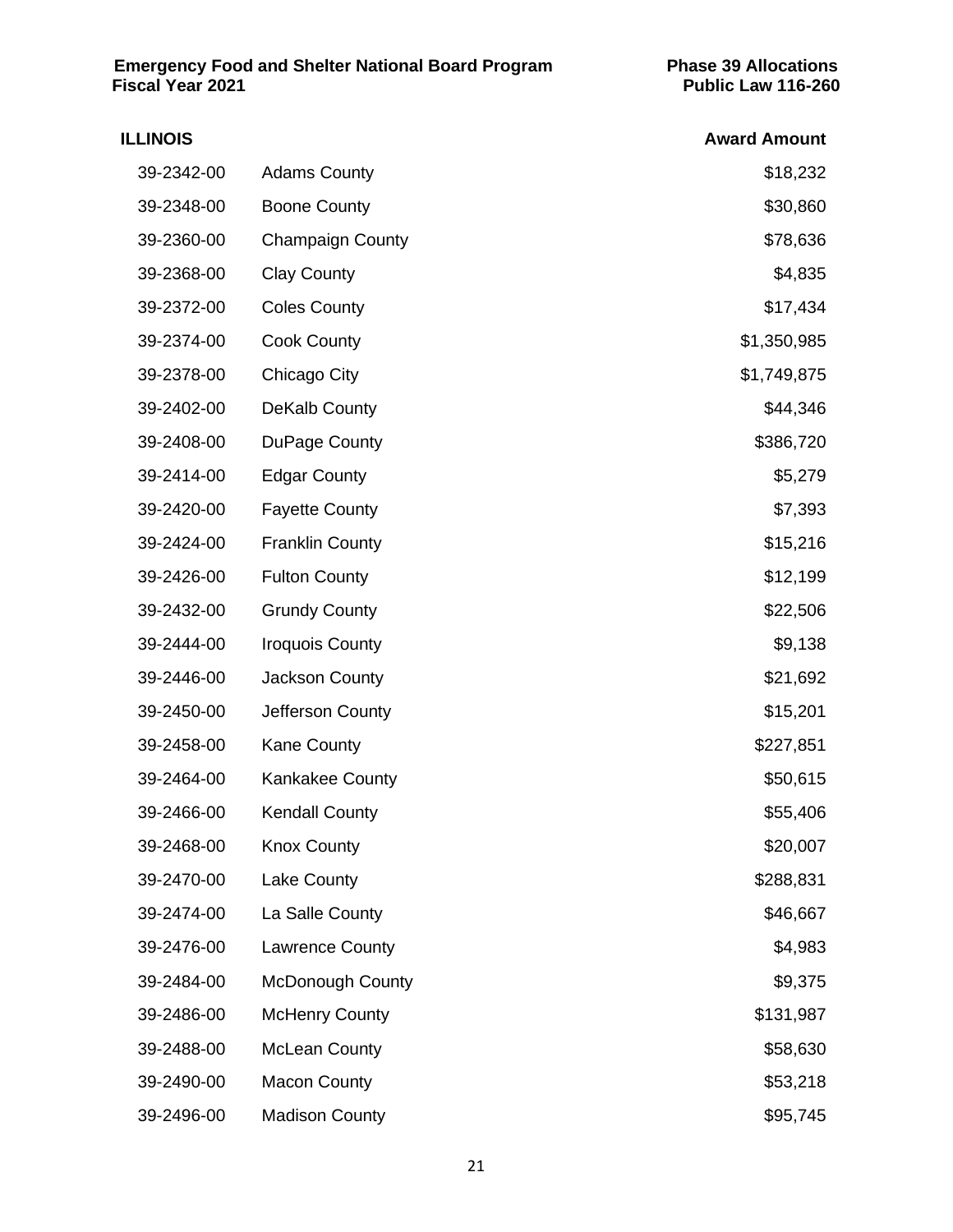Emergency Food and Shelter National Board Program — Phase 39 Allocations
Fiscal Year 2021 — Public Law 116-260

## ILLINOIS

| | | Award Amount |
|---|---|---|
| 39-2342-00 | Adams County | $18,232 |
| 39-2348-00 | Boone County | $30,860 |
| 39-2360-00 | Champaign County | $78,636 |
| 39-2368-00 | Clay County | $4,835 |
| 39-2372-00 | Coles County | $17,434 |
| 39-2374-00 | Cook County | $1,350,985 |
| 39-2378-00 | Chicago City | $1,749,875 |
| 39-2402-00 | DeKalb County | $44,346 |
| 39-2408-00 | DuPage County | $386,720 |
| 39-2414-00 | Edgar County | $5,279 |
| 39-2420-00 | Fayette County | $7,393 |
| 39-2424-00 | Franklin County | $15,216 |
| 39-2426-00 | Fulton County | $12,199 |
| 39-2432-00 | Grundy County | $22,506 |
| 39-2444-00 | Iroquois County | $9,138 |
| 39-2446-00 | Jackson County | $21,692 |
| 39-2450-00 | Jefferson County | $15,201 |
| 39-2458-00 | Kane County | $227,851 |
| 39-2464-00 | Kankakee County | $50,615 |
| 39-2466-00 | Kendall County | $55,406 |
| 39-2468-00 | Knox County | $20,007 |
| 39-2470-00 | Lake County | $288,831 |
| 39-2474-00 | La Salle County | $46,667 |
| 39-2476-00 | Lawrence County | $4,983 |
| 39-2484-00 | McDonough County | $9,375 |
| 39-2486-00 | McHenry County | $131,987 |
| 39-2488-00 | McLean County | $58,630 |
| 39-2490-00 | Macon County | $53,218 |
| 39-2496-00 | Madison County | $95,745 |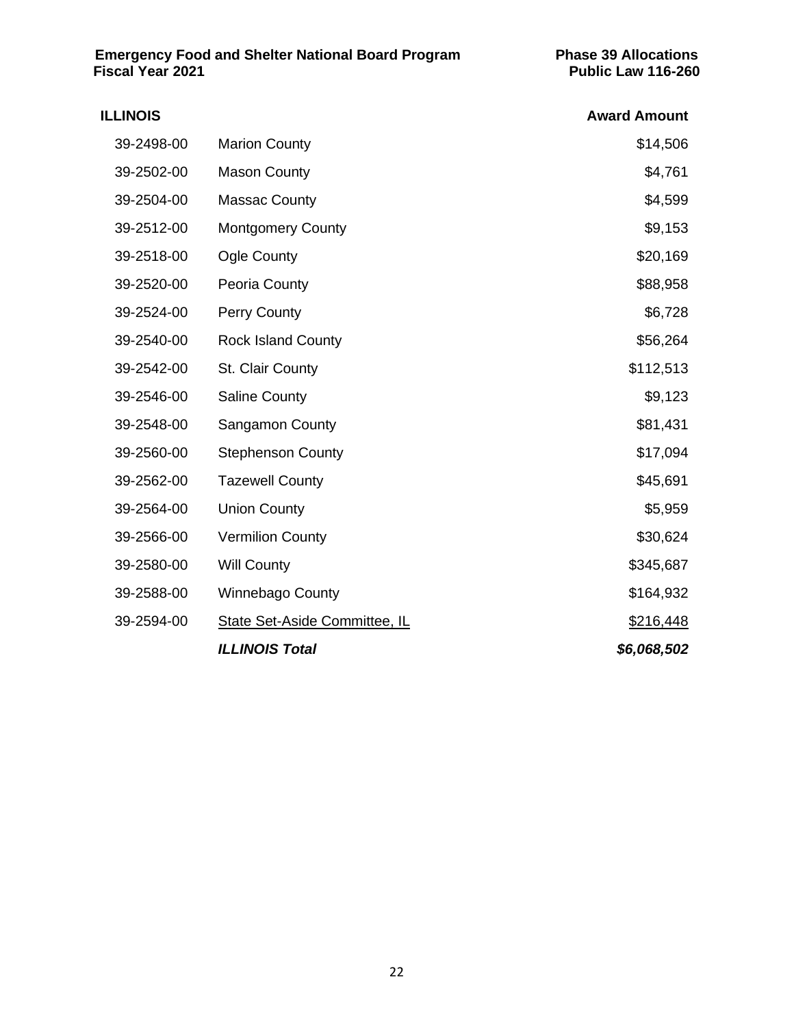**ILLINOIS**

| | | Award Amount |
|---|---|---|
| 39-2498-00 | Marion County | $14,506 |
| 39-2502-00 | Mason County | $4,761 |
| 39-2504-00 | Massac County | $4,599 |
| 39-2512-00 | Montgomery County | $9,153 |
| 39-2518-00 | Ogle County | $20,169 |
| 39-2520-00 | Peoria County | $88,958 |
| 39-2524-00 | Perry County | $6,728 |
| 39-2540-00 | Rock Island County | $56,264 |
| 39-2542-00 | St. Clair County | $112,513 |
| 39-2546-00 | Saline County | $9,123 |
| 39-2548-00 | Sangamon County | $81,431 |
| 39-2560-00 | Stephenson County | $17,094 |
| 39-2562-00 | Tazewell County | $45,691 |
| 39-2564-00 | Union County | $5,959 |
| 39-2566-00 | Vermilion County | $30,624 |
| 39-2580-00 | Will County | $345,687 |
| 39-2588-00 | Winnebago County | $164,932 |
| 39-2594-00 | State Set-Aside Committee, IL | $216,448 |
| | ***ILLINOIS Total*** | ***$6,068,502*** |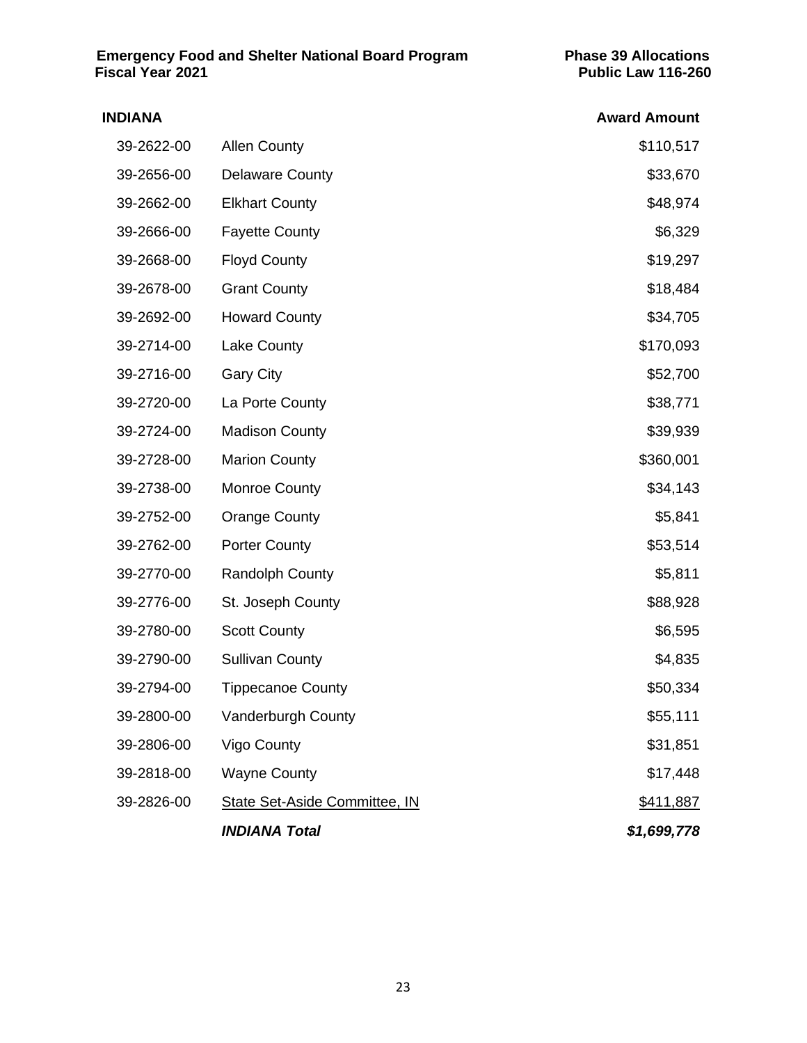**Emergency Food and Shelter National Board Program**
**Fiscal Year 2021**

**Phase 39 Allocations**
**Public Law 116-260**

| INDIANA | | Award Amount |
|---|---|---|
| 39-2622-00 | Allen County | $110,517 |
| 39-2656-00 | Delaware County | $33,670 |
| 39-2662-00 | Elkhart County | $48,974 |
| 39-2666-00 | Fayette County | $6,329 |
| 39-2668-00 | Floyd County | $19,297 |
| 39-2678-00 | Grant County | $18,484 |
| 39-2692-00 | Howard County | $34,705 |
| 39-2714-00 | Lake County | $170,093 |
| 39-2716-00 | Gary City | $52,700 |
| 39-2720-00 | La Porte County | $38,771 |
| 39-2724-00 | Madison County | $39,939 |
| 39-2728-00 | Marion County | $360,001 |
| 39-2738-00 | Monroe County | $34,143 |
| 39-2752-00 | Orange County | $5,841 |
| 39-2762-00 | Porter County | $53,514 |
| 39-2770-00 | Randolph County | $5,811 |
| 39-2776-00 | St. Joseph County | $88,928 |
| 39-2780-00 | Scott County | $6,595 |
| 39-2790-00 | Sullivan County | $4,835 |
| 39-2794-00 | Tippecanoe County | $50,334 |
| 39-2800-00 | Vanderburgh County | $55,111 |
| 39-2806-00 | Vigo County | $31,851 |
| 39-2818-00 | Wayne County | $17,448 |
| 39-2826-00 | State Set-Aside Committee, IN | $411,887 |
| | ***INDIANA Total*** | ***$1,699,778*** |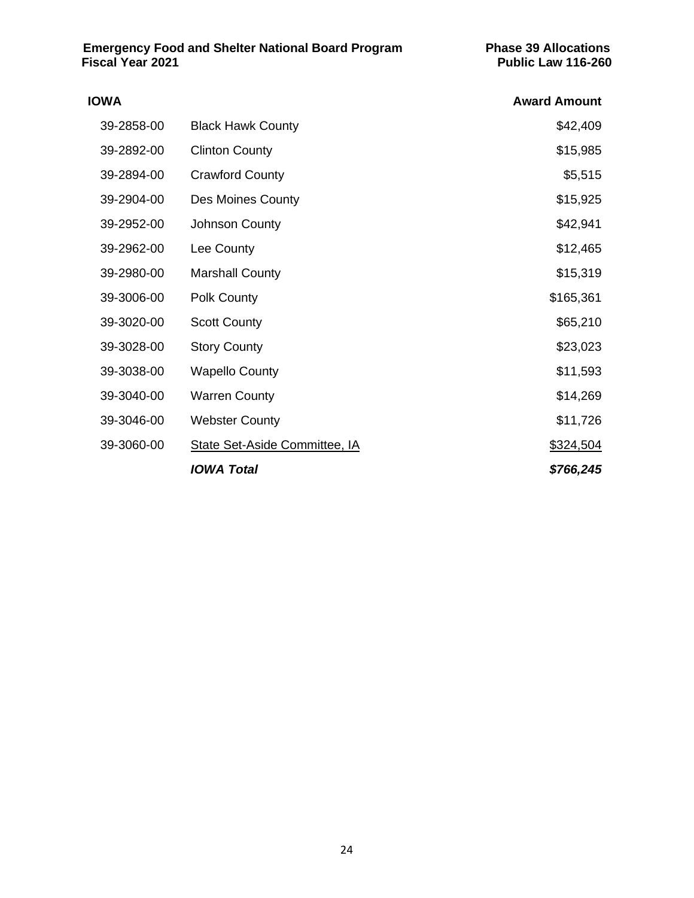**Emergency Food and Shelter National Board Program**
**Fiscal Year 2021**

**Phase 39 Allocations**
**Public Law 116-260**

| **IOWA** | | **Award Amount** |
|---|---|---|
| 39-2858-00 | Black Hawk County | $42,409 |
| 39-2892-00 | Clinton County | $15,985 |
| 39-2894-00 | Crawford County | $5,515 |
| 39-2904-00 | Des Moines County | $15,925 |
| 39-2952-00 | Johnson County | $42,941 |
| 39-2962-00 | Lee County | $12,465 |
| 39-2980-00 | Marshall County | $15,319 |
| 39-3006-00 | Polk County | $165,361 |
| 39-3020-00 | Scott County | $65,210 |
| 39-3028-00 | Story County | $23,023 |
| 39-3038-00 | Wapello County | $11,593 |
| 39-3040-00 | Warren County | $14,269 |
| 39-3046-00 | Webster County | $11,726 |
| 39-3060-00 | State Set-Aside Committee, IA | $324,504 |
| | ***IOWA Total*** | ***$766,245*** |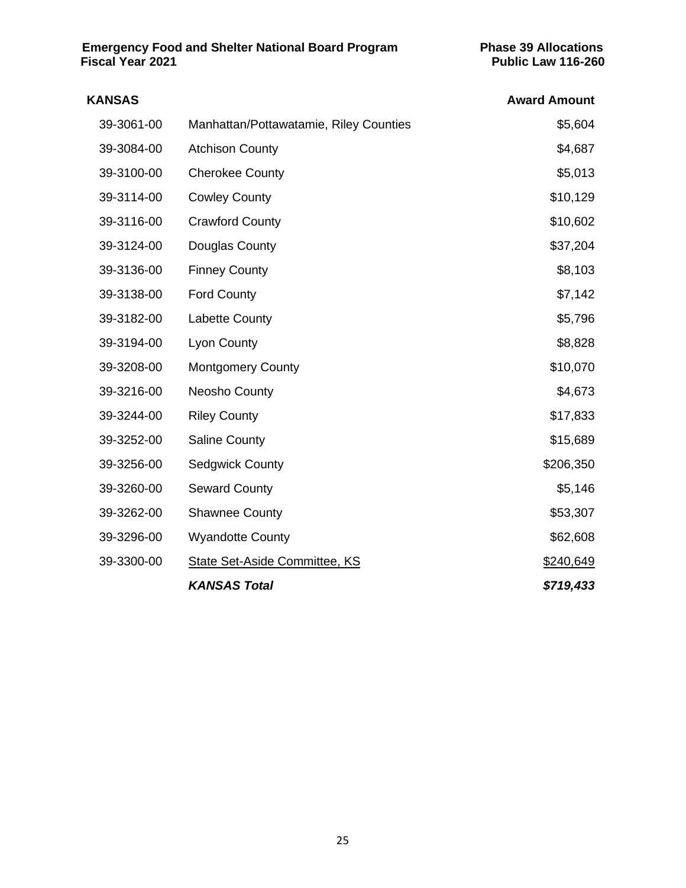**Emergency Food and Shelter National Board Program**
**Fiscal Year 2021**

**Phase 39 Allocations**
**Public Law 116-260**

| **KANSAS** | | **Award Amount** |
|---|---|---|
| 39-3061-00 | Manhattan/Pottawatamie, Riley Counties | $5,604 |
| 39-3084-00 | Atchison County | $4,687 |
| 39-3100-00 | Cherokee County | $5,013 |
| 39-3114-00 | Cowley County | $10,129 |
| 39-3116-00 | Crawford County | $10,602 |
| 39-3124-00 | Douglas County | $37,204 |
| 39-3136-00 | Finney County | $8,103 |
| 39-3138-00 | Ford County | $7,142 |
| 39-3182-00 | Labette County | $5,796 |
| 39-3194-00 | Lyon County | $8,828 |
| 39-3208-00 | Montgomery County | $10,070 |
| 39-3216-00 | Neosho County | $4,673 |
| 39-3244-00 | Riley County | $17,833 |
| 39-3252-00 | Saline County | $15,689 |
| 39-3256-00 | Sedgwick County | $206,350 |
| 39-3260-00 | Seward County | $5,146 |
| 39-3262-00 | Shawnee County | $53,307 |
| 39-3296-00 | Wyandotte County | $62,608 |
| 39-3300-00 | State Set-Aside Committee, KS | $240,649 |
| | ***KANSAS Total*** | ***$719,433*** |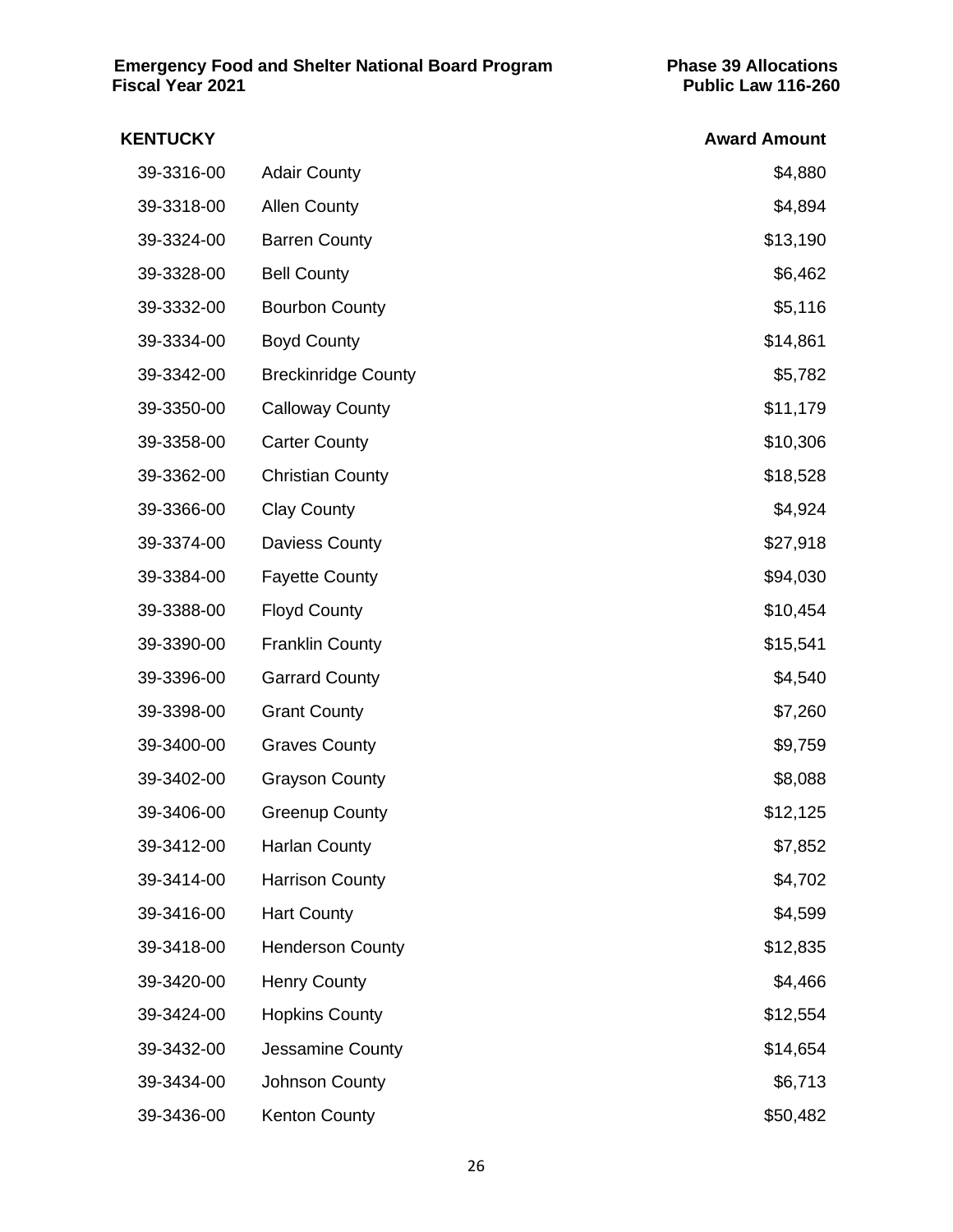**Emergency Food and Shelter National Board Program**
**Fiscal Year 2021**

**Phase 39 Allocations**
**Public Law 116-260**

| **KENTUCKY** | | **Award Amount** |
|---|---|---|
| 39-3316-00 | Adair County | $4,880 |
| 39-3318-00 | Allen County | $4,894 |
| 39-3324-00 | Barren County | $13,190 |
| 39-3328-00 | Bell County | $6,462 |
| 39-3332-00 | Bourbon County | $5,116 |
| 39-3334-00 | Boyd County | $14,861 |
| 39-3342-00 | Breckinridge County | $5,782 |
| 39-3350-00 | Calloway County | $11,179 |
| 39-3358-00 | Carter County | $10,306 |
| 39-3362-00 | Christian County | $18,528 |
| 39-3366-00 | Clay County | $4,924 |
| 39-3374-00 | Daviess County | $27,918 |
| 39-3384-00 | Fayette County | $94,030 |
| 39-3388-00 | Floyd County | $10,454 |
| 39-3390-00 | Franklin County | $15,541 |
| 39-3396-00 | Garrard County | $4,540 |
| 39-3398-00 | Grant County | $7,260 |
| 39-3400-00 | Graves County | $9,759 |
| 39-3402-00 | Grayson County | $8,088 |
| 39-3406-00 | Greenup County | $12,125 |
| 39-3412-00 | Harlan County | $7,852 |
| 39-3414-00 | Harrison County | $4,702 |
| 39-3416-00 | Hart County | $4,599 |
| 39-3418-00 | Henderson County | $12,835 |
| 39-3420-00 | Henry County | $4,466 |
| 39-3424-00 | Hopkins County | $12,554 |
| 39-3432-00 | Jessamine County | $14,654 |
| 39-3434-00 | Johnson County | $6,713 |
| 39-3436-00 | Kenton County | $50,482 |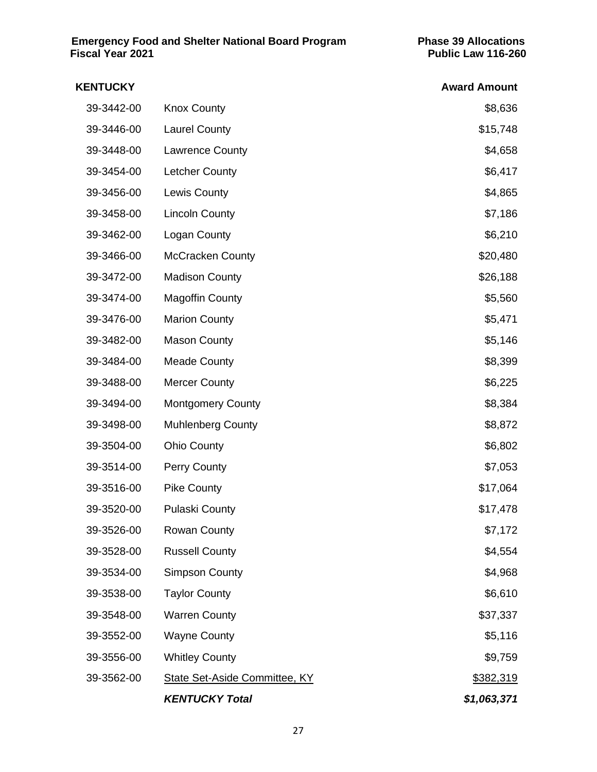| KENTUCKY | | Award Amount |
|---|---|---|
| 39-3442-00 | Knox County | $8,636 |
| 39-3446-00 | Laurel County | $15,748 |
| 39-3448-00 | Lawrence County | $4,658 |
| 39-3454-00 | Letcher County | $6,417 |
| 39-3456-00 | Lewis County | $4,865 |
| 39-3458-00 | Lincoln County | $7,186 |
| 39-3462-00 | Logan County | $6,210 |
| 39-3466-00 | McCracken County | $20,480 |
| 39-3472-00 | Madison County | $26,188 |
| 39-3474-00 | Magoffin County | $5,560 |
| 39-3476-00 | Marion County | $5,471 |
| 39-3482-00 | Mason County | $5,146 |
| 39-3484-00 | Meade County | $8,399 |
| 39-3488-00 | Mercer County | $6,225 |
| 39-3494-00 | Montgomery County | $8,384 |
| 39-3498-00 | Muhlenberg County | $8,872 |
| 39-3504-00 | Ohio County | $6,802 |
| 39-3514-00 | Perry County | $7,053 |
| 39-3516-00 | Pike County | $17,064 |
| 39-3520-00 | Pulaski County | $17,478 |
| 39-3526-00 | Rowan County | $7,172 |
| 39-3528-00 | Russell County | $4,554 |
| 39-3534-00 | Simpson County | $4,968 |
| 39-3538-00 | Taylor County | $6,610 |
| 39-3548-00 | Warren County | $37,337 |
| 39-3552-00 | Wayne County | $5,116 |
| 39-3556-00 | Whitley County | $9,759 |
| 39-3562-00 | State Set-Aside Committee, KY | $382,319 |
| | ***KENTUCKY Total*** | ***$1,063,371*** |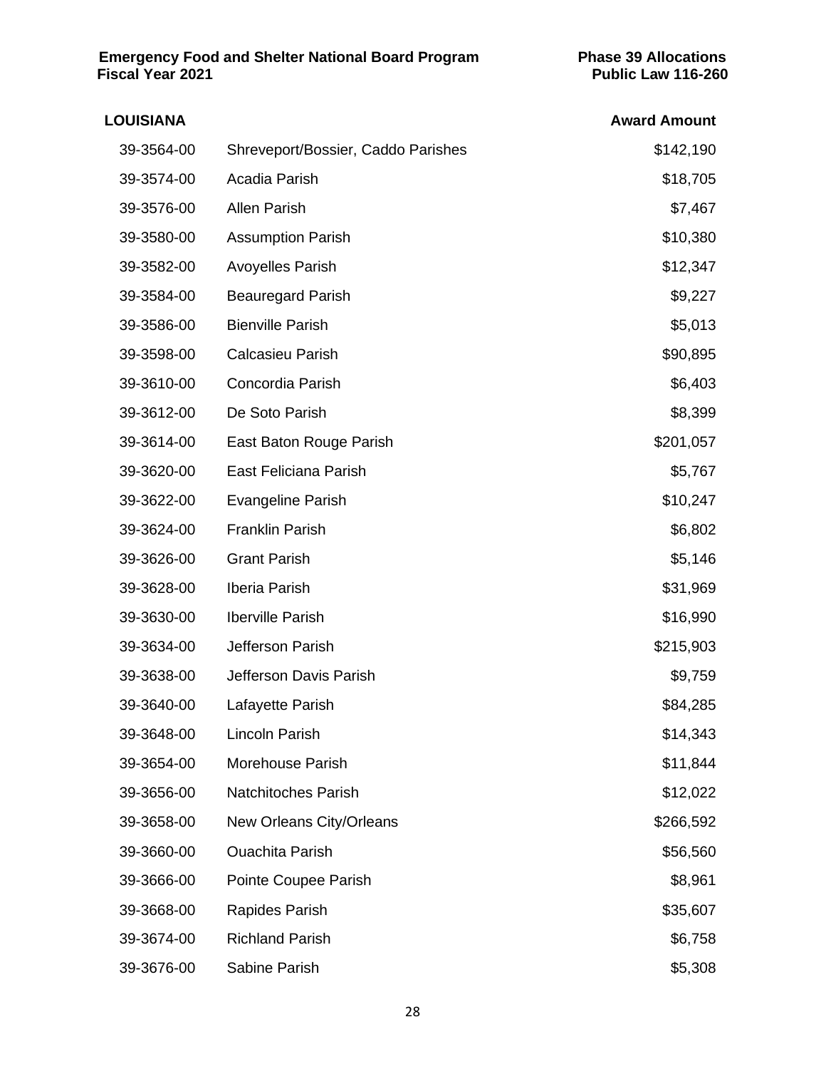## LOUISIANA

| | | Award Amount |
|---|---|---|
| 39-3564-00 | Shreveport/Bossier, Caddo Parishes | $142,190 |
| 39-3574-00 | Acadia Parish | $18,705 |
| 39-3576-00 | Allen Parish | $7,467 |
| 39-3580-00 | Assumption Parish | $10,380 |
| 39-3582-00 | Avoyelles Parish | $12,347 |
| 39-3584-00 | Beauregard Parish | $9,227 |
| 39-3586-00 | Bienville Parish | $5,013 |
| 39-3598-00 | Calcasieu Parish | $90,895 |
| 39-3610-00 | Concordia Parish | $6,403 |
| 39-3612-00 | De Soto Parish | $8,399 |
| 39-3614-00 | East Baton Rouge Parish | $201,057 |
| 39-3620-00 | East Feliciana Parish | $5,767 |
| 39-3622-00 | Evangeline Parish | $10,247 |
| 39-3624-00 | Franklin Parish | $6,802 |
| 39-3626-00 | Grant Parish | $5,146 |
| 39-3628-00 | Iberia Parish | $31,969 |
| 39-3630-00 | Iberville Parish | $16,990 |
| 39-3634-00 | Jefferson Parish | $215,903 |
| 39-3638-00 | Jefferson Davis Parish | $9,759 |
| 39-3640-00 | Lafayette Parish | $84,285 |
| 39-3648-00 | Lincoln Parish | $14,343 |
| 39-3654-00 | Morehouse Parish | $11,844 |
| 39-3656-00 | Natchitoches Parish | $12,022 |
| 39-3658-00 | New Orleans City/Orleans | $266,592 |
| 39-3660-00 | Ouachita Parish | $56,560 |
| 39-3666-00 | Pointe Coupee Parish | $8,961 |
| 39-3668-00 | Rapides Parish | $35,607 |
| 39-3674-00 | Richland Parish | $6,758 |
| 39-3676-00 | Sabine Parish | $5,308 |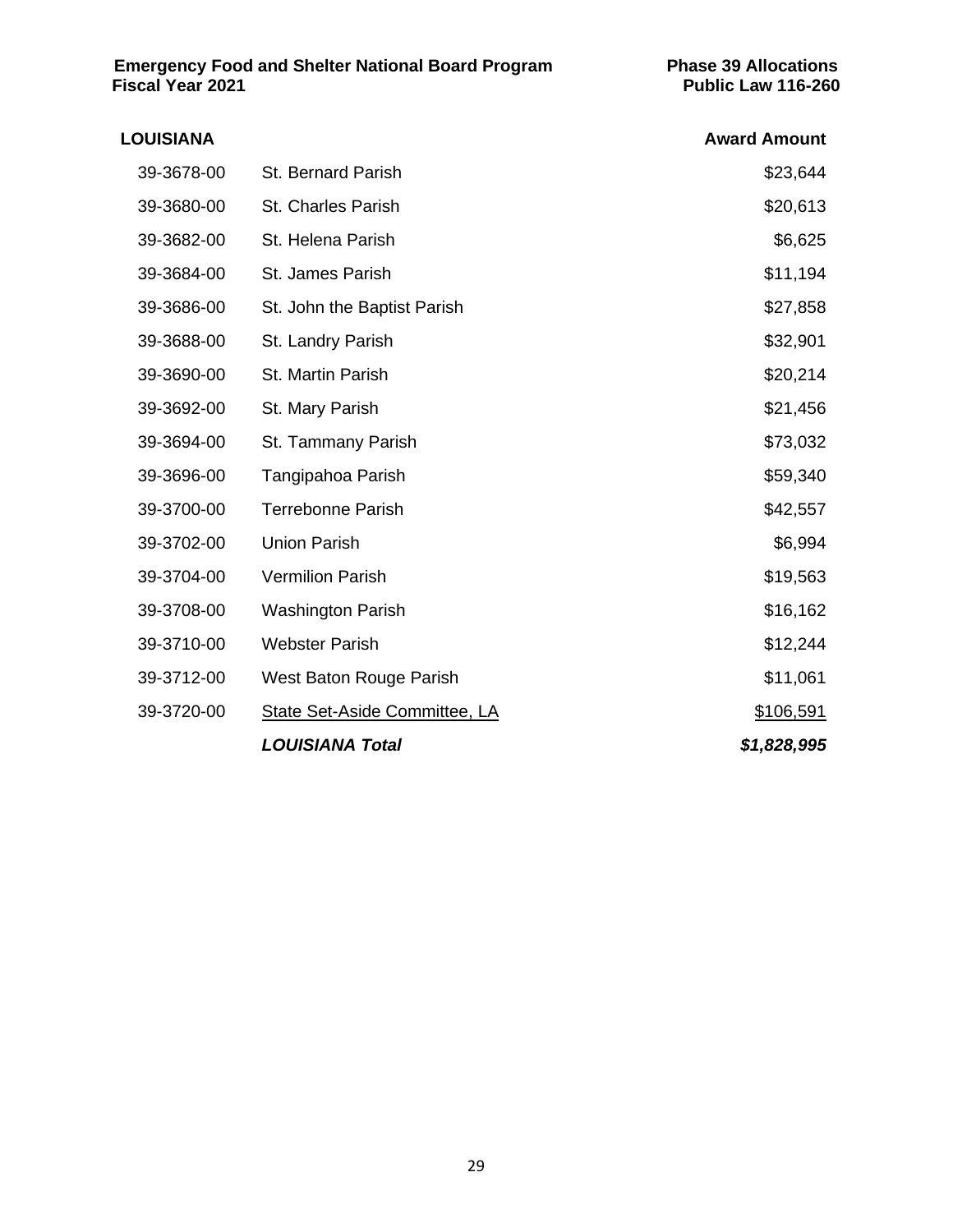**Emergency Food and Shelter National Board Program** **Phase 39 Allocations**
**Fiscal Year 2021** **Public Law 116-260**

| LOUISIANA | | Award Amount |
|---|---|---|
| 39-3678-00 | St. Bernard Parish | $23,644 |
| 39-3680-00 | St. Charles Parish | $20,613 |
| 39-3682-00 | St. Helena Parish | $6,625 |
| 39-3684-00 | St. James Parish | $11,194 |
| 39-3686-00 | St. John the Baptist Parish | $27,858 |
| 39-3688-00 | St. Landry Parish | $32,901 |
| 39-3690-00 | St. Martin Parish | $20,214 |
| 39-3692-00 | St. Mary Parish | $21,456 |
| 39-3694-00 | St. Tammany Parish | $73,032 |
| 39-3696-00 | Tangipahoa Parish | $59,340 |
| 39-3700-00 | Terrebonne Parish | $42,557 |
| 39-3702-00 | Union Parish | $6,994 |
| 39-3704-00 | Vermilion Parish | $19,563 |
| 39-3708-00 | Washington Parish | $16,162 |
| 39-3710-00 | Webster Parish | $12,244 |
| 39-3712-00 | West Baton Rouge Parish | $11,061 |
| 39-3720-00 | State Set-Aside Committee, LA | $106,591 |
| | ***LOUISIANA Total*** | ***$1,828,995*** |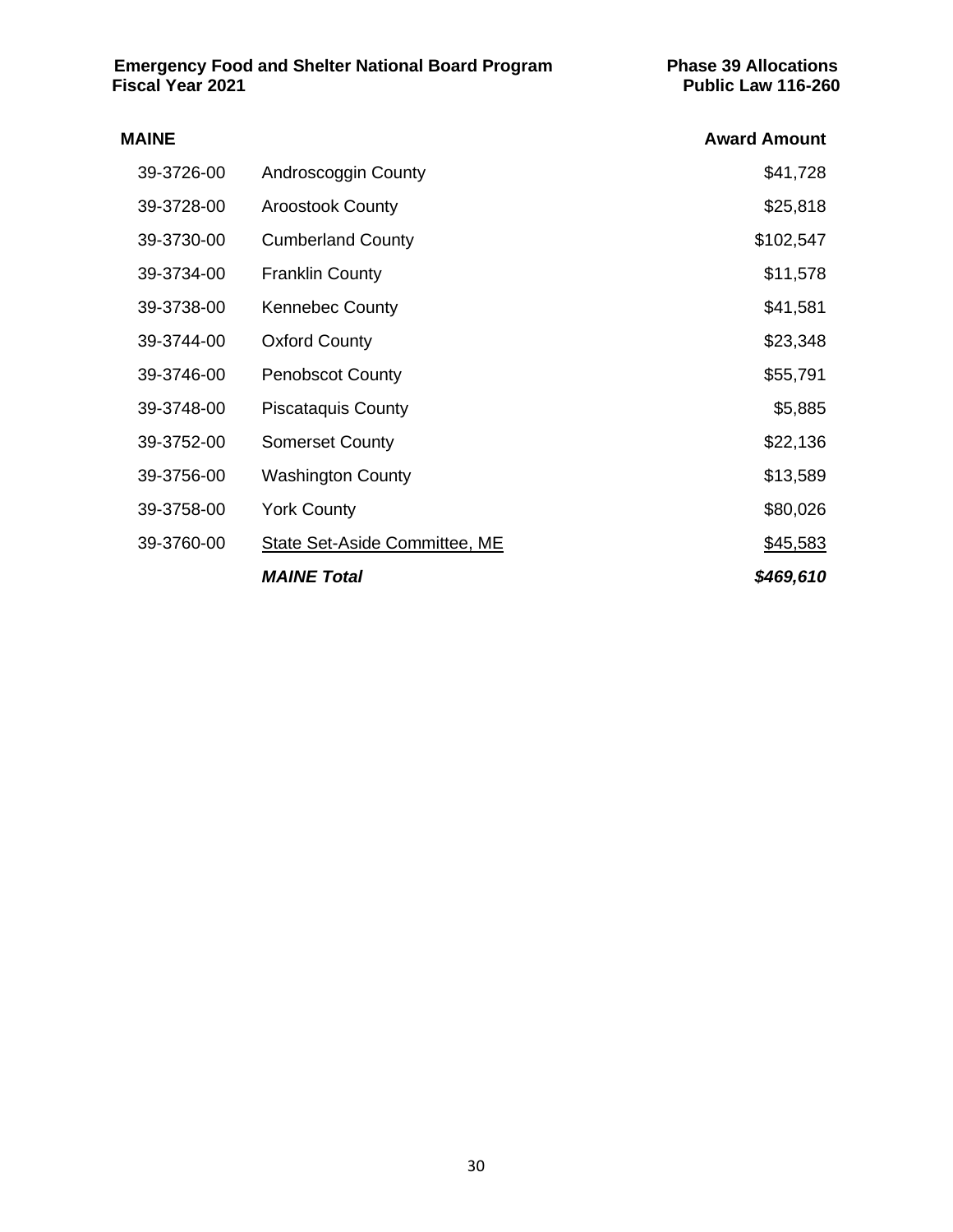**Emergency Food and Shelter National Board Program** **Phase 39 Allocations**
**Fiscal Year 2021** **Public Law 116-260**

| **MAINE** | | **Award Amount** |
|---|---|---|
| 39-3726-00 | Androscoggin County | $41,728 |
| 39-3728-00 | Aroostook County | $25,818 |
| 39-3730-00 | Cumberland County | $102,547 |
| 39-3734-00 | Franklin County | $11,578 |
| 39-3738-00 | Kennebec County | $41,581 |
| 39-3744-00 | Oxford County | $23,348 |
| 39-3746-00 | Penobscot County | $55,791 |
| 39-3748-00 | Piscataquis County | $5,885 |
| 39-3752-00 | Somerset County | $22,136 |
| 39-3756-00 | Washington County | $13,589 |
| 39-3758-00 | York County | $80,026 |
| 39-3760-00 | State Set-Aside Committee, ME | $45,583 |
| | ***MAINE Total*** | ***$469,610*** |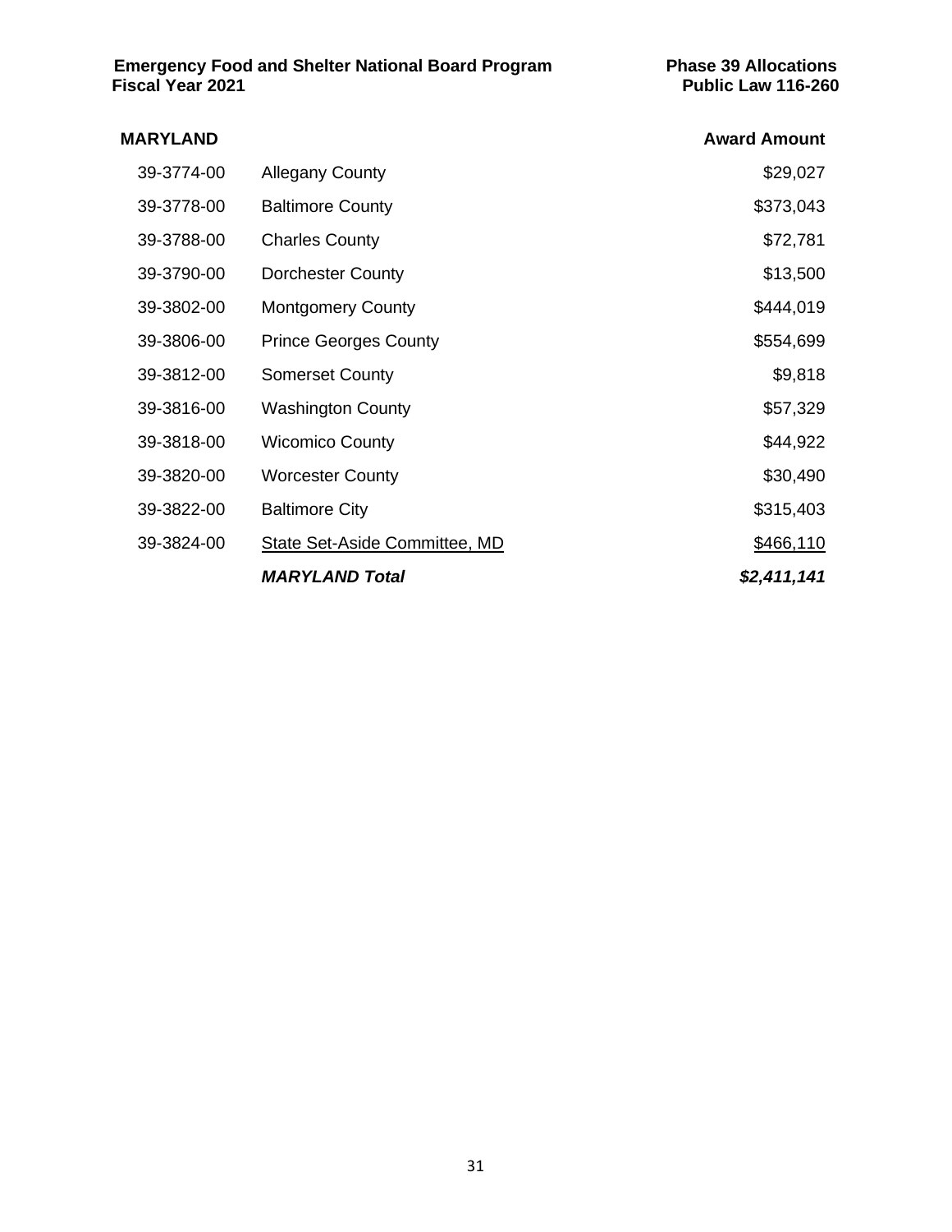**Emergency Food and Shelter National Board Program**
**Fiscal Year 2021**

**Phase 39 Allocations**
**Public Law 116-260**

| **MARYLAND** | | **Award Amount** |
|---|---|---|
| 39-3774-00 | Allegany County | $29,027 |
| 39-3778-00 | Baltimore County | $373,043 |
| 39-3788-00 | Charles County | $72,781 |
| 39-3790-00 | Dorchester County | $13,500 |
| 39-3802-00 | Montgomery County | $444,019 |
| 39-3806-00 | Prince Georges County | $554,699 |
| 39-3812-00 | Somerset County | $9,818 |
| 39-3816-00 | Washington County | $57,329 |
| 39-3818-00 | Wicomico County | $44,922 |
| 39-3820-00 | Worcester County | $30,490 |
| 39-3822-00 | Baltimore City | $315,403 |
| 39-3824-00 | State Set-Aside Committee, MD | $466,110 |
| | ***MARYLAND Total*** | ***$2,411,141*** |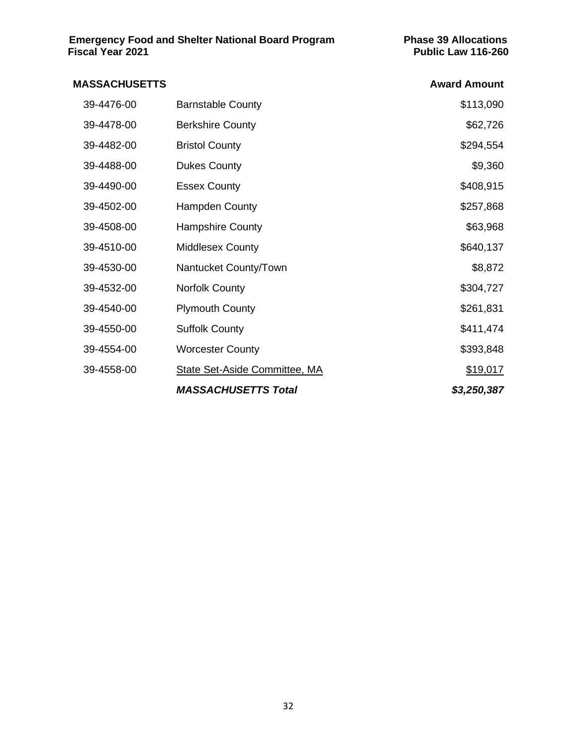**Emergency Food and Shelter National Board Program**
**Fiscal Year 2021**

**Phase 39 Allocations**
**Public Law 116-260**

| **MASSACHUSETTS** | | **Award Amount** |
|---|---|---|
| 39-4476-00 | Barnstable County | $113,090 |
| 39-4478-00 | Berkshire County | $62,726 |
| 39-4482-00 | Bristol County | $294,554 |
| 39-4488-00 | Dukes County | $9,360 |
| 39-4490-00 | Essex County | $408,915 |
| 39-4502-00 | Hampden County | $257,868 |
| 39-4508-00 | Hampshire County | $63,968 |
| 39-4510-00 | Middlesex County | $640,137 |
| 39-4530-00 | Nantucket County/Town | $8,872 |
| 39-4532-00 | Norfolk County | $304,727 |
| 39-4540-00 | Plymouth County | $261,831 |
| 39-4550-00 | Suffolk County | $411,474 |
| 39-4554-00 | Worcester County | $393,848 |
| 39-4558-00 | State Set-Aside Committee, MA | $19,017 |
| | ***MASSACHUSETTS Total*** | ***$3,250,387*** |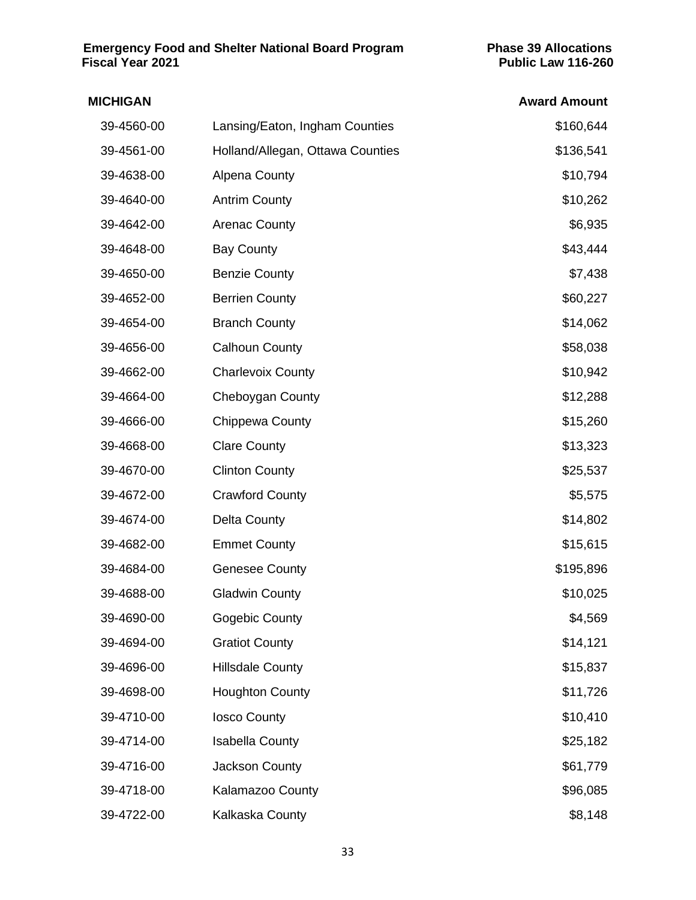**Emergency Food and Shelter National Board Program**
**Fiscal Year 2021**

**Phase 39 Allocations**
**Public Law 116-260**

| MICHIGAN | | Award Amount |
|---|---|---|
| 39-4560-00 | Lansing/Eaton, Ingham Counties | $160,644 |
| 39-4561-00 | Holland/Allegan, Ottawa Counties | $136,541 |
| 39-4638-00 | Alpena County | $10,794 |
| 39-4640-00 | Antrim County | $10,262 |
| 39-4642-00 | Arenac County | $6,935 |
| 39-4648-00 | Bay County | $43,444 |
| 39-4650-00 | Benzie County | $7,438 |
| 39-4652-00 | Berrien County | $60,227 |
| 39-4654-00 | Branch County | $14,062 |
| 39-4656-00 | Calhoun County | $58,038 |
| 39-4662-00 | Charlevoix County | $10,942 |
| 39-4664-00 | Cheboygan County | $12,288 |
| 39-4666-00 | Chippewa County | $15,260 |
| 39-4668-00 | Clare County | $13,323 |
| 39-4670-00 | Clinton County | $25,537 |
| 39-4672-00 | Crawford County | $5,575 |
| 39-4674-00 | Delta County | $14,802 |
| 39-4682-00 | Emmet County | $15,615 |
| 39-4684-00 | Genesee County | $195,896 |
| 39-4688-00 | Gladwin County | $10,025 |
| 39-4690-00 | Gogebic County | $4,569 |
| 39-4694-00 | Gratiot County | $14,121 |
| 39-4696-00 | Hillsdale County | $15,837 |
| 39-4698-00 | Houghton County | $11,726 |
| 39-4710-00 | Iosco County | $10,410 |
| 39-4714-00 | Isabella County | $25,182 |
| 39-4716-00 | Jackson County | $61,779 |
| 39-4718-00 | Kalamazoo County | $96,085 |
| 39-4722-00 | Kalkaska County | $8,148 |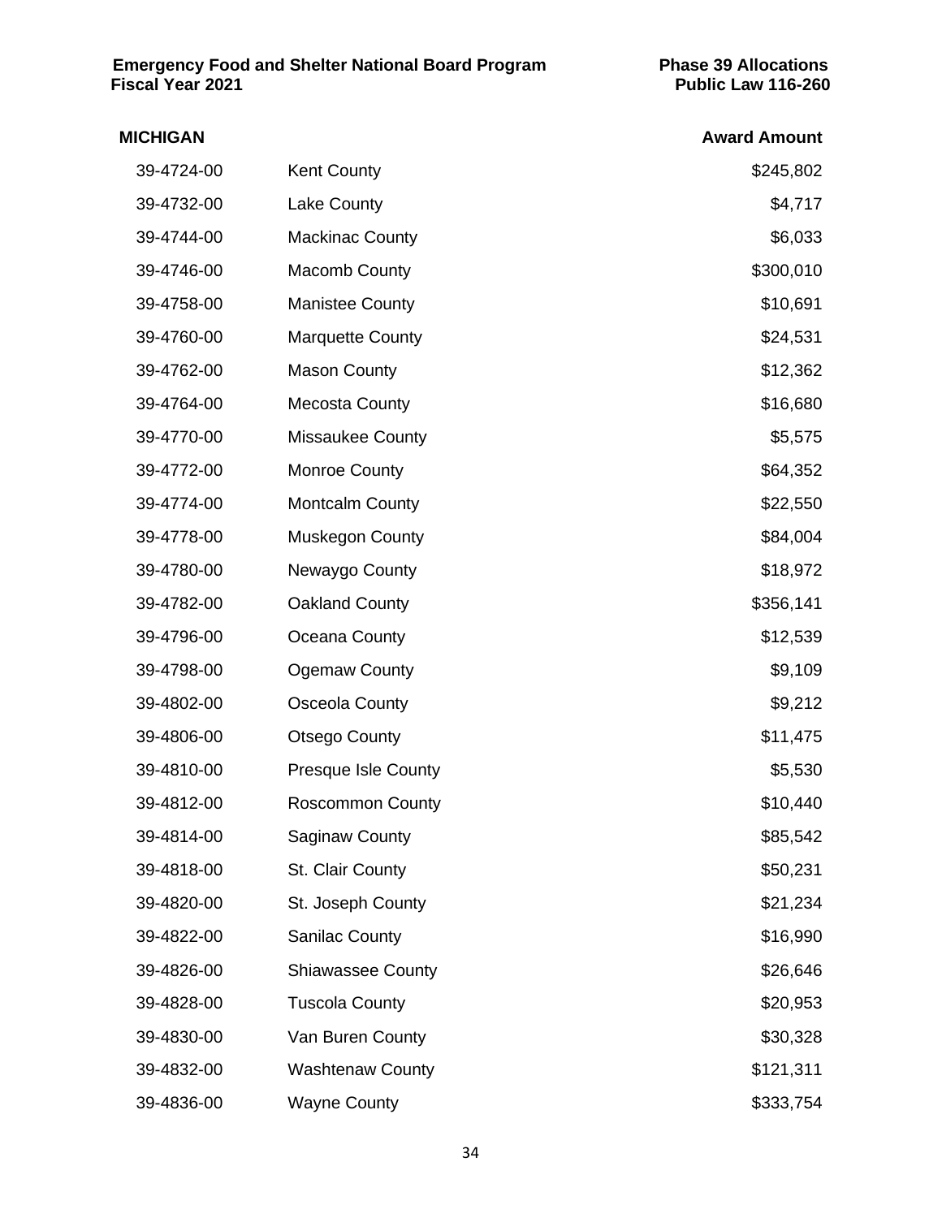## MICHIGAN

| | | Award Amount |
|---|---|---|
| 39-4724-00 | Kent County | $245,802 |
| 39-4732-00 | Lake County | $4,717 |
| 39-4744-00 | Mackinac County | $6,033 |
| 39-4746-00 | Macomb County | $300,010 |
| 39-4758-00 | Manistee County | $10,691 |
| 39-4760-00 | Marquette County | $24,531 |
| 39-4762-00 | Mason County | $12,362 |
| 39-4764-00 | Mecosta County | $16,680 |
| 39-4770-00 | Missaukee County | $5,575 |
| 39-4772-00 | Monroe County | $64,352 |
| 39-4774-00 | Montcalm County | $22,550 |
| 39-4778-00 | Muskegon County | $84,004 |
| 39-4780-00 | Newaygo County | $18,972 |
| 39-4782-00 | Oakland County | $356,141 |
| 39-4796-00 | Oceana County | $12,539 |
| 39-4798-00 | Ogemaw County | $9,109 |
| 39-4802-00 | Osceola County | $9,212 |
| 39-4806-00 | Otsego County | $11,475 |
| 39-4810-00 | Presque Isle County | $5,530 |
| 39-4812-00 | Roscommon County | $10,440 |
| 39-4814-00 | Saginaw County | $85,542 |
| 39-4818-00 | St. Clair County | $50,231 |
| 39-4820-00 | St. Joseph County | $21,234 |
| 39-4822-00 | Sanilac County | $16,990 |
| 39-4826-00 | Shiawassee County | $26,646 |
| 39-4828-00 | Tuscola County | $20,953 |
| 39-4830-00 | Van Buren County | $30,328 |
| 39-4832-00 | Washtenaw County | $121,311 |
| 39-4836-00 | Wayne County | $333,754 |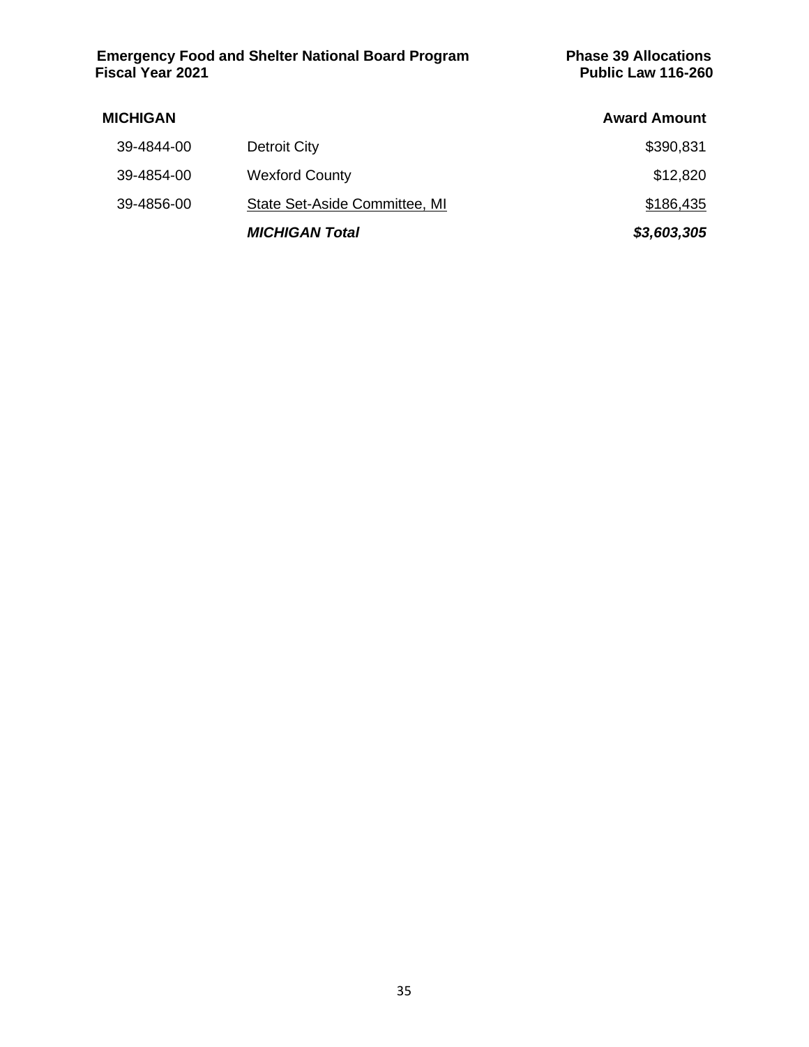## MICHIGAN

| | | Award Amount |
|---|---|---|
| 39-4844-00 | Detroit City | $390,831 |
| 39-4854-00 | Wexford County | $12,820 |
| 39-4856-00 | State Set-Aside Committee, MI | $186,435 |
| | ***MICHIGAN Total*** | ***$3,603,305*** |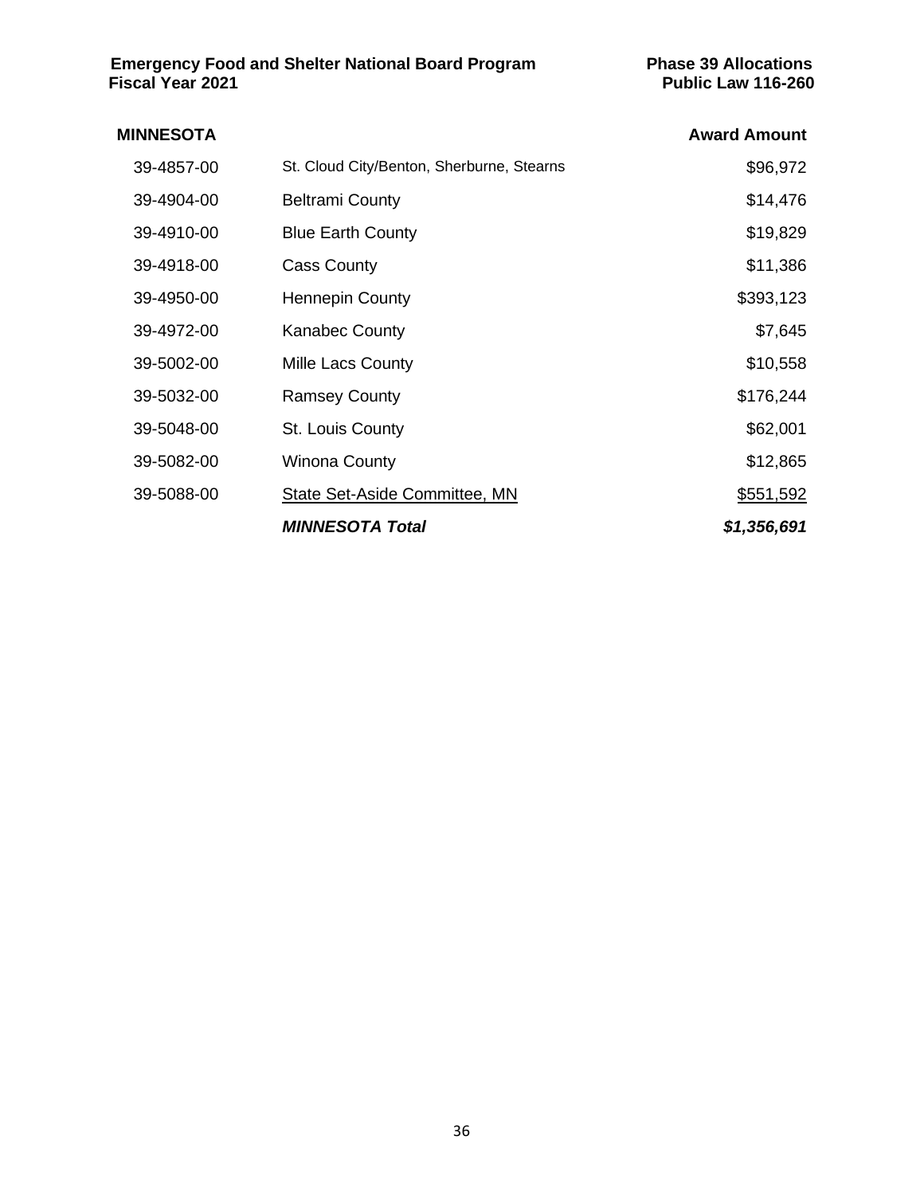**Emergency Food and Shelter National Board Program**
**Fiscal Year 2021**

**Phase 39 Allocations**
**Public Law 116-260**

| **MINNESOTA** | | **Award Amount** |
|---|---|---|
| 39-4857-00 | St. Cloud City/Benton, Sherburne, Stearns | $96,972 |
| 39-4904-00 | Beltrami County | $14,476 |
| 39-4910-00 | Blue Earth County | $19,829 |
| 39-4918-00 | Cass County | $11,386 |
| 39-4950-00 | Hennepin County | $393,123 |
| 39-4972-00 | Kanabec County | $7,645 |
| 39-5002-00 | Mille Lacs County | $10,558 |
| 39-5032-00 | Ramsey County | $176,244 |
| 39-5048-00 | St. Louis County | $62,001 |
| 39-5082-00 | Winona County | $12,865 |
| 39-5088-00 | State Set-Aside Committee, MN | $551,592 |
| | ***MINNESOTA Total*** | ***$1,356,691*** |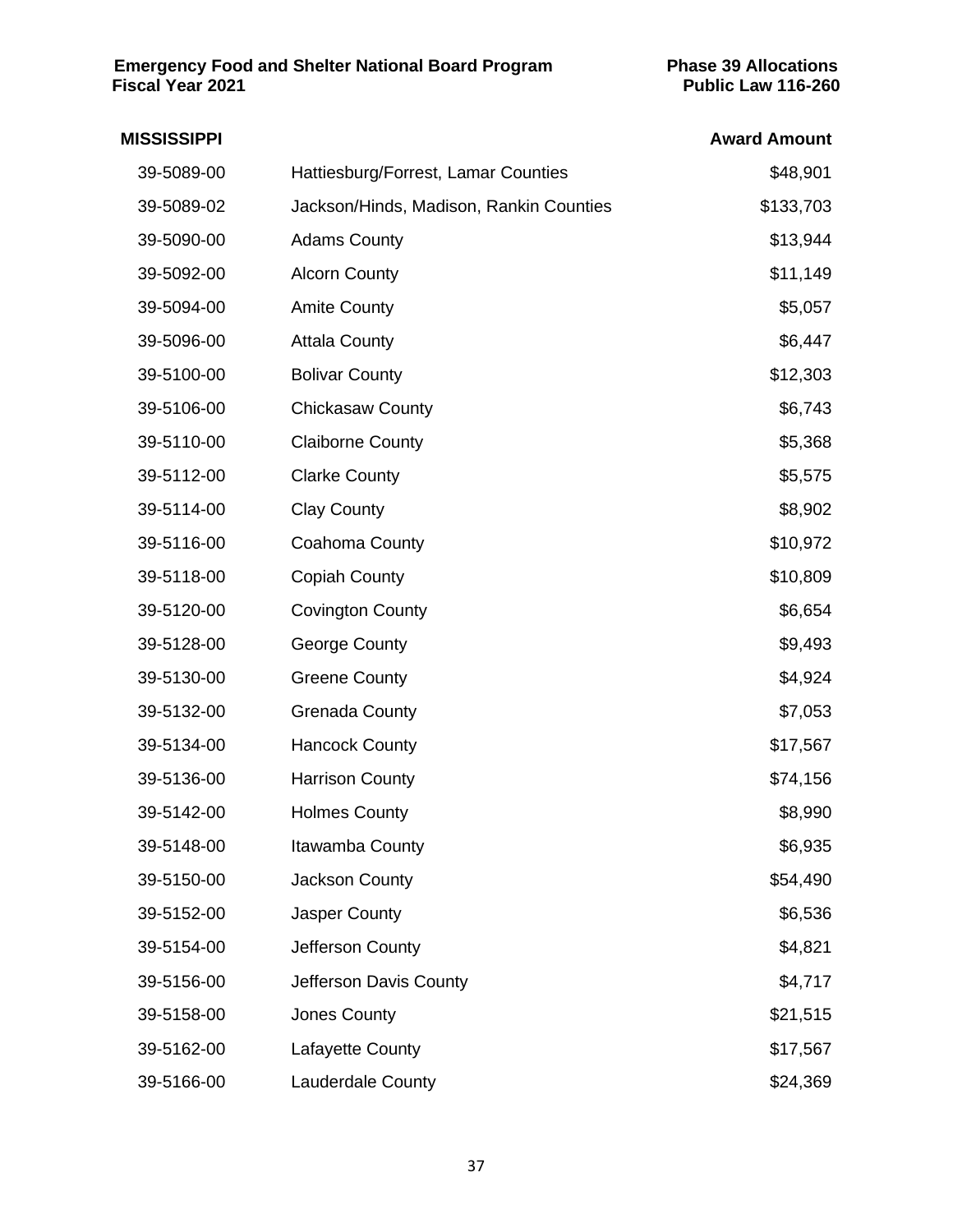## MISSISSIPPI

| | | Award Amount |
|---|---|---|
| 39-5089-00 | Hattiesburg/Forrest, Lamar Counties | $48,901 |
| 39-5089-02 | Jackson/Hinds, Madison, Rankin Counties | $133,703 |
| 39-5090-00 | Adams County | $13,944 |
| 39-5092-00 | Alcorn County | $11,149 |
| 39-5094-00 | Amite County | $5,057 |
| 39-5096-00 | Attala County | $6,447 |
| 39-5100-00 | Bolivar County | $12,303 |
| 39-5106-00 | Chickasaw County | $6,743 |
| 39-5110-00 | Claiborne County | $5,368 |
| 39-5112-00 | Clarke County | $5,575 |
| 39-5114-00 | Clay County | $8,902 |
| 39-5116-00 | Coahoma County | $10,972 |
| 39-5118-00 | Copiah County | $10,809 |
| 39-5120-00 | Covington County | $6,654 |
| 39-5128-00 | George County | $9,493 |
| 39-5130-00 | Greene County | $4,924 |
| 39-5132-00 | Grenada County | $7,053 |
| 39-5134-00 | Hancock County | $17,567 |
| 39-5136-00 | Harrison County | $74,156 |
| 39-5142-00 | Holmes County | $8,990 |
| 39-5148-00 | Itawamba County | $6,935 |
| 39-5150-00 | Jackson County | $54,490 |
| 39-5152-00 | Jasper County | $6,536 |
| 39-5154-00 | Jefferson County | $4,821 |
| 39-5156-00 | Jefferson Davis County | $4,717 |
| 39-5158-00 | Jones County | $21,515 |
| 39-5162-00 | Lafayette County | $17,567 |
| 39-5166-00 | Lauderdale County | $24,369 |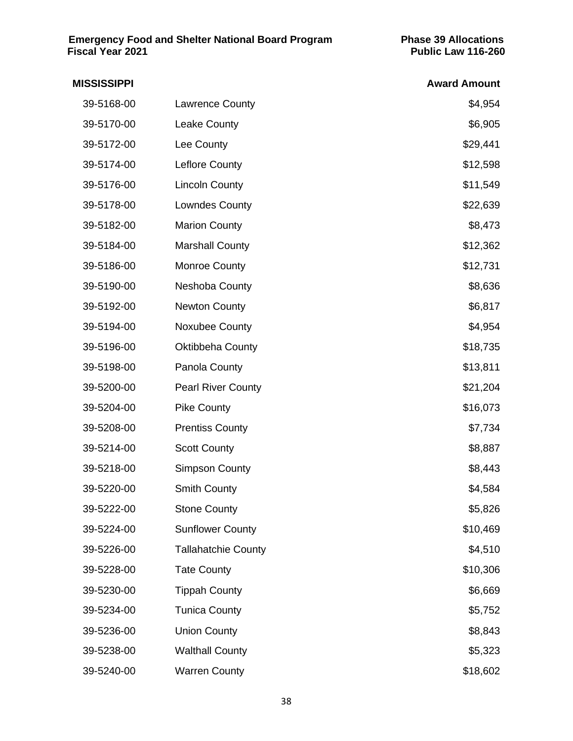**Emergency Food and Shelter National Board Program**
**Fiscal Year 2021**

**Phase 39 Allocations**
**Public Law 116-260**

| MISSISSIPPI | | Award Amount |
| --- | --- | --- |
| 39-5168-00 | Lawrence County | $4,954 |
| 39-5170-00 | Leake County | $6,905 |
| 39-5172-00 | Lee County | $29,441 |
| 39-5174-00 | Leflore County | $12,598 |
| 39-5176-00 | Lincoln County | $11,549 |
| 39-5178-00 | Lowndes County | $22,639 |
| 39-5182-00 | Marion County | $8,473 |
| 39-5184-00 | Marshall County | $12,362 |
| 39-5186-00 | Monroe County | $12,731 |
| 39-5190-00 | Neshoba County | $8,636 |
| 39-5192-00 | Newton County | $6,817 |
| 39-5194-00 | Noxubee County | $4,954 |
| 39-5196-00 | Oktibbeha County | $18,735 |
| 39-5198-00 | Panola County | $13,811 |
| 39-5200-00 | Pearl River County | $21,204 |
| 39-5204-00 | Pike County | $16,073 |
| 39-5208-00 | Prentiss County | $7,734 |
| 39-5214-00 | Scott County | $8,887 |
| 39-5218-00 | Simpson County | $8,443 |
| 39-5220-00 | Smith County | $4,584 |
| 39-5222-00 | Stone County | $5,826 |
| 39-5224-00 | Sunflower County | $10,469 |
| 39-5226-00 | Tallahatchie County | $4,510 |
| 39-5228-00 | Tate County | $10,306 |
| 39-5230-00 | Tippah County | $6,669 |
| 39-5234-00 | Tunica County | $5,752 |
| 39-5236-00 | Union County | $8,843 |
| 39-5238-00 | Walthall County | $5,323 |
| 39-5240-00 | Warren County | $18,602 |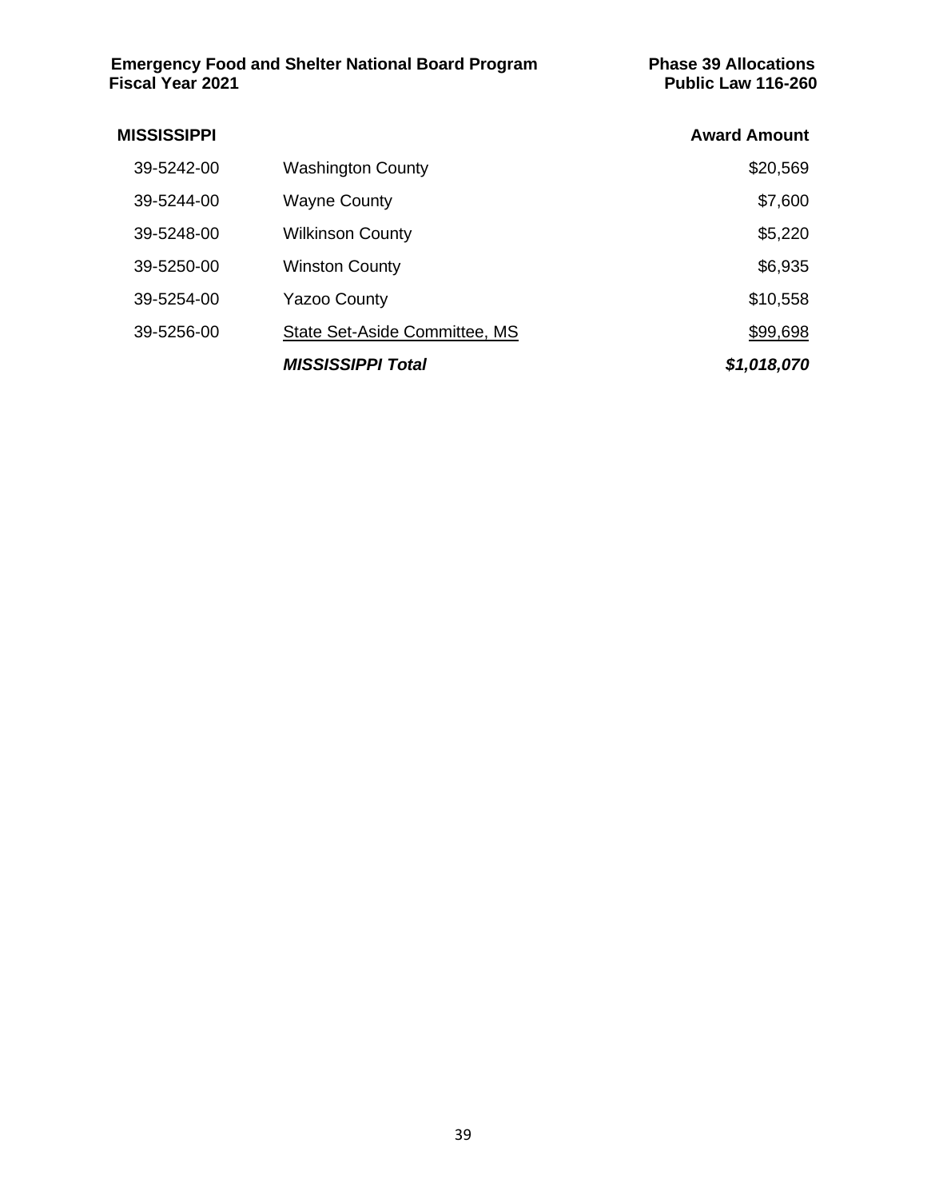**MISSISSIPPI**

| | | Award Amount |
|---|---|---|
| 39-5242-00 | Washington County | $20,569 |
| 39-5244-00 | Wayne County | $7,600 |
| 39-5248-00 | Wilkinson County | $5,220 |
| 39-5250-00 | Winston County | $6,935 |
| 39-5254-00 | Yazoo County | $10,558 |
| 39-5256-00 | State Set-Aside Committee, MS | $99,698 |
| | ***MISSISSIPPI Total*** | ***$1,018,070*** |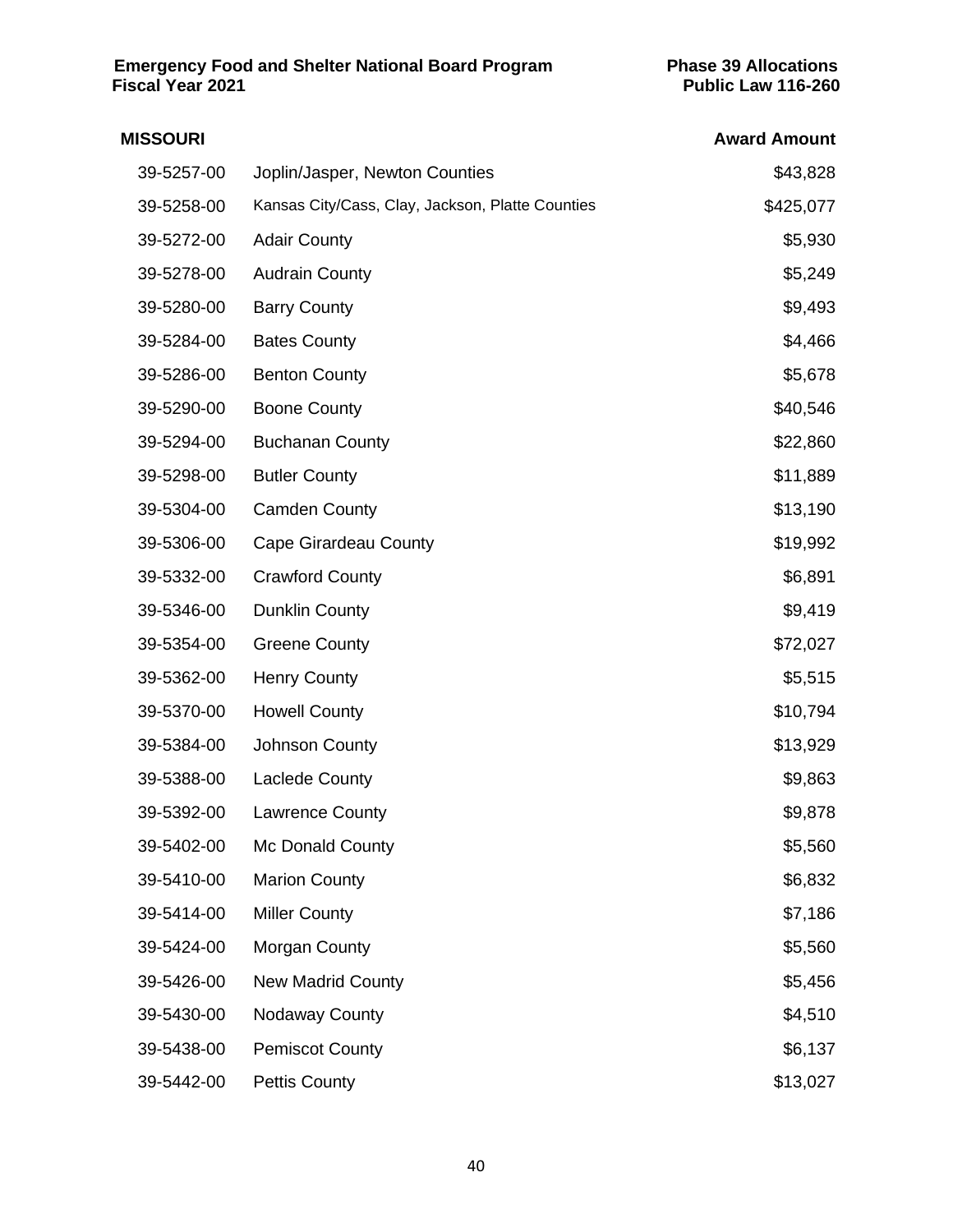**Emergency Food and Shelter National Board Program**
**Fiscal Year 2021**

**Phase 39 Allocations**
**Public Law 116-260**

| **MISSOURI** | | **Award Amount** |
|---|---|---|
| 39-5257-00 | Joplin/Jasper, Newton Counties | $43,828 |
| 39-5258-00 | Kansas City/Cass, Clay, Jackson, Platte Counties | $425,077 |
| 39-5272-00 | Adair County | $5,930 |
| 39-5278-00 | Audrain County | $5,249 |
| 39-5280-00 | Barry County | $9,493 |
| 39-5284-00 | Bates County | $4,466 |
| 39-5286-00 | Benton County | $5,678 |
| 39-5290-00 | Boone County | $40,546 |
| 39-5294-00 | Buchanan County | $22,860 |
| 39-5298-00 | Butler County | $11,889 |
| 39-5304-00 | Camden County | $13,190 |
| 39-5306-00 | Cape Girardeau County | $19,992 |
| 39-5332-00 | Crawford County | $6,891 |
| 39-5346-00 | Dunklin County | $9,419 |
| 39-5354-00 | Greene County | $72,027 |
| 39-5362-00 | Henry County | $5,515 |
| 39-5370-00 | Howell County | $10,794 |
| 39-5384-00 | Johnson County | $13,929 |
| 39-5388-00 | Laclede County | $9,863 |
| 39-5392-00 | Lawrence County | $9,878 |
| 39-5402-00 | Mc Donald County | $5,560 |
| 39-5410-00 | Marion County | $6,832 |
| 39-5414-00 | Miller County | $7,186 |
| 39-5424-00 | Morgan County | $5,560 |
| 39-5426-00 | New Madrid County | $5,456 |
| 39-5430-00 | Nodaway County | $4,510 |
| 39-5438-00 | Pemiscot County | $6,137 |
| 39-5442-00 | Pettis County | $13,027 |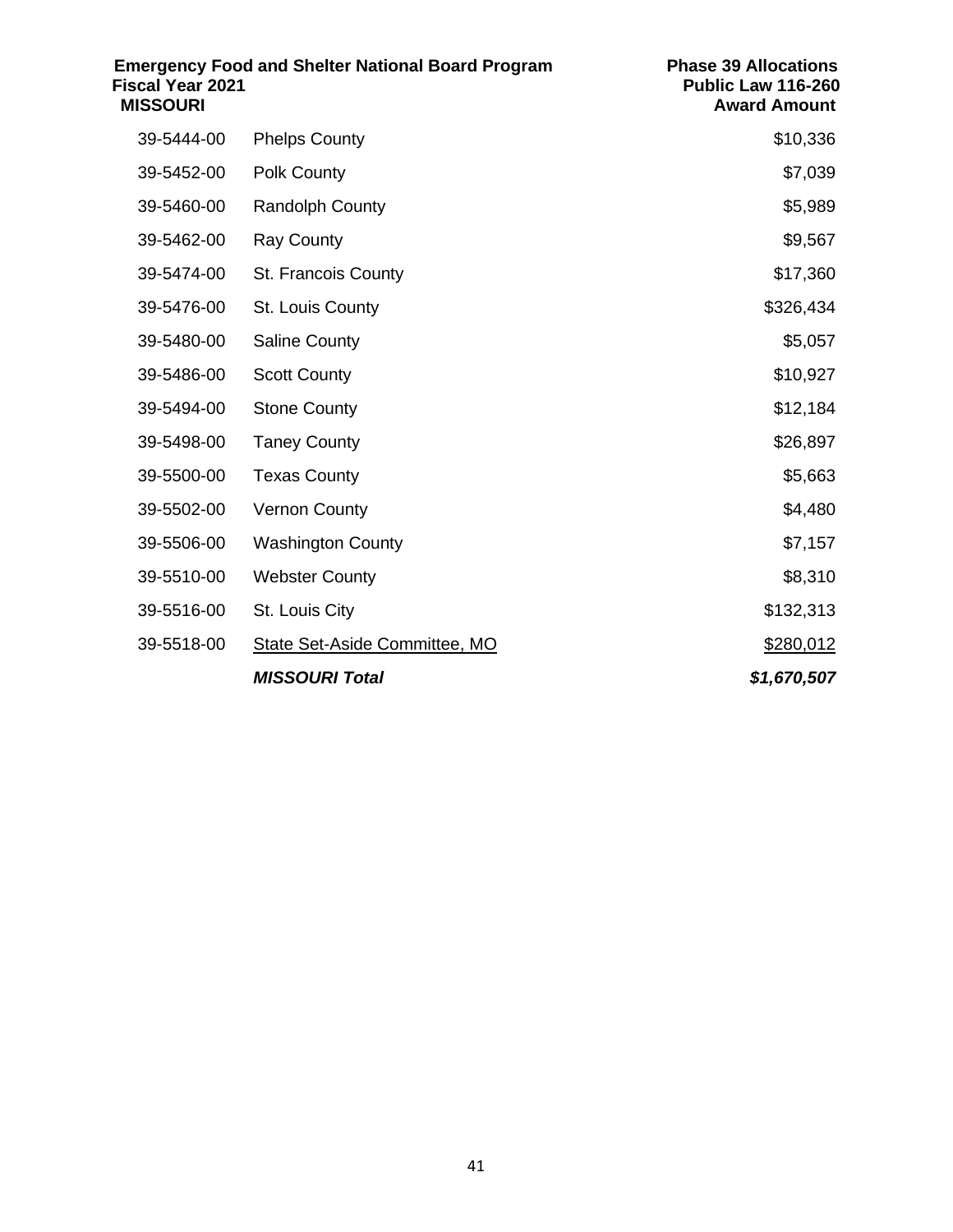**Emergency Food and Shelter National Board Program**
**Fiscal Year 2021**
**MISSOURI**

**Phase 39 Allocations**
**Public Law 116-260**

| | | **Award Amount** |
|---|---|---|
| 39-5444-00 | Phelps County | $10,336 |
| 39-5452-00 | Polk County | $7,039 |
| 39-5460-00 | Randolph County | $5,989 |
| 39-5462-00 | Ray County | $9,567 |
| 39-5474-00 | St. Francois County | $17,360 |
| 39-5476-00 | St. Louis County | $326,434 |
| 39-5480-00 | Saline County | $5,057 |
| 39-5486-00 | Scott County | $10,927 |
| 39-5494-00 | Stone County | $12,184 |
| 39-5498-00 | Taney County | $26,897 |
| 39-5500-00 | Texas County | $5,663 |
| 39-5502-00 | Vernon County | $4,480 |
| 39-5506-00 | Washington County | $7,157 |
| 39-5510-00 | Webster County | $8,310 |
| 39-5516-00 | St. Louis City | $132,313 |
| 39-5518-00 | State Set-Aside Committee, MO | $280,012 |
| | ***MISSOURI Total*** | ***$1,670,507*** |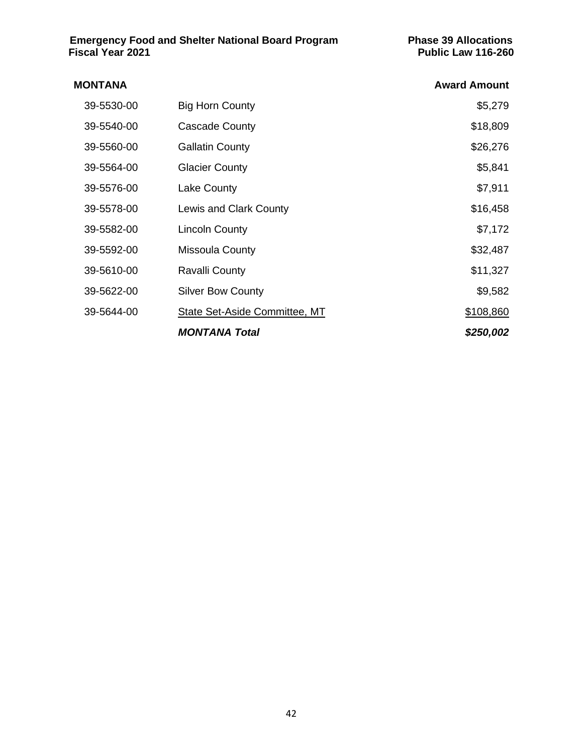**Emergency Food and Shelter National Board Program**
**Fiscal Year 2021**

**Phase 39 Allocations**
**Public Law 116-260**

| **MONTANA** | | **Award Amount** |
|---|---|---|
| 39-5530-00 | Big Horn County | $5,279 |
| 39-5540-00 | Cascade County | $18,809 |
| 39-5560-00 | Gallatin County | $26,276 |
| 39-5564-00 | Glacier County | $5,841 |
| 39-5576-00 | Lake County | $7,911 |
| 39-5578-00 | Lewis and Clark County | $16,458 |
| 39-5582-00 | Lincoln County | $7,172 |
| 39-5592-00 | Missoula County | $32,487 |
| 39-5610-00 | Ravalli County | $11,327 |
| 39-5622-00 | Silver Bow County | $9,582 |
| 39-5644-00 | State Set-Aside Committee, MT | $108,860 |
| | ***MONTANA Total*** | ***$250,002*** |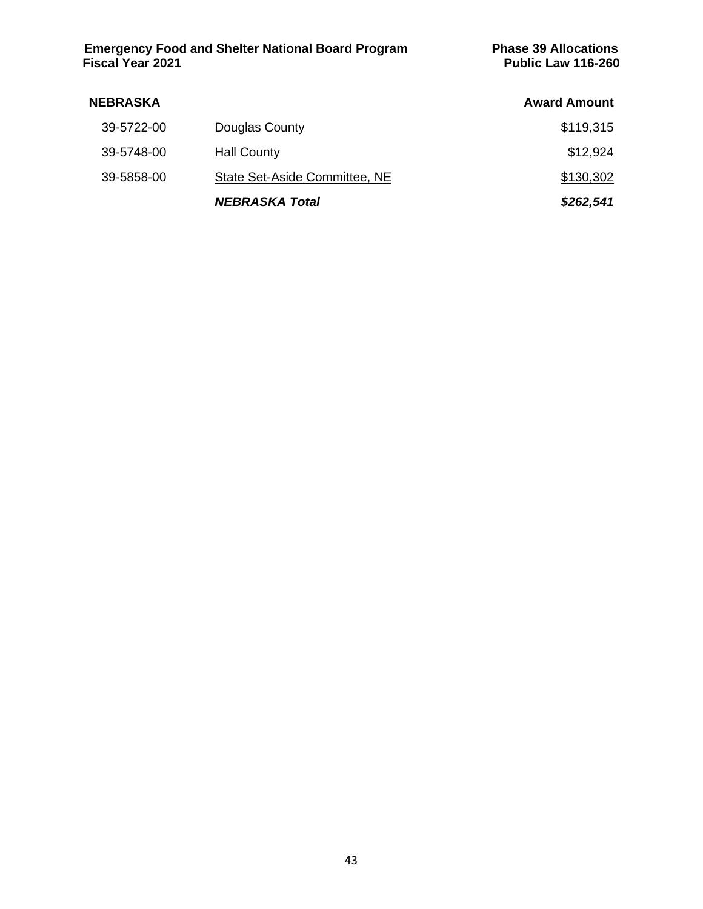## NEBRASKA

| | | Award Amount |
|---|---|---|
| 39-5722-00 | Douglas County | $119,315 |
| 39-5748-00 | Hall County | $12,924 |
| 39-5858-00 | State Set-Aside Committee, NE | $130,302 |
| | ***NEBRASKA Total*** | ***$262,541*** |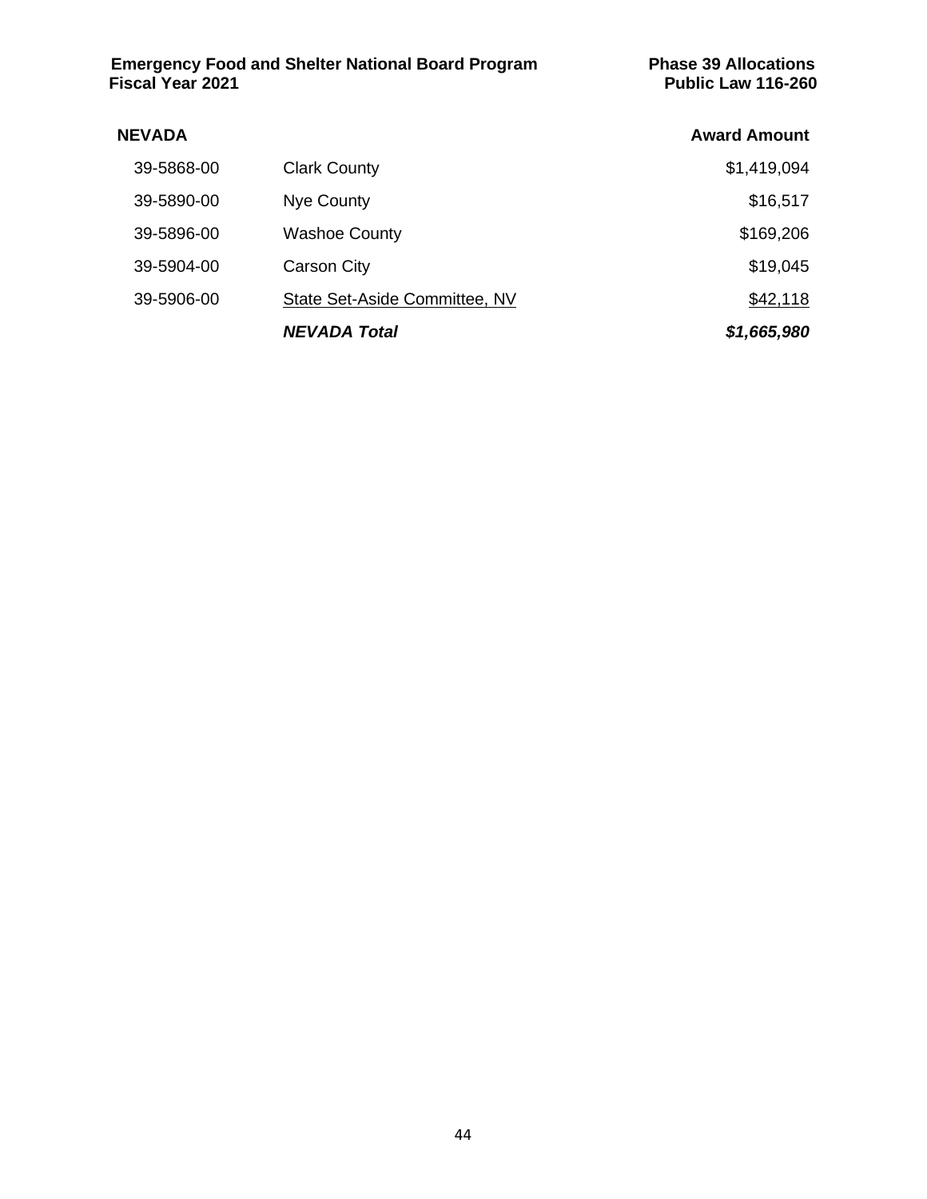**Emergency Food and Shelter National Board Program**
**Fiscal Year 2021**

**Phase 39 Allocations**
**Public Law 116-260**

| **NEVADA** | | **Award Amount** |
|---|---|---|
| 39-5868-00 | Clark County | $1,419,094 |
| 39-5890-00 | Nye County | $16,517 |
| 39-5896-00 | Washoe County | $169,206 |
| 39-5904-00 | Carson City | $19,045 |
| 39-5906-00 | State Set-Aside Committee, NV | $42,118 |
| | ***NEVADA Total*** | ***$1,665,980*** |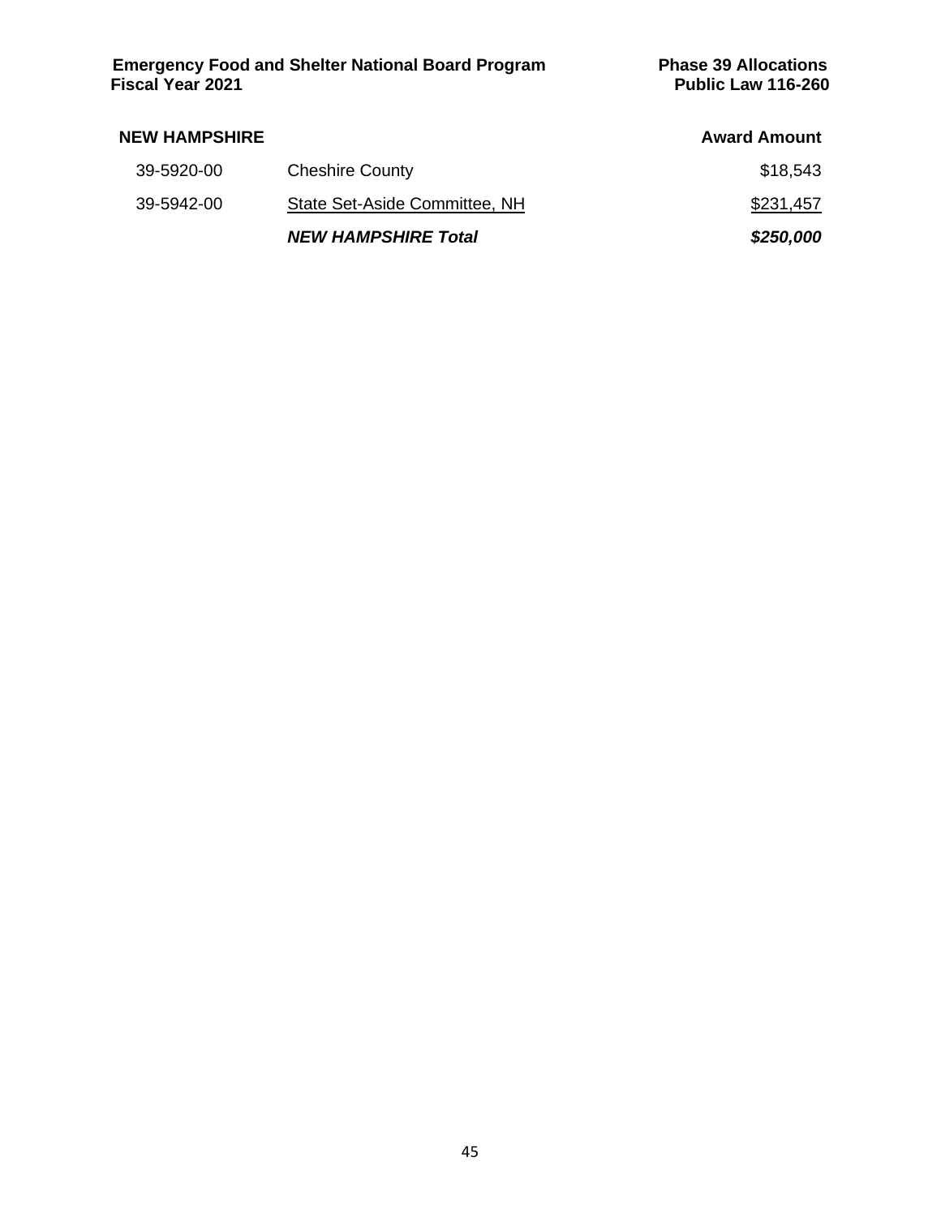| NEW HAMPSHIRE | | Award Amount |
|---|---|---|
| 39-5920-00 | Cheshire County | $18,543 |
| 39-5942-00 | State Set-Aside Committee, NH | $231,457 |
| | ***NEW HAMPSHIRE Total*** | ***$250,000*** |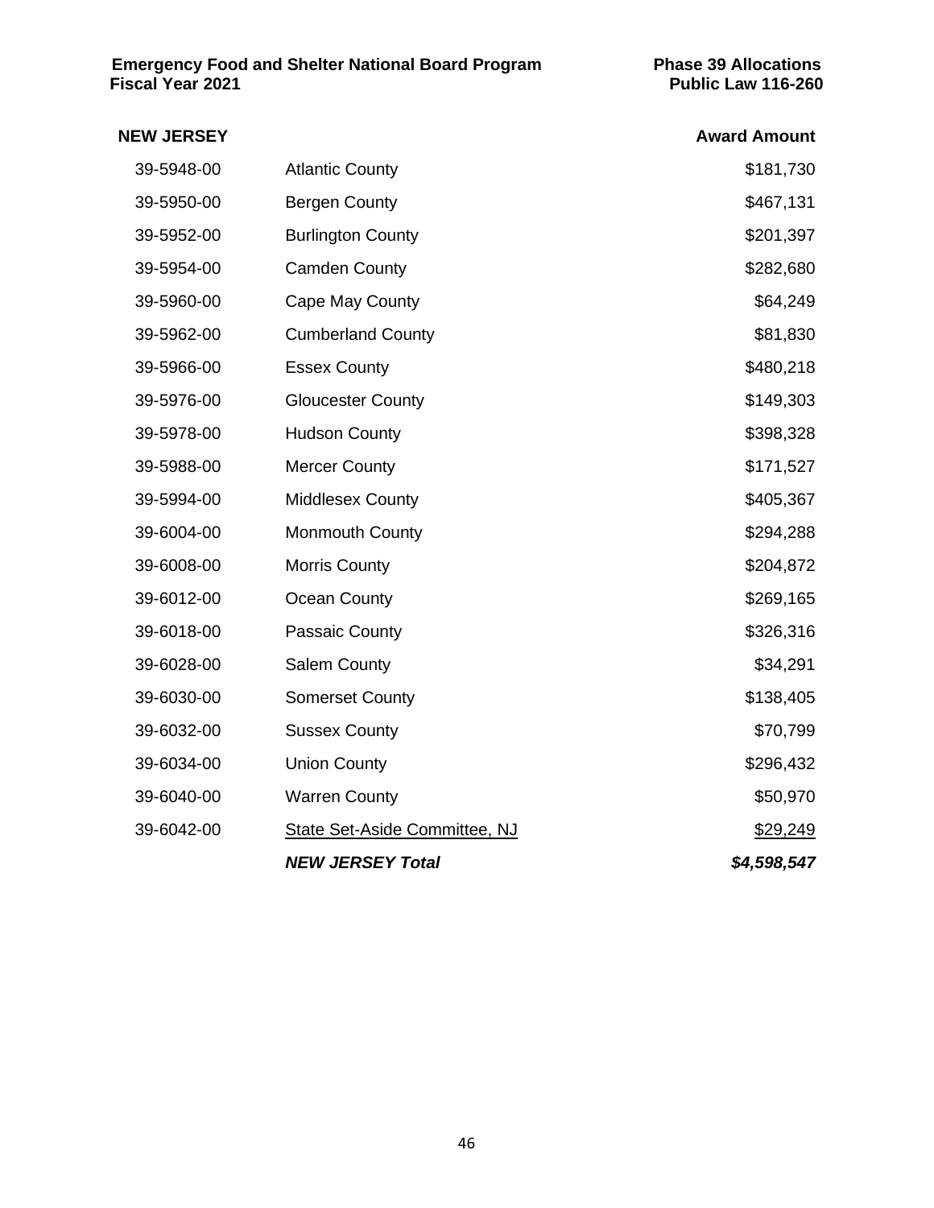**Emergency Food and Shelter National Board Program**
**Fiscal Year 2021**

**Phase 39 Allocations**
**Public Law 116-260**

| NEW JERSEY | | Award Amount |
|---|---|---|
| 39-5948-00 | Atlantic County | $181,730 |
| 39-5950-00 | Bergen County | $467,131 |
| 39-5952-00 | Burlington County | $201,397 |
| 39-5954-00 | Camden County | $282,680 |
| 39-5960-00 | Cape May County | $64,249 |
| 39-5962-00 | Cumberland County | $81,830 |
| 39-5966-00 | Essex County | $480,218 |
| 39-5976-00 | Gloucester County | $149,303 |
| 39-5978-00 | Hudson County | $398,328 |
| 39-5988-00 | Mercer County | $171,527 |
| 39-5994-00 | Middlesex County | $405,367 |
| 39-6004-00 | Monmouth County | $294,288 |
| 39-6008-00 | Morris County | $204,872 |
| 39-6012-00 | Ocean County | $269,165 |
| 39-6018-00 | Passaic County | $326,316 |
| 39-6028-00 | Salem County | $34,291 |
| 39-6030-00 | Somerset County | $138,405 |
| 39-6032-00 | Sussex County | $70,799 |
| 39-6034-00 | Union County | $296,432 |
| 39-6040-00 | Warren County | $50,970 |
| 39-6042-00 | State Set-Aside Committee, NJ | $29,249 |
| | ***NEW JERSEY Total*** | ***$4,598,547*** |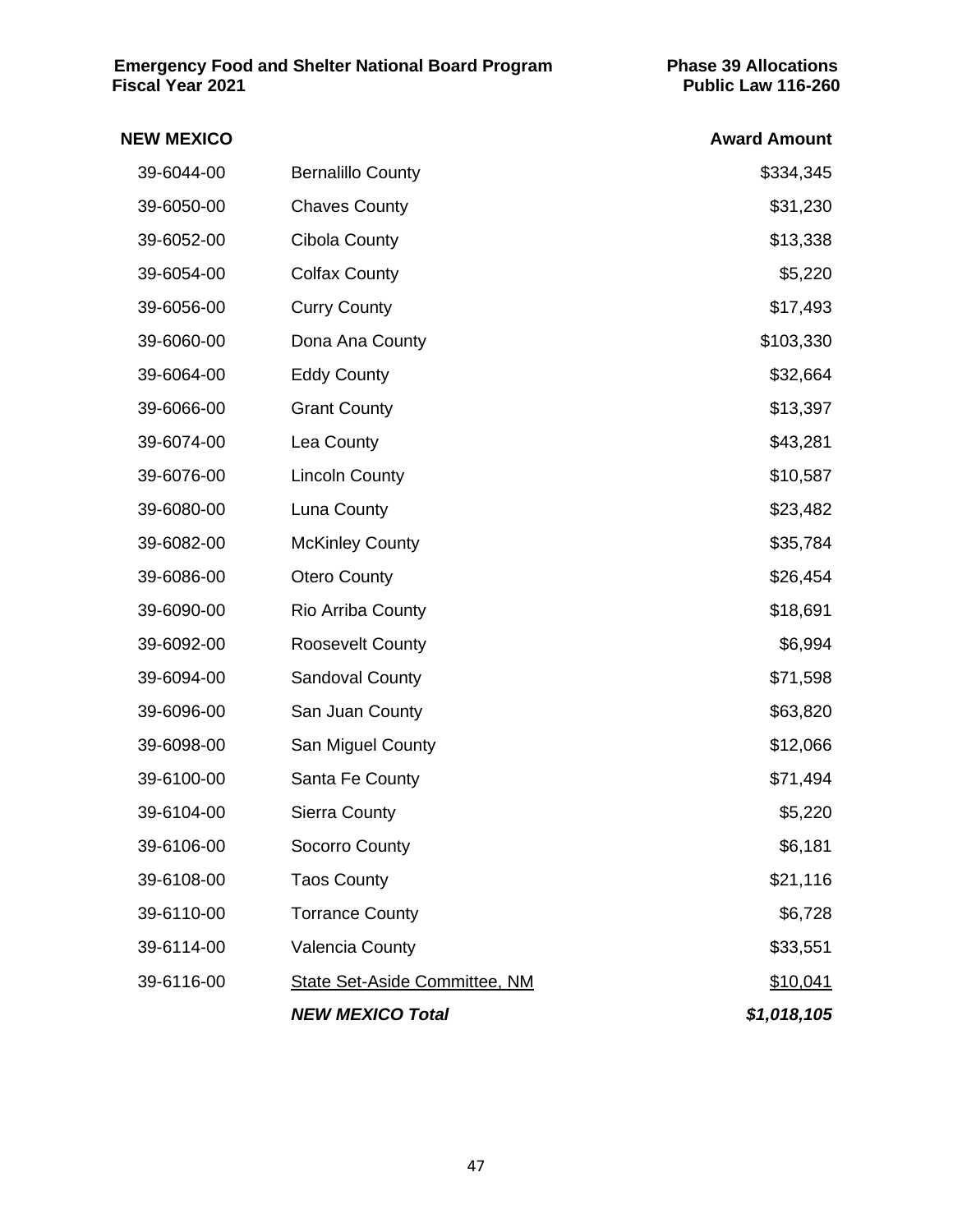**Emergency Food and Shelter National Board Program**
**Fiscal Year 2021**

**Phase 39 Allocations**
**Public Law 116-260**

| **NEW MEXICO** | | **Award Amount** |
|---|---|---|
| 39-6044-00 | Bernalillo County | $334,345 |
| 39-6050-00 | Chaves County | $31,230 |
| 39-6052-00 | Cibola County | $13,338 |
| 39-6054-00 | Colfax County | $5,220 |
| 39-6056-00 | Curry County | $17,493 |
| 39-6060-00 | Dona Ana County | $103,330 |
| 39-6064-00 | Eddy County | $32,664 |
| 39-6066-00 | Grant County | $13,397 |
| 39-6074-00 | Lea County | $43,281 |
| 39-6076-00 | Lincoln County | $10,587 |
| 39-6080-00 | Luna County | $23,482 |
| 39-6082-00 | McKinley County | $35,784 |
| 39-6086-00 | Otero County | $26,454 |
| 39-6090-00 | Rio Arriba County | $18,691 |
| 39-6092-00 | Roosevelt County | $6,994 |
| 39-6094-00 | Sandoval County | $71,598 |
| 39-6096-00 | San Juan County | $63,820 |
| 39-6098-00 | San Miguel County | $12,066 |
| 39-6100-00 | Santa Fe County | $71,494 |
| 39-6104-00 | Sierra County | $5,220 |
| 39-6106-00 | Socorro County | $6,181 |
| 39-6108-00 | Taos County | $21,116 |
| 39-6110-00 | Torrance County | $6,728 |
| 39-6114-00 | Valencia County | $33,551 |
| 39-6116-00 | State Set-Aside Committee, NM | $10,041 |
| | ***NEW MEXICO Total*** | ***$1,018,105*** |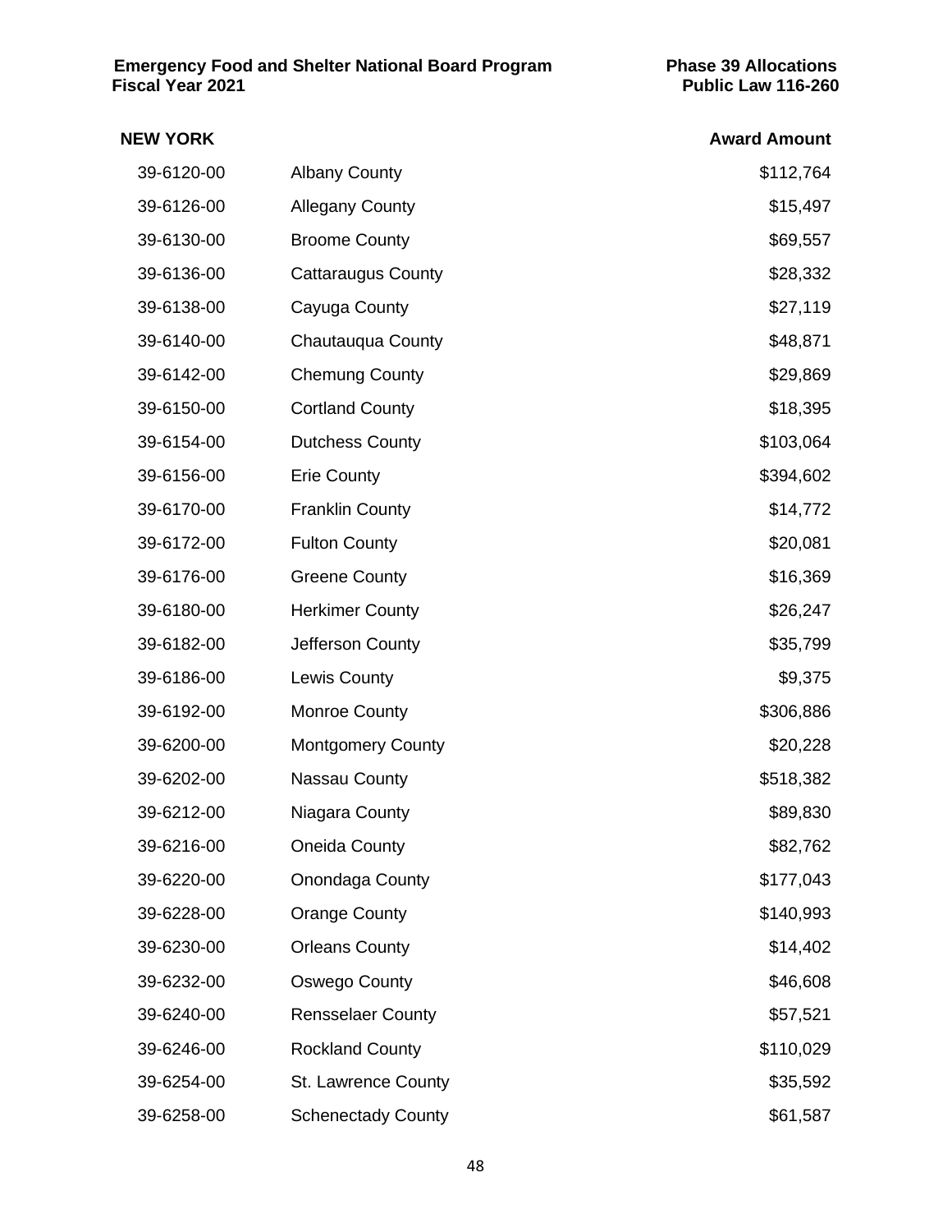**Emergency Food and Shelter National Board Program**
**Fiscal Year 2021**

**Phase 39 Allocations**
**Public Law 116-260**

| NEW YORK | | Award Amount |
|---|---|---|
| 39-6120-00 | Albany County | $112,764 |
| 39-6126-00 | Allegany County | $15,497 |
| 39-6130-00 | Broome County | $69,557 |
| 39-6136-00 | Cattaraugus County | $28,332 |
| 39-6138-00 | Cayuga County | $27,119 |
| 39-6140-00 | Chautauqua County | $48,871 |
| 39-6142-00 | Chemung County | $29,869 |
| 39-6150-00 | Cortland County | $18,395 |
| 39-6154-00 | Dutchess County | $103,064 |
| 39-6156-00 | Erie County | $394,602 |
| 39-6170-00 | Franklin County | $14,772 |
| 39-6172-00 | Fulton County | $20,081 |
| 39-6176-00 | Greene County | $16,369 |
| 39-6180-00 | Herkimer County | $26,247 |
| 39-6182-00 | Jefferson County | $35,799 |
| 39-6186-00 | Lewis County | $9,375 |
| 39-6192-00 | Monroe County | $306,886 |
| 39-6200-00 | Montgomery County | $20,228 |
| 39-6202-00 | Nassau County | $518,382 |
| 39-6212-00 | Niagara County | $89,830 |
| 39-6216-00 | Oneida County | $82,762 |
| 39-6220-00 | Onondaga County | $177,043 |
| 39-6228-00 | Orange County | $140,993 |
| 39-6230-00 | Orleans County | $14,402 |
| 39-6232-00 | Oswego County | $46,608 |
| 39-6240-00 | Rensselaer County | $57,521 |
| 39-6246-00 | Rockland County | $110,029 |
| 39-6254-00 | St. Lawrence County | $35,592 |
| 39-6258-00 | Schenectady County | $61,587 |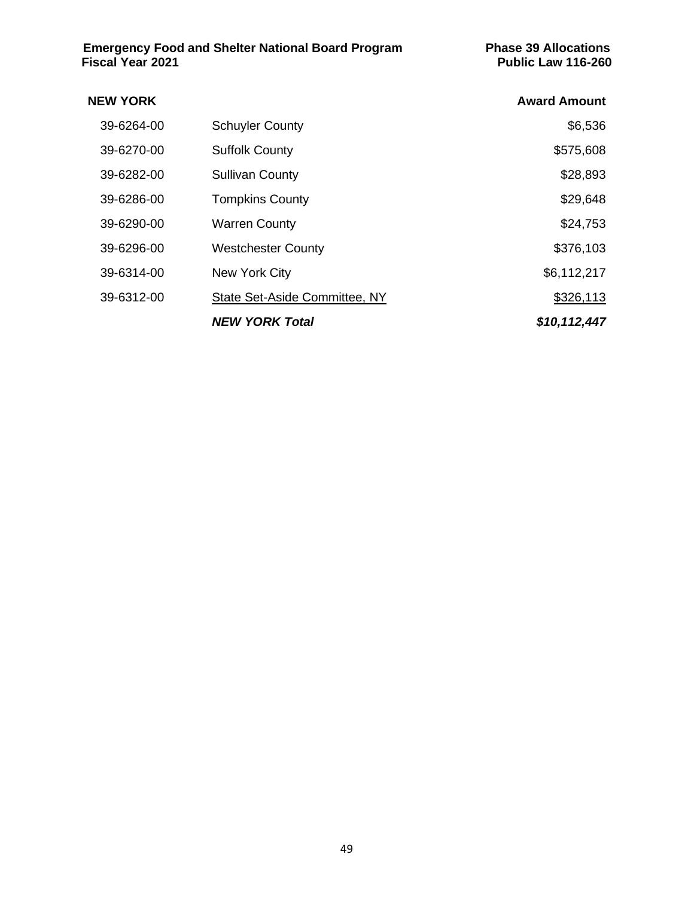**Emergency Food and Shelter National Board Program**
**Fiscal Year 2021**

**Phase 39 Allocations**
**Public Law 116-260**

| **NEW YORK** | | **Award Amount** |
|---|---|---|
| 39-6264-00 | Schuyler County | $6,536 |
| 39-6270-00 | Suffolk County | $575,608 |
| 39-6282-00 | Sullivan County | $28,893 |
| 39-6286-00 | Tompkins County | $29,648 |
| 39-6290-00 | Warren County | $24,753 |
| 39-6296-00 | Westchester County | $376,103 |
| 39-6314-00 | New York City | $6,112,217 |
| 39-6312-00 | State Set-Aside Committee, NY | $326,113 |
| | ***NEW YORK Total*** | ***$10,112,447*** |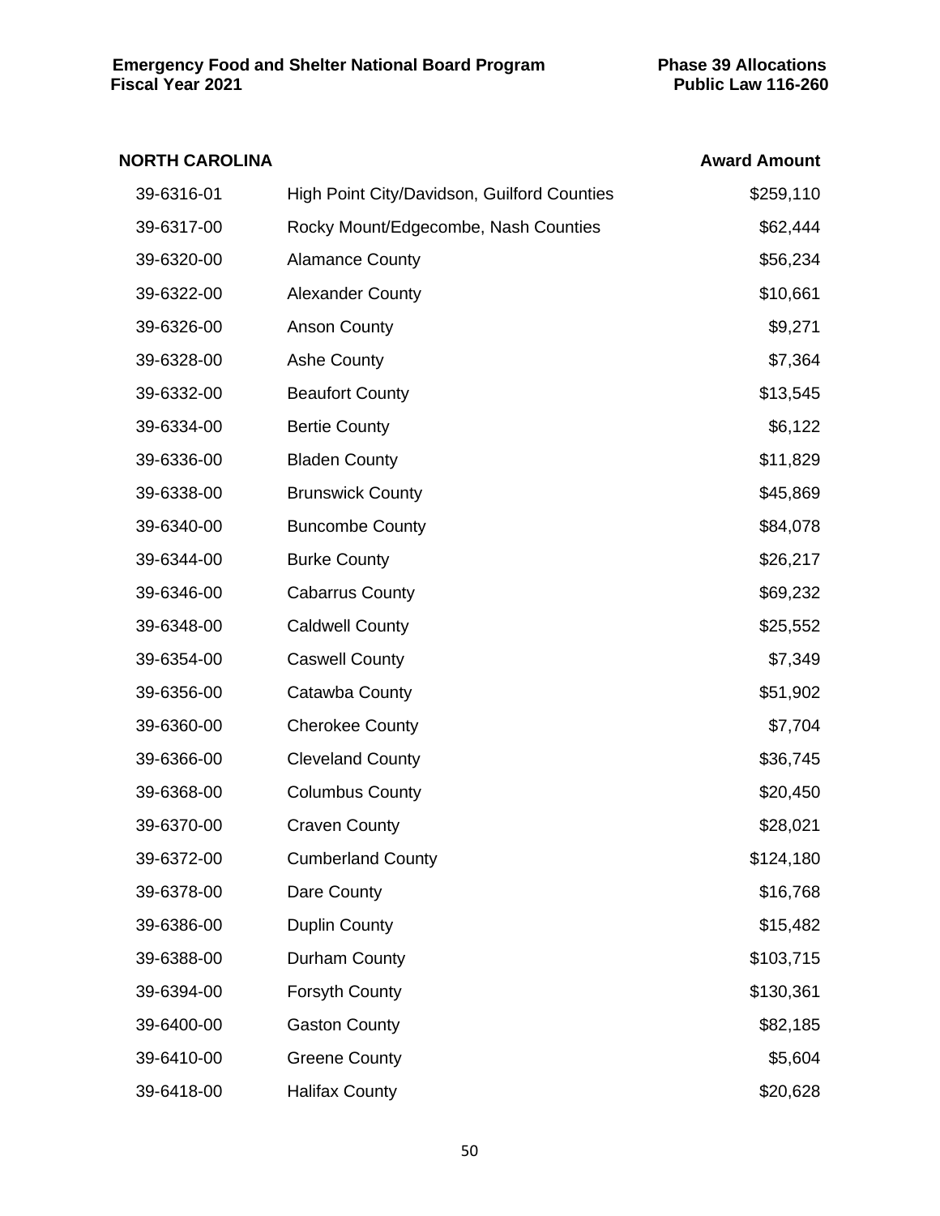| NORTH CAROLINA | | Award Amount |
|---|---|---|
| 39-6316-01 | High Point City/Davidson, Guilford Counties | $259,110 |
| 39-6317-00 | Rocky Mount/Edgecombe, Nash Counties | $62,444 |
| 39-6320-00 | Alamance County | $56,234 |
| 39-6322-00 | Alexander County | $10,661 |
| 39-6326-00 | Anson County | $9,271 |
| 39-6328-00 | Ashe County | $7,364 |
| 39-6332-00 | Beaufort County | $13,545 |
| 39-6334-00 | Bertie County | $6,122 |
| 39-6336-00 | Bladen County | $11,829 |
| 39-6338-00 | Brunswick County | $45,869 |
| 39-6340-00 | Buncombe County | $84,078 |
| 39-6344-00 | Burke County | $26,217 |
| 39-6346-00 | Cabarrus County | $69,232 |
| 39-6348-00 | Caldwell County | $25,552 |
| 39-6354-00 | Caswell County | $7,349 |
| 39-6356-00 | Catawba County | $51,902 |
| 39-6360-00 | Cherokee County | $7,704 |
| 39-6366-00 | Cleveland County | $36,745 |
| 39-6368-00 | Columbus County | $20,450 |
| 39-6370-00 | Craven County | $28,021 |
| 39-6372-00 | Cumberland County | $124,180 |
| 39-6378-00 | Dare County | $16,768 |
| 39-6386-00 | Duplin County | $15,482 |
| 39-6388-00 | Durham County | $103,715 |
| 39-6394-00 | Forsyth County | $130,361 |
| 39-6400-00 | Gaston County | $82,185 |
| 39-6410-00 | Greene County | $5,604 |
| 39-6418-00 | Halifax County | $20,628 |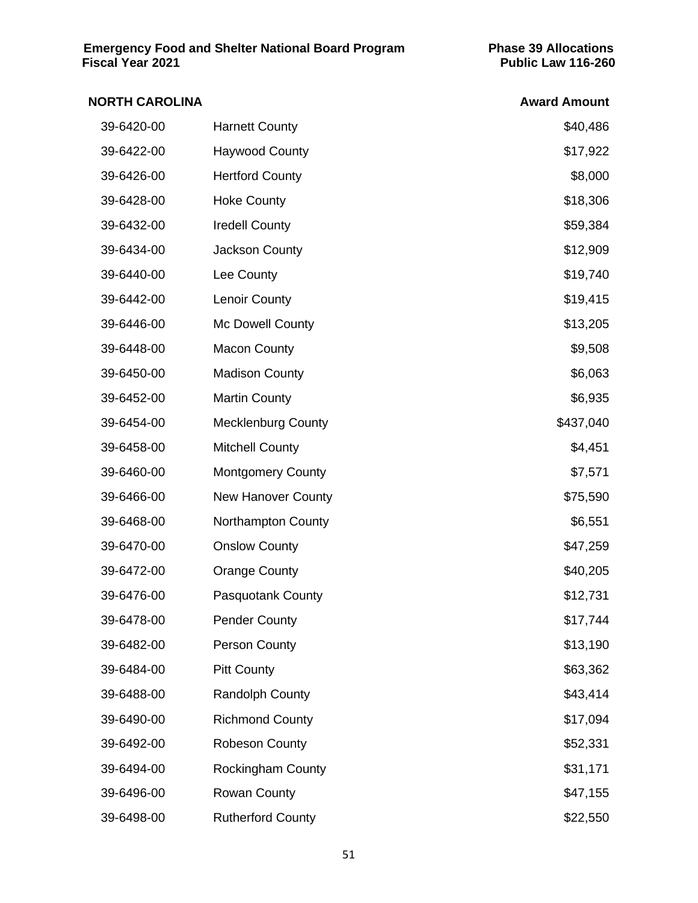**Emergency Food and Shelter National Board Program** **Phase 39 Allocations**
**Fiscal Year 2021** **Public Law 116-260**

| NORTH CAROLINA | | Award Amount |
|---|---|---|
| 39-6420-00 | Harnett County | $40,486 |
| 39-6422-00 | Haywood County | $17,922 |
| 39-6426-00 | Hertford County | $8,000 |
| 39-6428-00 | Hoke County | $18,306 |
| 39-6432-00 | Iredell County | $59,384 |
| 39-6434-00 | Jackson County | $12,909 |
| 39-6440-00 | Lee County | $19,740 |
| 39-6442-00 | Lenoir County | $19,415 |
| 39-6446-00 | Mc Dowell County | $13,205 |
| 39-6448-00 | Macon County | $9,508 |
| 39-6450-00 | Madison County | $6,063 |
| 39-6452-00 | Martin County | $6,935 |
| 39-6454-00 | Mecklenburg County | $437,040 |
| 39-6458-00 | Mitchell County | $4,451 |
| 39-6460-00 | Montgomery County | $7,571 |
| 39-6466-00 | New Hanover County | $75,590 |
| 39-6468-00 | Northampton County | $6,551 |
| 39-6470-00 | Onslow County | $47,259 |
| 39-6472-00 | Orange County | $40,205 |
| 39-6476-00 | Pasquotank County | $12,731 |
| 39-6478-00 | Pender County | $17,744 |
| 39-6482-00 | Person County | $13,190 |
| 39-6484-00 | Pitt County | $63,362 |
| 39-6488-00 | Randolph County | $43,414 |
| 39-6490-00 | Richmond County | $17,094 |
| 39-6492-00 | Robeson County | $52,331 |
| 39-6494-00 | Rockingham County | $31,171 |
| 39-6496-00 | Rowan County | $47,155 |
| 39-6498-00 | Rutherford County | $22,550 |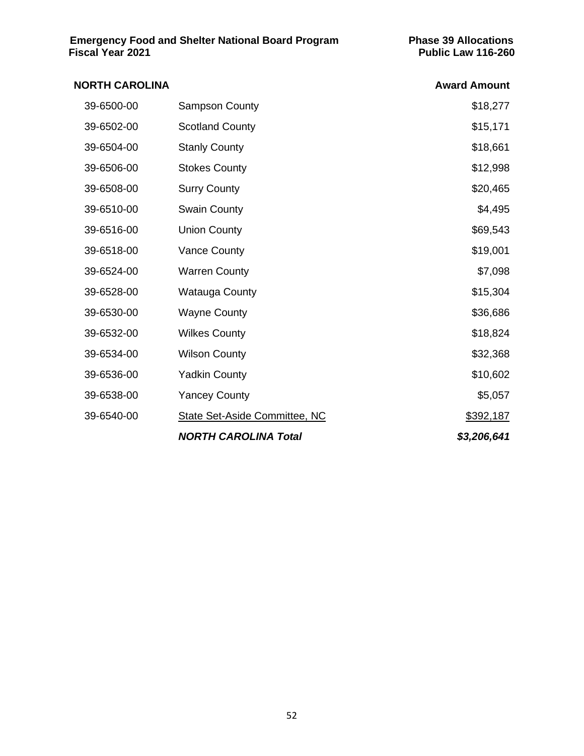**Emergency Food and Shelter National Board Program** **Phase 39 Allocations**
**Fiscal Year 2021** **Public Law 116-260**

| NORTH CAROLINA | | Award Amount |
|---|---|---|
| 39-6500-00 | Sampson County | $18,277 |
| 39-6502-00 | Scotland County | $15,171 |
| 39-6504-00 | Stanly County | $18,661 |
| 39-6506-00 | Stokes County | $12,998 |
| 39-6508-00 | Surry County | $20,465 |
| 39-6510-00 | Swain County | $4,495 |
| 39-6516-00 | Union County | $69,543 |
| 39-6518-00 | Vance County | $19,001 |
| 39-6524-00 | Warren County | $7,098 |
| 39-6528-00 | Watauga County | $15,304 |
| 39-6530-00 | Wayne County | $36,686 |
| 39-6532-00 | Wilkes County | $18,824 |
| 39-6534-00 | Wilson County | $32,368 |
| 39-6536-00 | Yadkin County | $10,602 |
| 39-6538-00 | Yancey County | $5,057 |
| 39-6540-00 | State Set-Aside Committee, NC | $392,187 |
| | ***NORTH CAROLINA Total*** | ***$3,206,641*** |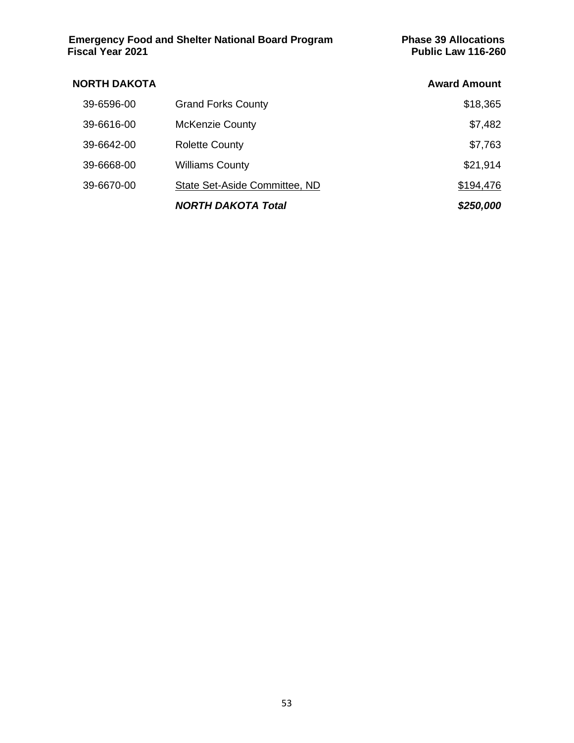**Emergency Food and Shelter National Board Program** **Phase 39 Allocations**
**Fiscal Year 2021** **Public Law 116-260**

| NORTH DAKOTA | | Award Amount |
|---|---|---|
| 39-6596-00 | Grand Forks County | $18,365 |
| 39-6616-00 | McKenzie County | $7,482 |
| 39-6642-00 | Rolette County | $7,763 |
| 39-6668-00 | Williams County | $21,914 |
| 39-6670-00 | State Set-Aside Committee, ND | $194,476 |
| | ***NORTH DAKOTA Total*** | ***$250,000*** |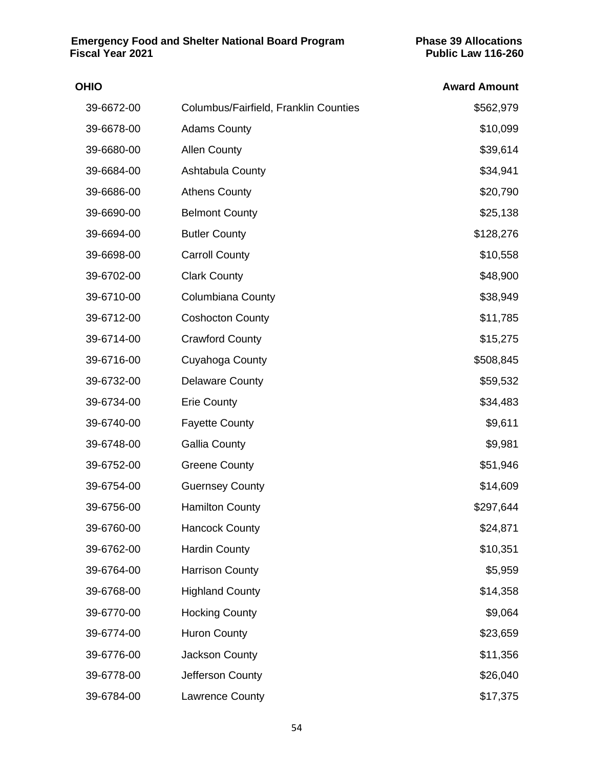**Emergency Food and Shelter National Board Program** **Phase 39 Allocations**
**Fiscal Year 2021** **Public Law 116-260**

| OHIO | | Award Amount |
|---|---|---|
| 39-6672-00 | Columbus/Fairfield, Franklin Counties | $562,979 |
| 39-6678-00 | Adams County | $10,099 |
| 39-6680-00 | Allen County | $39,614 |
| 39-6684-00 | Ashtabula County | $34,941 |
| 39-6686-00 | Athens County | $20,790 |
| 39-6690-00 | Belmont County | $25,138 |
| 39-6694-00 | Butler County | $128,276 |
| 39-6698-00 | Carroll County | $10,558 |
| 39-6702-00 | Clark County | $48,900 |
| 39-6710-00 | Columbiana County | $38,949 |
| 39-6712-00 | Coshocton County | $11,785 |
| 39-6714-00 | Crawford County | $15,275 |
| 39-6716-00 | Cuyahoga County | $508,845 |
| 39-6732-00 | Delaware County | $59,532 |
| 39-6734-00 | Erie County | $34,483 |
| 39-6740-00 | Fayette County | $9,611 |
| 39-6748-00 | Gallia County | $9,981 |
| 39-6752-00 | Greene County | $51,946 |
| 39-6754-00 | Guernsey County | $14,609 |
| 39-6756-00 | Hamilton County | $297,644 |
| 39-6760-00 | Hancock County | $24,871 |
| 39-6762-00 | Hardin County | $10,351 |
| 39-6764-00 | Harrison County | $5,959 |
| 39-6768-00 | Highland County | $14,358 |
| 39-6770-00 | Hocking County | $9,064 |
| 39-6774-00 | Huron County | $23,659 |
| 39-6776-00 | Jackson County | $11,356 |
| 39-6778-00 | Jefferson County | $26,040 |
| 39-6784-00 | Lawrence County | $17,375 |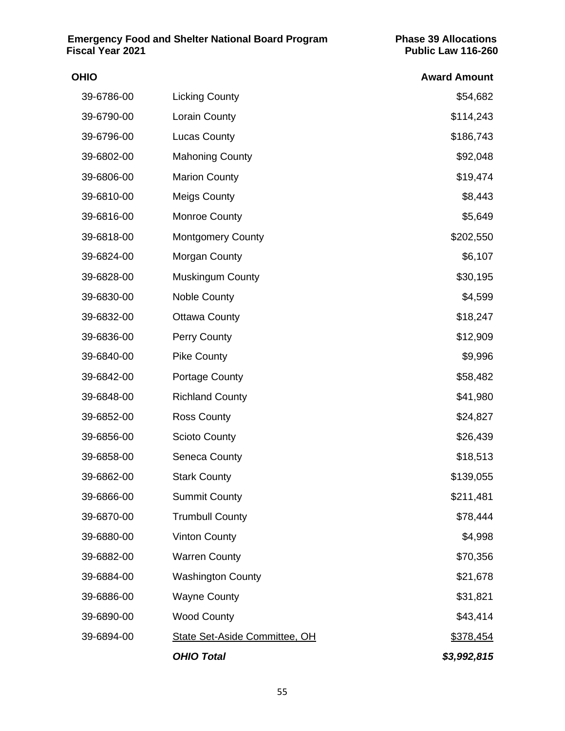| OHIO | | Award Amount |
|---|---|---|
| 39-6786-00 | Licking County | \$54,682 |
| 39-6790-00 | Lorain County | \$114,243 |
| 39-6796-00 | Lucas County | \$186,743 |
| 39-6802-00 | Mahoning County | \$92,048 |
| 39-6806-00 | Marion County | \$19,474 |
| 39-6810-00 | Meigs County | \$8,443 |
| 39-6816-00 | Monroe County | \$5,649 |
| 39-6818-00 | Montgomery County | \$202,550 |
| 39-6824-00 | Morgan County | \$6,107 |
| 39-6828-00 | Muskingum County | \$30,195 |
| 39-6830-00 | Noble County | \$4,599 |
| 39-6832-00 | Ottawa County | \$18,247 |
| 39-6836-00 | Perry County | \$12,909 |
| 39-6840-00 | Pike County | \$9,996 |
| 39-6842-00 | Portage County | \$58,482 |
| 39-6848-00 | Richland County | \$41,980 |
| 39-6852-00 | Ross County | \$24,827 |
| 39-6856-00 | Scioto County | \$26,439 |
| 39-6858-00 | Seneca County | \$18,513 |
| 39-6862-00 | Stark County | \$139,055 |
| 39-6866-00 | Summit County | \$211,481 |
| 39-6870-00 | Trumbull County | \$78,444 |
| 39-6880-00 | Vinton County | \$4,998 |
| 39-6882-00 | Warren County | \$70,356 |
| 39-6884-00 | Washington County | \$21,678 |
| 39-6886-00 | Wayne County | \$31,821 |
| 39-6890-00 | Wood County | \$43,414 |
| 39-6894-00 | State Set-Aside Committee, OH | \$378,454 |
| | ***OHIO Total*** | ***\$3,992,815*** |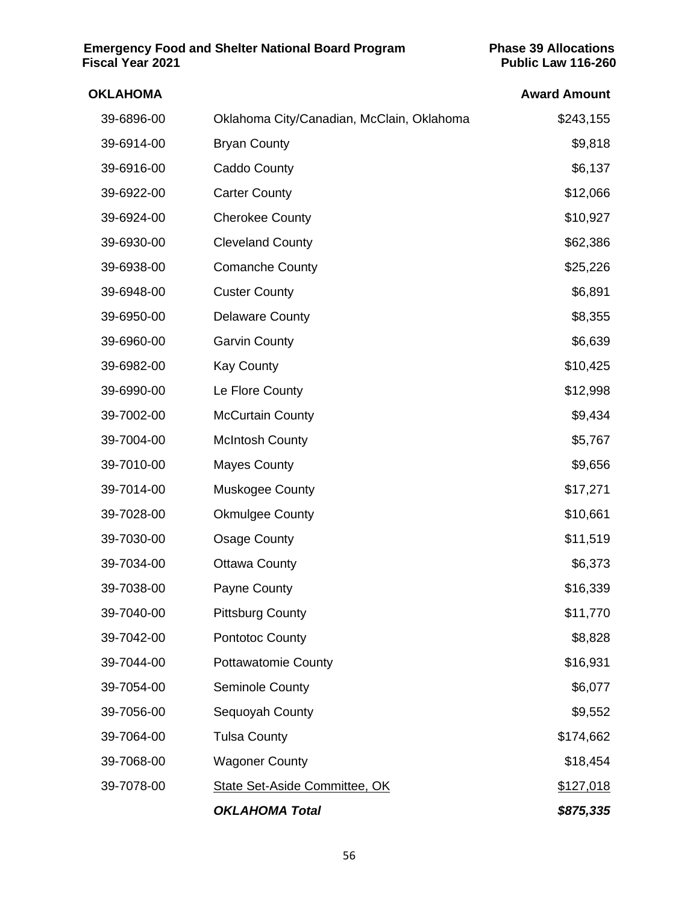**Emergency Food and Shelter National Board Program**
**Fiscal Year 2021**

**Phase 39 Allocations**
**Public Law 116-260**

| **OKLAHOMA** | | **Award Amount** |
|---|---|---|
| 39-6896-00 | Oklahoma City/Canadian, McClain, Oklahoma | $243,155 |
| 39-6914-00 | Bryan County | $9,818 |
| 39-6916-00 | Caddo County | $6,137 |
| 39-6922-00 | Carter County | $12,066 |
| 39-6924-00 | Cherokee County | $10,927 |
| 39-6930-00 | Cleveland County | $62,386 |
| 39-6938-00 | Comanche County | $25,226 |
| 39-6948-00 | Custer County | $6,891 |
| 39-6950-00 | Delaware County | $8,355 |
| 39-6960-00 | Garvin County | $6,639 |
| 39-6982-00 | Kay County | $10,425 |
| 39-6990-00 | Le Flore County | $12,998 |
| 39-7002-00 | McCurtain County | $9,434 |
| 39-7004-00 | McIntosh County | $5,767 |
| 39-7010-00 | Mayes County | $9,656 |
| 39-7014-00 | Muskogee County | $17,271 |
| 39-7028-00 | Okmulgee County | $10,661 |
| 39-7030-00 | Osage County | $11,519 |
| 39-7034-00 | Ottawa County | $6,373 |
| 39-7038-00 | Payne County | $16,339 |
| 39-7040-00 | Pittsburg County | $11,770 |
| 39-7042-00 | Pontotoc County | $8,828 |
| 39-7044-00 | Pottawatomie County | $16,931 |
| 39-7054-00 | Seminole County | $6,077 |
| 39-7056-00 | Sequoyah County | $9,552 |
| 39-7064-00 | Tulsa County | $174,662 |
| 39-7068-00 | Wagoner County | $18,454 |
| 39-7078-00 | State Set-Aside Committee, OK | $127,018 |
| | ***OKLAHOMA Total*** | ***$875,335*** |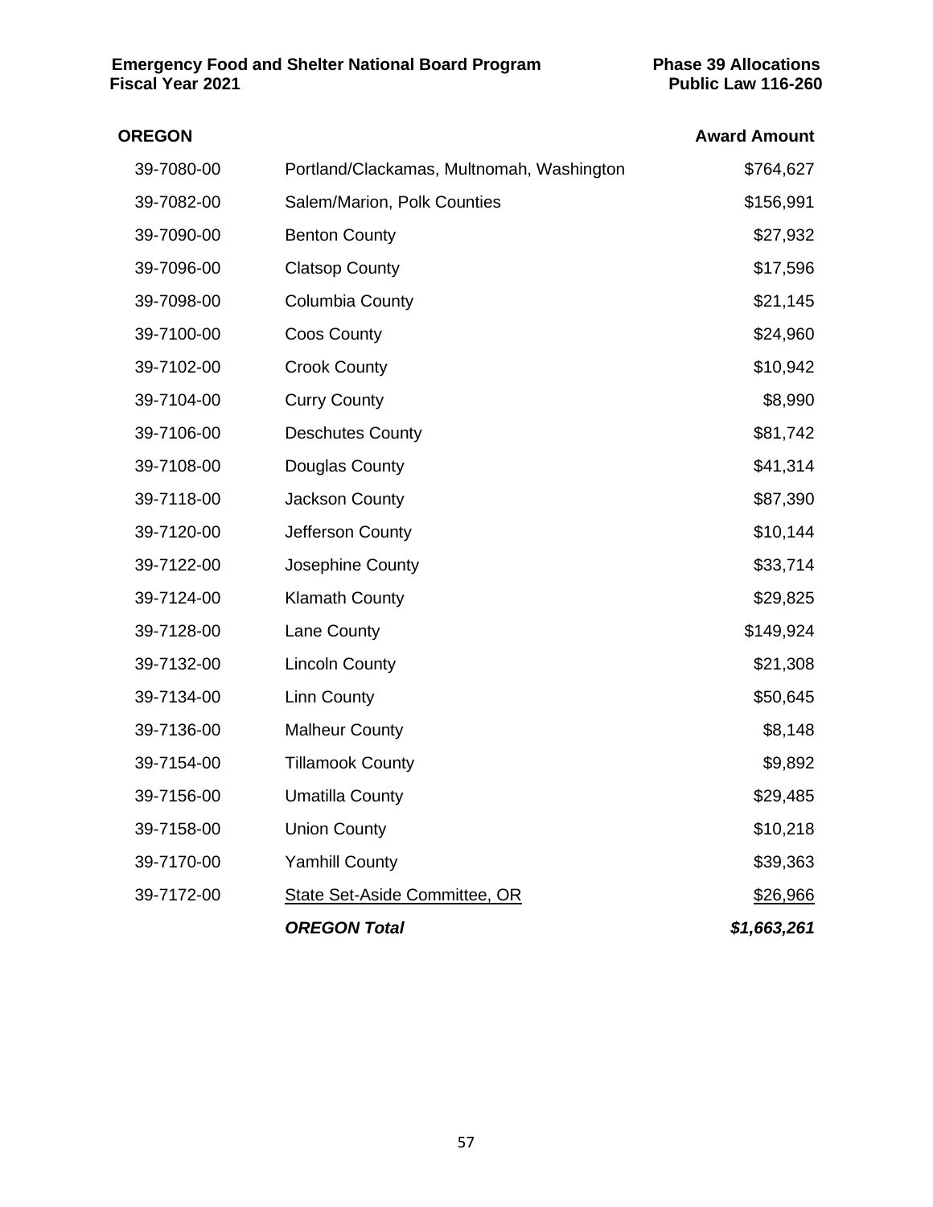**Emergency Food and Shelter National Board Program** **Phase 39 Allocations**
**Fiscal Year 2021** **Public Law 116-260**

| OREGON | | Award Amount |
|---|---|---|
| 39-7080-00 | Portland/Clackamas, Multnomah, Washington | $764,627 |
| 39-7082-00 | Salem/Marion, Polk Counties | $156,991 |
| 39-7090-00 | Benton County | $27,932 |
| 39-7096-00 | Clatsop County | $17,596 |
| 39-7098-00 | Columbia County | $21,145 |
| 39-7100-00 | Coos County | $24,960 |
| 39-7102-00 | Crook County | $10,942 |
| 39-7104-00 | Curry County | $8,990 |
| 39-7106-00 | Deschutes County | $81,742 |
| 39-7108-00 | Douglas County | $41,314 |
| 39-7118-00 | Jackson County | $87,390 |
| 39-7120-00 | Jefferson County | $10,144 |
| 39-7122-00 | Josephine County | $33,714 |
| 39-7124-00 | Klamath County | $29,825 |
| 39-7128-00 | Lane County | $149,924 |
| 39-7132-00 | Lincoln County | $21,308 |
| 39-7134-00 | Linn County | $50,645 |
| 39-7136-00 | Malheur County | $8,148 |
| 39-7154-00 | Tillamook County | $9,892 |
| 39-7156-00 | Umatilla County | $29,485 |
| 39-7158-00 | Union County | $10,218 |
| 39-7170-00 | Yamhill County | $39,363 |
| 39-7172-00 | State Set-Aside Committee, OR | $26,966 |
| | ***OREGON Total*** | ***$1,663,261*** |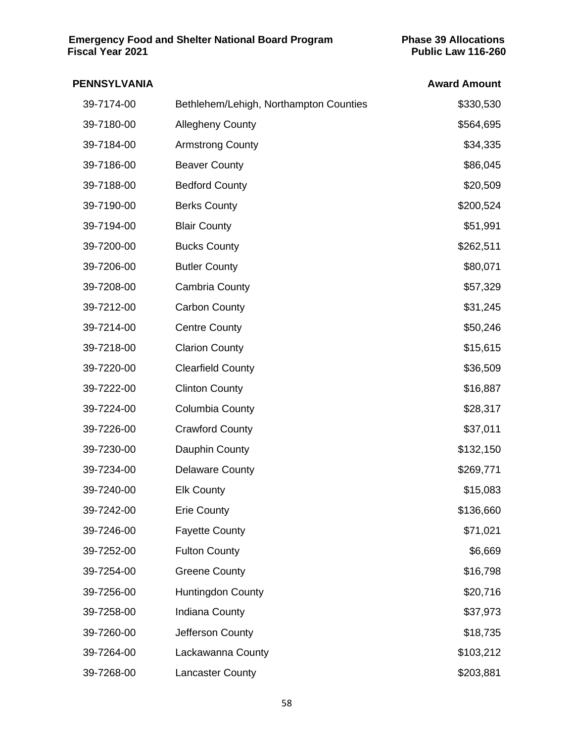**Emergency Food and Shelter National Board Program** **Phase 39 Allocations**
**Fiscal Year 2021** **Public Law 116-260**

| PENNSYLVANIA | | Award Amount |
|---|---|---|
| 39-7174-00 | Bethlehem/Lehigh, Northampton Counties | $330,530 |
| 39-7180-00 | Allegheny County | $564,695 |
| 39-7184-00 | Armstrong County | $34,335 |
| 39-7186-00 | Beaver County | $86,045 |
| 39-7188-00 | Bedford County | $20,509 |
| 39-7190-00 | Berks County | $200,524 |
| 39-7194-00 | Blair County | $51,991 |
| 39-7200-00 | Bucks County | $262,511 |
| 39-7206-00 | Butler County | $80,071 |
| 39-7208-00 | Cambria County | $57,329 |
| 39-7212-00 | Carbon County | $31,245 |
| 39-7214-00 | Centre County | $50,246 |
| 39-7218-00 | Clarion County | $15,615 |
| 39-7220-00 | Clearfield County | $36,509 |
| 39-7222-00 | Clinton County | $16,887 |
| 39-7224-00 | Columbia County | $28,317 |
| 39-7226-00 | Crawford County | $37,011 |
| 39-7230-00 | Dauphin County | $132,150 |
| 39-7234-00 | Delaware County | $269,771 |
| 39-7240-00 | Elk County | $15,083 |
| 39-7242-00 | Erie County | $136,660 |
| 39-7246-00 | Fayette County | $71,021 |
| 39-7252-00 | Fulton County | $6,669 |
| 39-7254-00 | Greene County | $16,798 |
| 39-7256-00 | Huntingdon County | $20,716 |
| 39-7258-00 | Indiana County | $37,973 |
| 39-7260-00 | Jefferson County | $18,735 |
| 39-7264-00 | Lackawanna County | $103,212 |
| 39-7268-00 | Lancaster County | $203,881 |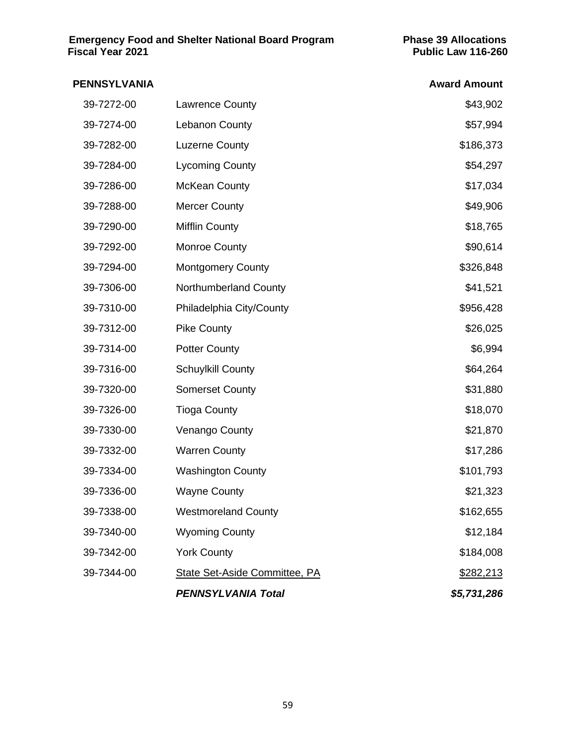**Emergency Food and Shelter National Board Program** **Phase 39 Allocations**
**Fiscal Year 2021** **Public Law 116-260**

| PENNSYLVANIA | | Award Amount |
|---|---|---|
| 39-7272-00 | Lawrence County | $43,902 |
| 39-7274-00 | Lebanon County | $57,994 |
| 39-7282-00 | Luzerne County | $186,373 |
| 39-7284-00 | Lycoming County | $54,297 |
| 39-7286-00 | McKean County | $17,034 |
| 39-7288-00 | Mercer County | $49,906 |
| 39-7290-00 | Mifflin County | $18,765 |
| 39-7292-00 | Monroe County | $90,614 |
| 39-7294-00 | Montgomery County | $326,848 |
| 39-7306-00 | Northumberland County | $41,521 |
| 39-7310-00 | Philadelphia City/County | $956,428 |
| 39-7312-00 | Pike County | $26,025 |
| 39-7314-00 | Potter County | $6,994 |
| 39-7316-00 | Schuylkill County | $64,264 |
| 39-7320-00 | Somerset County | $31,880 |
| 39-7326-00 | Tioga County | $18,070 |
| 39-7330-00 | Venango County | $21,870 |
| 39-7332-00 | Warren County | $17,286 |
| 39-7334-00 | Washington County | $101,793 |
| 39-7336-00 | Wayne County | $21,323 |
| 39-7338-00 | Westmoreland County | $162,655 |
| 39-7340-00 | Wyoming County | $12,184 |
| 39-7342-00 | York County | $184,008 |
| 39-7344-00 | State Set-Aside Committee, PA | $282,213 |
| | ***PENNSYLVANIA Total*** | ***$5,731,286*** |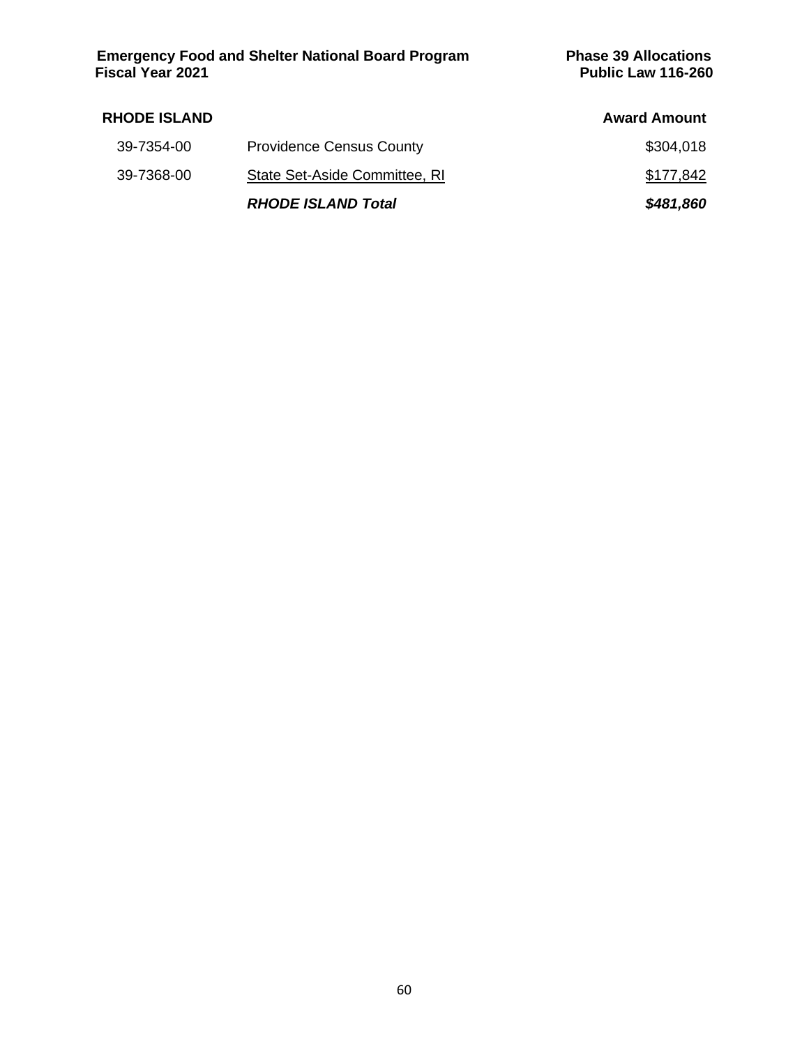**Emergency Food and Shelter National Board Program** **Phase 39 Allocations**
**Fiscal Year 2021** **Public Law 116-260**

| **RHODE ISLAND** | | **Award Amount** |
|---|---|---|
| 39-7354-00 | Providence Census County | $304,018 |
| 39-7368-00 | State Set-Aside Committee, RI | $177,842 |
| | ***RHODE ISLAND Total*** | ***$481,860*** |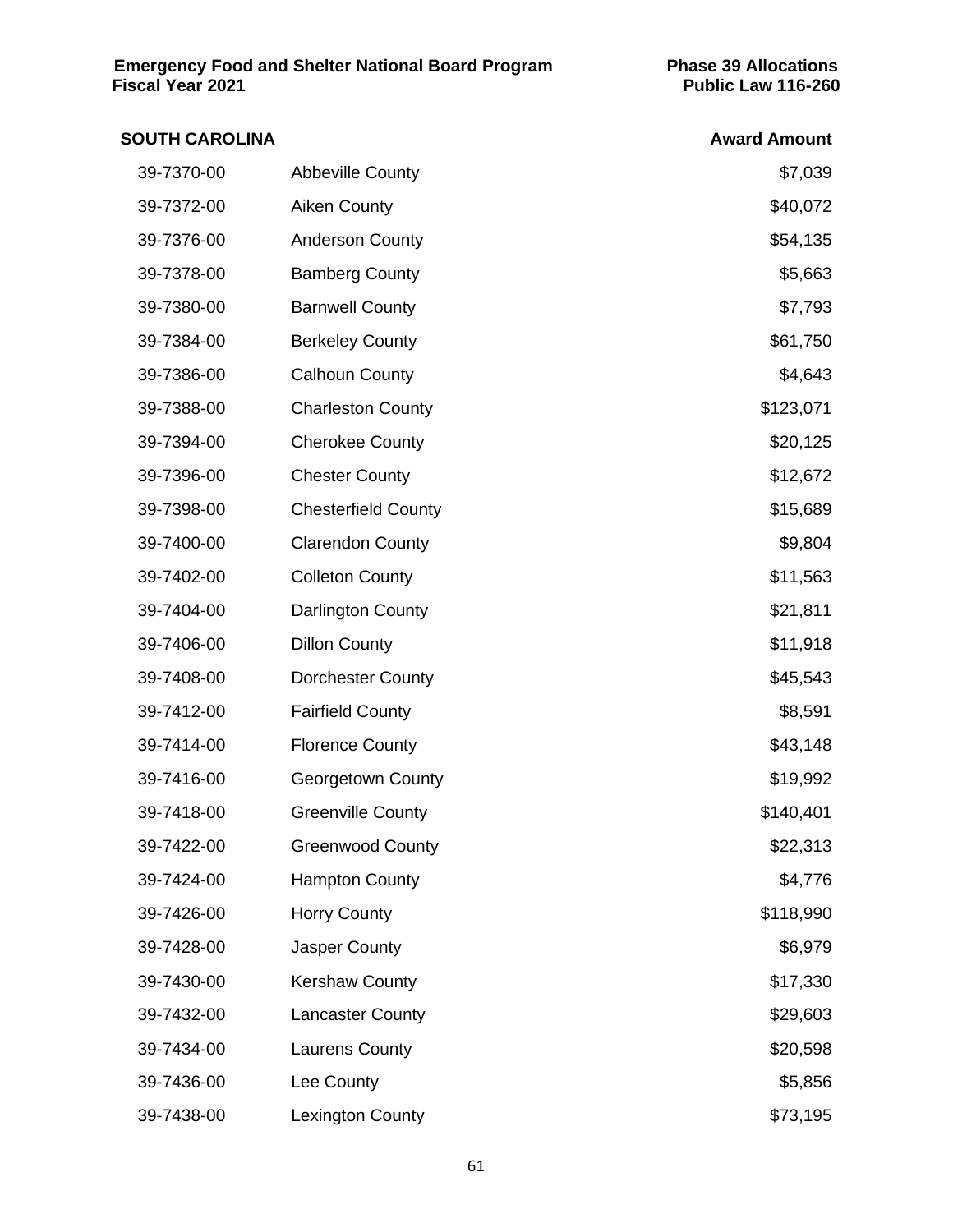**Emergency Food and Shelter National Board Program**
**Fiscal Year 2021**

**Phase 39 Allocations**
**Public Law 116-260**

| **SOUTH CAROLINA** | | **Award Amount** |
|---|---|---|
| 39-7370-00 | Abbeville County | $7,039 |
| 39-7372-00 | Aiken County | $40,072 |
| 39-7376-00 | Anderson County | $54,135 |
| 39-7378-00 | Bamberg County | $5,663 |
| 39-7380-00 | Barnwell County | $7,793 |
| 39-7384-00 | Berkeley County | $61,750 |
| 39-7386-00 | Calhoun County | $4,643 |
| 39-7388-00 | Charleston County | $123,071 |
| 39-7394-00 | Cherokee County | $20,125 |
| 39-7396-00 | Chester County | $12,672 |
| 39-7398-00 | Chesterfield County | $15,689 |
| 39-7400-00 | Clarendon County | $9,804 |
| 39-7402-00 | Colleton County | $11,563 |
| 39-7404-00 | Darlington County | $21,811 |
| 39-7406-00 | Dillon County | $11,918 |
| 39-7408-00 | Dorchester County | $45,543 |
| 39-7412-00 | Fairfield County | $8,591 |
| 39-7414-00 | Florence County | $43,148 |
| 39-7416-00 | Georgetown County | $19,992 |
| 39-7418-00 | Greenville County | $140,401 |
| 39-7422-00 | Greenwood County | $22,313 |
| 39-7424-00 | Hampton County | $4,776 |
| 39-7426-00 | Horry County | $118,990 |
| 39-7428-00 | Jasper County | $6,979 |
| 39-7430-00 | Kershaw County | $17,330 |
| 39-7432-00 | Lancaster County | $29,603 |
| 39-7434-00 | Laurens County | $20,598 |
| 39-7436-00 | Lee County | $5,856 |
| 39-7438-00 | Lexington County | $73,195 |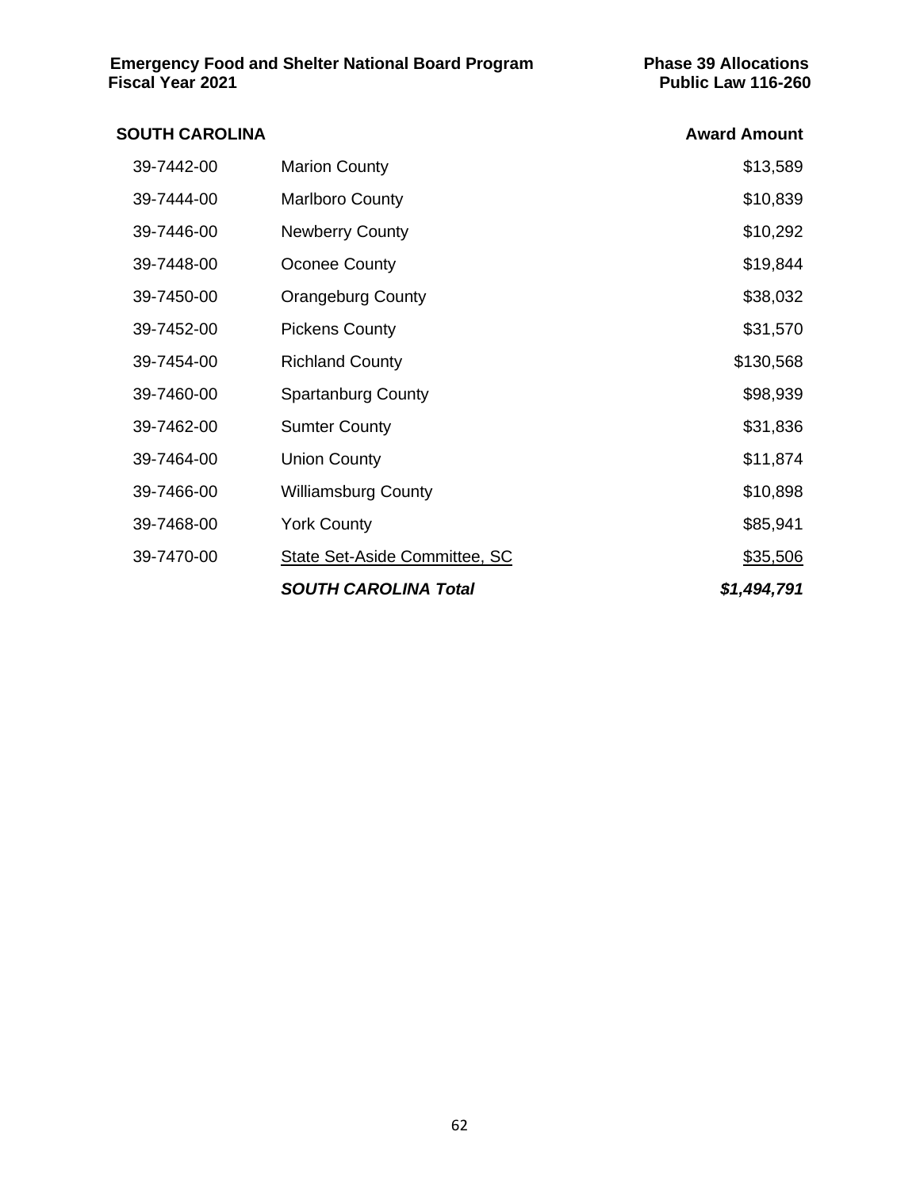**Emergency Food and Shelter National Board Program** **Phase 39 Allocations**
**Fiscal Year 2021** **Public Law 116-260**

| **SOUTH CAROLINA** | | **Award Amount** |
|---|---|---|
| 39-7442-00 | Marion County | $13,589 |
| 39-7444-00 | Marlboro County | $10,839 |
| 39-7446-00 | Newberry County | $10,292 |
| 39-7448-00 | Oconee County | $19,844 |
| 39-7450-00 | Orangeburg County | $38,032 |
| 39-7452-00 | Pickens County | $31,570 |
| 39-7454-00 | Richland County | $130,568 |
| 39-7460-00 | Spartanburg County | $98,939 |
| 39-7462-00 | Sumter County | $31,836 |
| 39-7464-00 | Union County | $11,874 |
| 39-7466-00 | Williamsburg County | $10,898 |
| 39-7468-00 | York County | $85,941 |
| 39-7470-00 | State Set-Aside Committee, SC | $35,506 |
| | ***SOUTH CAROLINA Total*** | ***$1,494,791*** |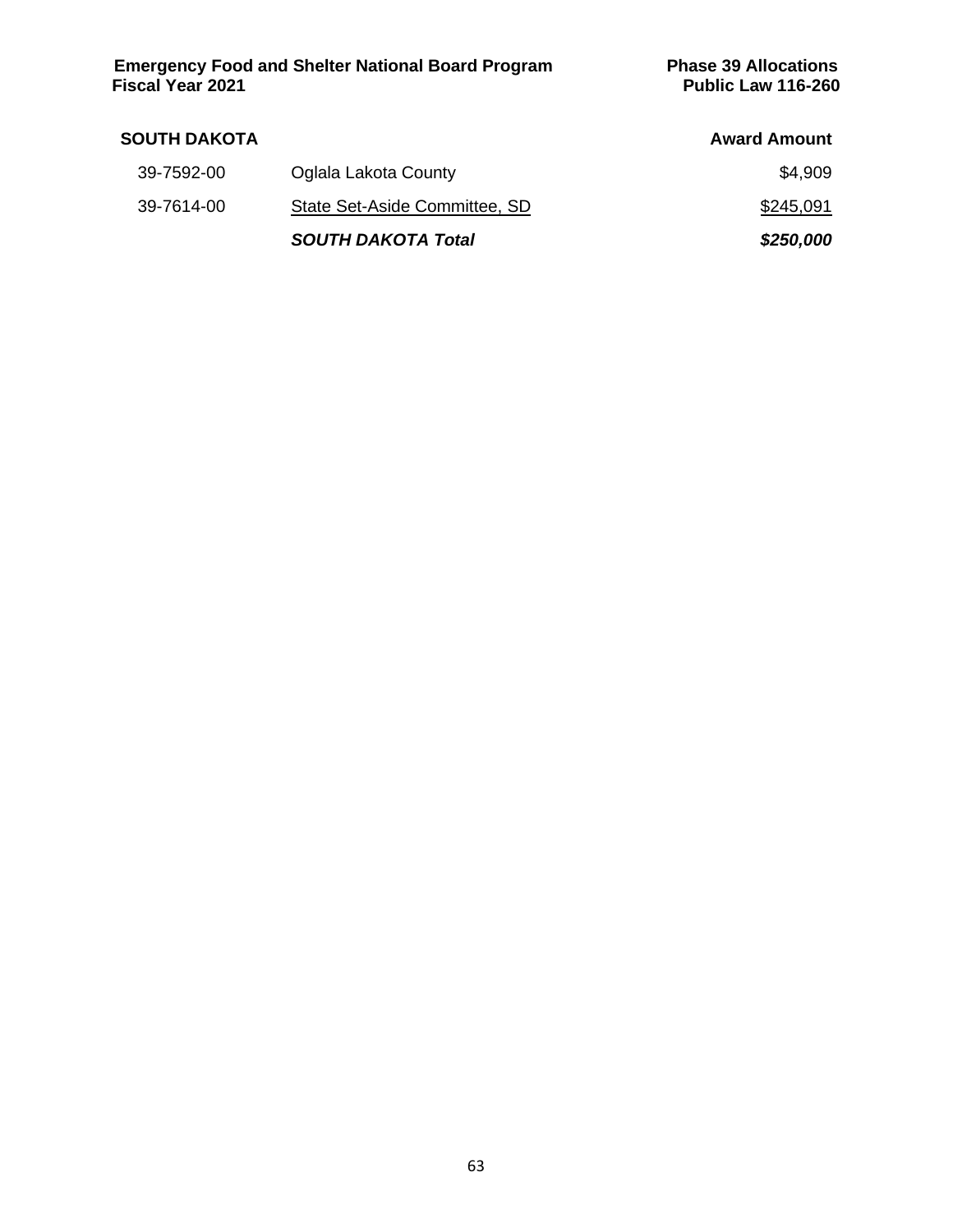## SOUTH DAKOTA

| | | Award Amount |
|---|---|---|
| 39-7592-00 | Oglala Lakota County | $4,909 |
| 39-7614-00 | State Set-Aside Committee, SD | $245,091 |
| | ***SOUTH DAKOTA Total*** | ***$250,000*** |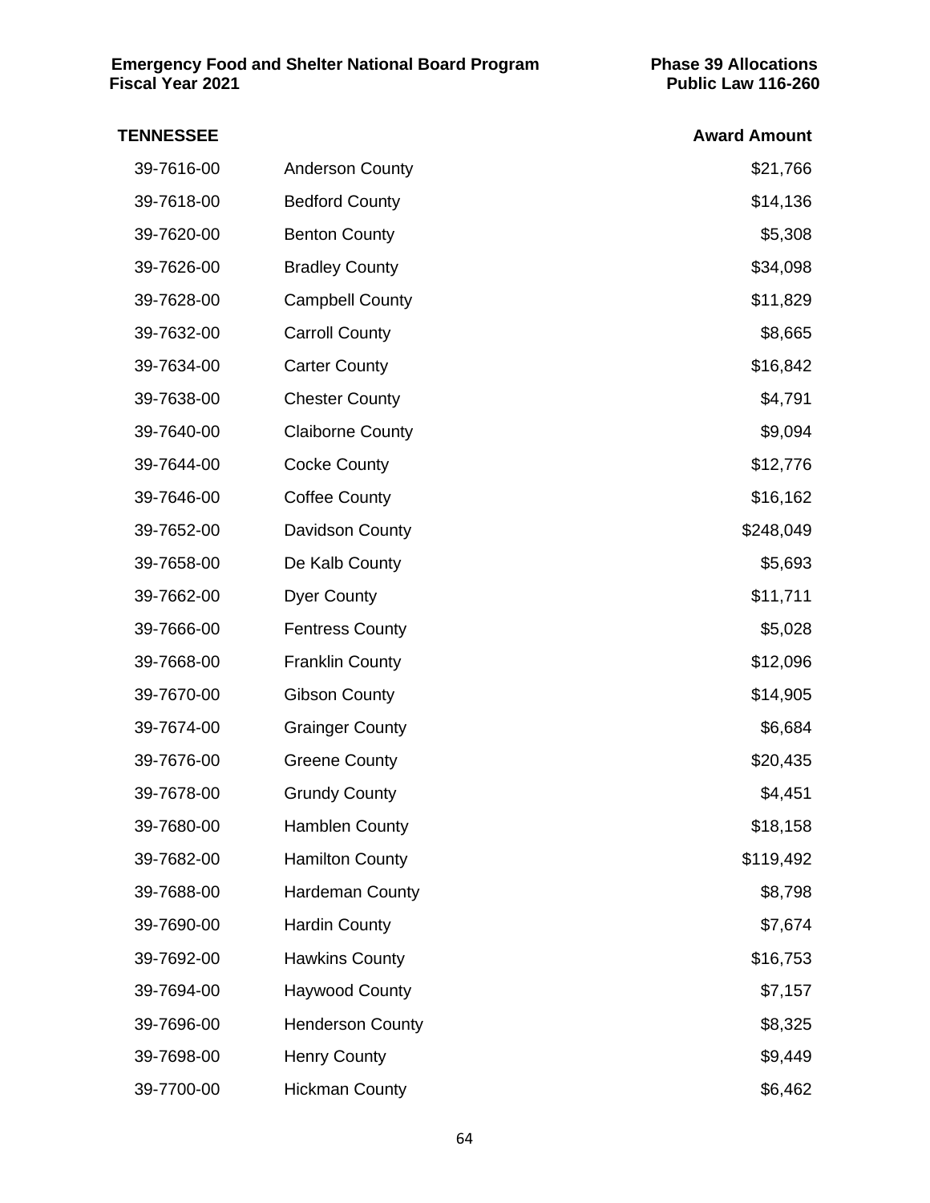**Emergency Food and Shelter National Board Program**
**Fiscal Year 2021**

**Phase 39 Allocations**
**Public Law 116-260**

| TENNESSEE | | Award Amount |
|---|---|---|
| 39-7616-00 | Anderson County | $21,766 |
| 39-7618-00 | Bedford County | $14,136 |
| 39-7620-00 | Benton County | $5,308 |
| 39-7626-00 | Bradley County | $34,098 |
| 39-7628-00 | Campbell County | $11,829 |
| 39-7632-00 | Carroll County | $8,665 |
| 39-7634-00 | Carter County | $16,842 |
| 39-7638-00 | Chester County | $4,791 |
| 39-7640-00 | Claiborne County | $9,094 |
| 39-7644-00 | Cocke County | $12,776 |
| 39-7646-00 | Coffee County | $16,162 |
| 39-7652-00 | Davidson County | $248,049 |
| 39-7658-00 | De Kalb County | $5,693 |
| 39-7662-00 | Dyer County | $11,711 |
| 39-7666-00 | Fentress County | $5,028 |
| 39-7668-00 | Franklin County | $12,096 |
| 39-7670-00 | Gibson County | $14,905 |
| 39-7674-00 | Grainger County | $6,684 |
| 39-7676-00 | Greene County | $20,435 |
| 39-7678-00 | Grundy County | $4,451 |
| 39-7680-00 | Hamblen County | $18,158 |
| 39-7682-00 | Hamilton County | $119,492 |
| 39-7688-00 | Hardeman County | $8,798 |
| 39-7690-00 | Hardin County | $7,674 |
| 39-7692-00 | Hawkins County | $16,753 |
| 39-7694-00 | Haywood County | $7,157 |
| 39-7696-00 | Henderson County | $8,325 |
| 39-7698-00 | Henry County | $9,449 |
| 39-7700-00 | Hickman County | $6,462 |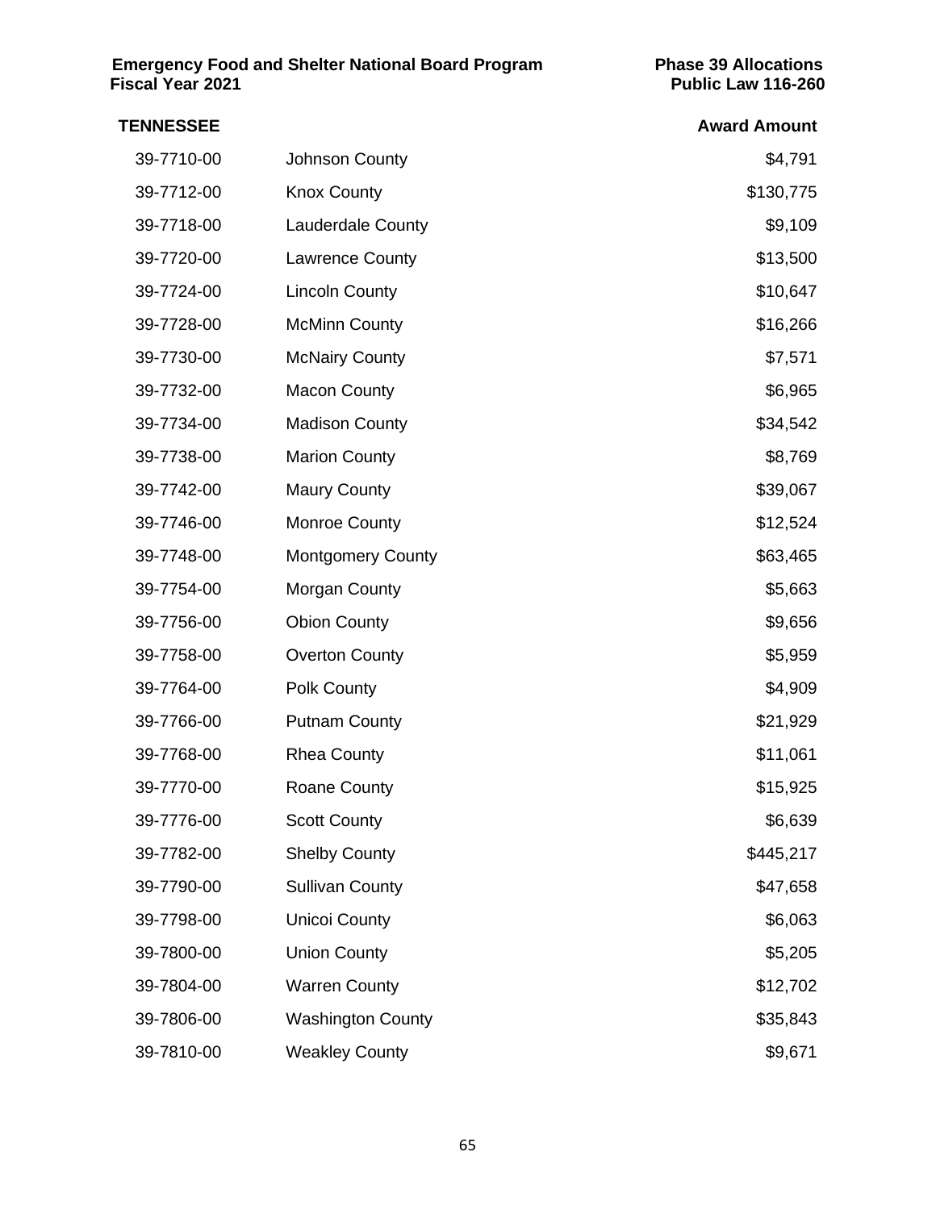**Emergency Food and Shelter National Board Program** **Phase 39 Allocations**
**Fiscal Year 2021** **Public Law 116-260**

| TENNESSEE | | Award Amount |
|---|---|---|
| 39-7710-00 | Johnson County | $4,791 |
| 39-7712-00 | Knox County | $130,775 |
| 39-7718-00 | Lauderdale County | $9,109 |
| 39-7720-00 | Lawrence County | $13,500 |
| 39-7724-00 | Lincoln County | $10,647 |
| 39-7728-00 | McMinn County | $16,266 |
| 39-7730-00 | McNairy County | $7,571 |
| 39-7732-00 | Macon County | $6,965 |
| 39-7734-00 | Madison County | $34,542 |
| 39-7738-00 | Marion County | $8,769 |
| 39-7742-00 | Maury County | $39,067 |
| 39-7746-00 | Monroe County | $12,524 |
| 39-7748-00 | Montgomery County | $63,465 |
| 39-7754-00 | Morgan County | $5,663 |
| 39-7756-00 | Obion County | $9,656 |
| 39-7758-00 | Overton County | $5,959 |
| 39-7764-00 | Polk County | $4,909 |
| 39-7766-00 | Putnam County | $21,929 |
| 39-7768-00 | Rhea County | $11,061 |
| 39-7770-00 | Roane County | $15,925 |
| 39-7776-00 | Scott County | $6,639 |
| 39-7782-00 | Shelby County | $445,217 |
| 39-7790-00 | Sullivan County | $47,658 |
| 39-7798-00 | Unicoi County | $6,063 |
| 39-7800-00 | Union County | $5,205 |
| 39-7804-00 | Warren County | $12,702 |
| 39-7806-00 | Washington County | $35,843 |
| 39-7810-00 | Weakley County | $9,671 |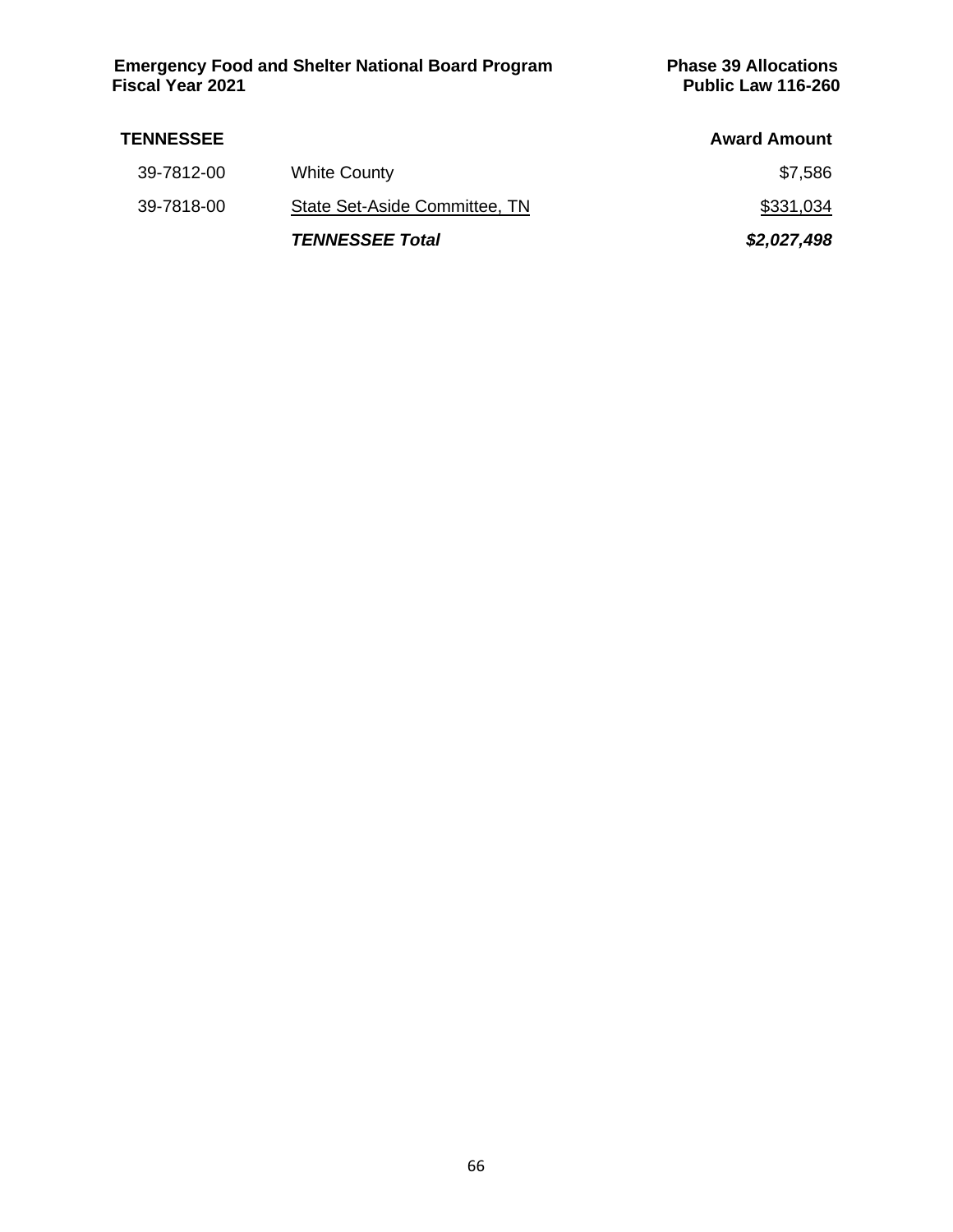| TENNESSEE | | Award Amount |
|---|---|---|
| 39-7812-00 | White County | $7,586 |
| 39-7818-00 | State Set-Aside Committee, TN | $331,034 |
| | ***TENNESSEE Total*** | ***$2,027,498*** |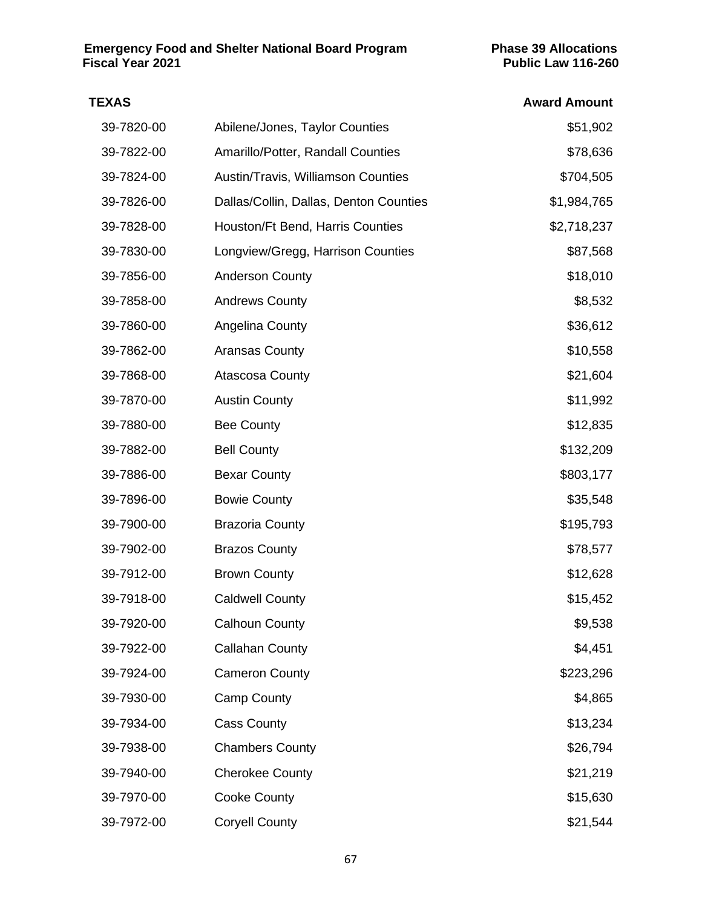**Emergency Food and Shelter National Board Program**
**Fiscal Year 2021**

**Phase 39 Allocations**
**Public Law 116-260**

| **TEXAS** | | **Award Amount** |
|---|---|---|
| 39-7820-00 | Abilene/Jones, Taylor Counties | $51,902 |
| 39-7822-00 | Amarillo/Potter, Randall Counties | $78,636 |
| 39-7824-00 | Austin/Travis, Williamson Counties | $704,505 |
| 39-7826-00 | Dallas/Collin, Dallas, Denton Counties | $1,984,765 |
| 39-7828-00 | Houston/Ft Bend, Harris Counties | $2,718,237 |
| 39-7830-00 | Longview/Gregg, Harrison Counties | $87,568 |
| 39-7856-00 | Anderson County | $18,010 |
| 39-7858-00 | Andrews County | $8,532 |
| 39-7860-00 | Angelina County | $36,612 |
| 39-7862-00 | Aransas County | $10,558 |
| 39-7868-00 | Atascosa County | $21,604 |
| 39-7870-00 | Austin County | $11,992 |
| 39-7880-00 | Bee County | $12,835 |
| 39-7882-00 | Bell County | $132,209 |
| 39-7886-00 | Bexar County | $803,177 |
| 39-7896-00 | Bowie County | $35,548 |
| 39-7900-00 | Brazoria County | $195,793 |
| 39-7902-00 | Brazos County | $78,577 |
| 39-7912-00 | Brown County | $12,628 |
| 39-7918-00 | Caldwell County | $15,452 |
| 39-7920-00 | Calhoun County | $9,538 |
| 39-7922-00 | Callahan County | $4,451 |
| 39-7924-00 | Cameron County | $223,296 |
| 39-7930-00 | Camp County | $4,865 |
| 39-7934-00 | Cass County | $13,234 |
| 39-7938-00 | Chambers County | $26,794 |
| 39-7940-00 | Cherokee County | $21,219 |
| 39-7970-00 | Cooke County | $15,630 |
| 39-7972-00 | Coryell County | $21,544 |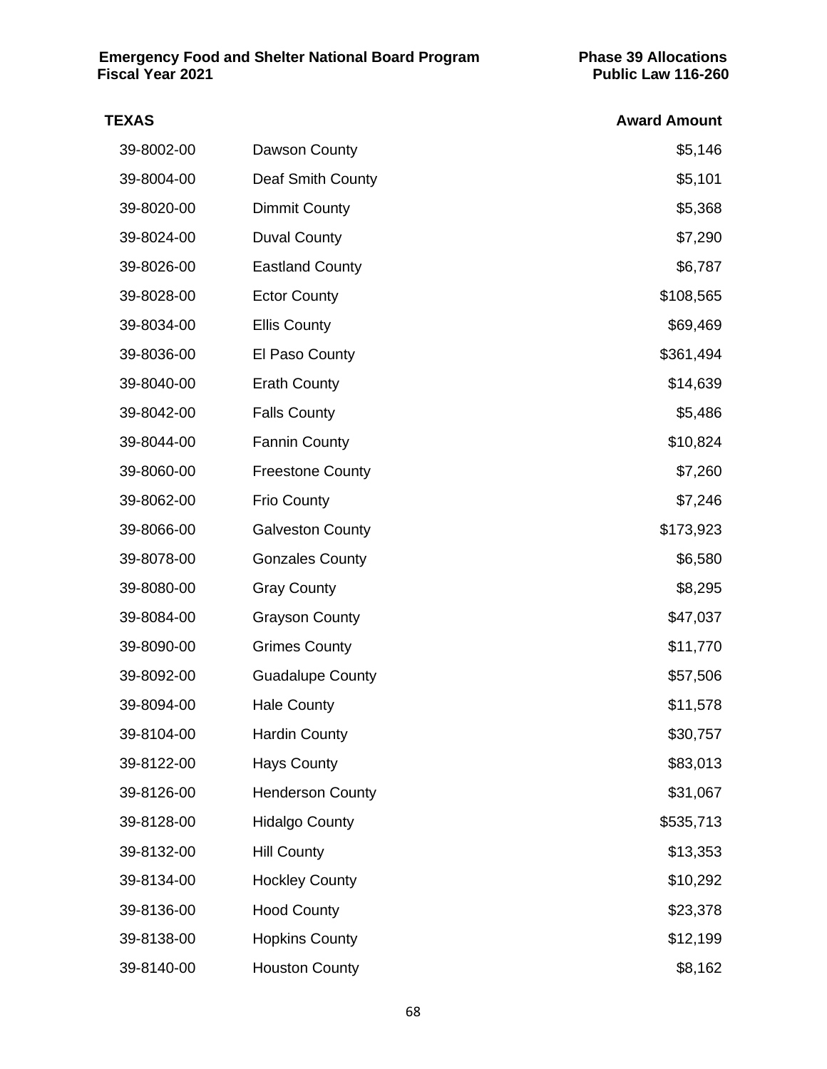## TEXAS

| | | Award Amount |
|---|---|---|
| 39-8002-00 | Dawson County | $5,146 |
| 39-8004-00 | Deaf Smith County | $5,101 |
| 39-8020-00 | Dimmit County | $5,368 |
| 39-8024-00 | Duval County | $7,290 |
| 39-8026-00 | Eastland County | $6,787 |
| 39-8028-00 | Ector County | $108,565 |
| 39-8034-00 | Ellis County | $69,469 |
| 39-8036-00 | El Paso County | $361,494 |
| 39-8040-00 | Erath County | $14,639 |
| 39-8042-00 | Falls County | $5,486 |
| 39-8044-00 | Fannin County | $10,824 |
| 39-8060-00 | Freestone County | $7,260 |
| 39-8062-00 | Frio County | $7,246 |
| 39-8066-00 | Galveston County | $173,923 |
| 39-8078-00 | Gonzales County | $6,580 |
| 39-8080-00 | Gray County | $8,295 |
| 39-8084-00 | Grayson County | $47,037 |
| 39-8090-00 | Grimes County | $11,770 |
| 39-8092-00 | Guadalupe County | $57,506 |
| 39-8094-00 | Hale County | $11,578 |
| 39-8104-00 | Hardin County | $30,757 |
| 39-8122-00 | Hays County | $83,013 |
| 39-8126-00 | Henderson County | $31,067 |
| 39-8128-00 | Hidalgo County | $535,713 |
| 39-8132-00 | Hill County | $13,353 |
| 39-8134-00 | Hockley County | $10,292 |
| 39-8136-00 | Hood County | $23,378 |
| 39-8138-00 | Hopkins County | $12,199 |
| 39-8140-00 | Houston County | $8,162 |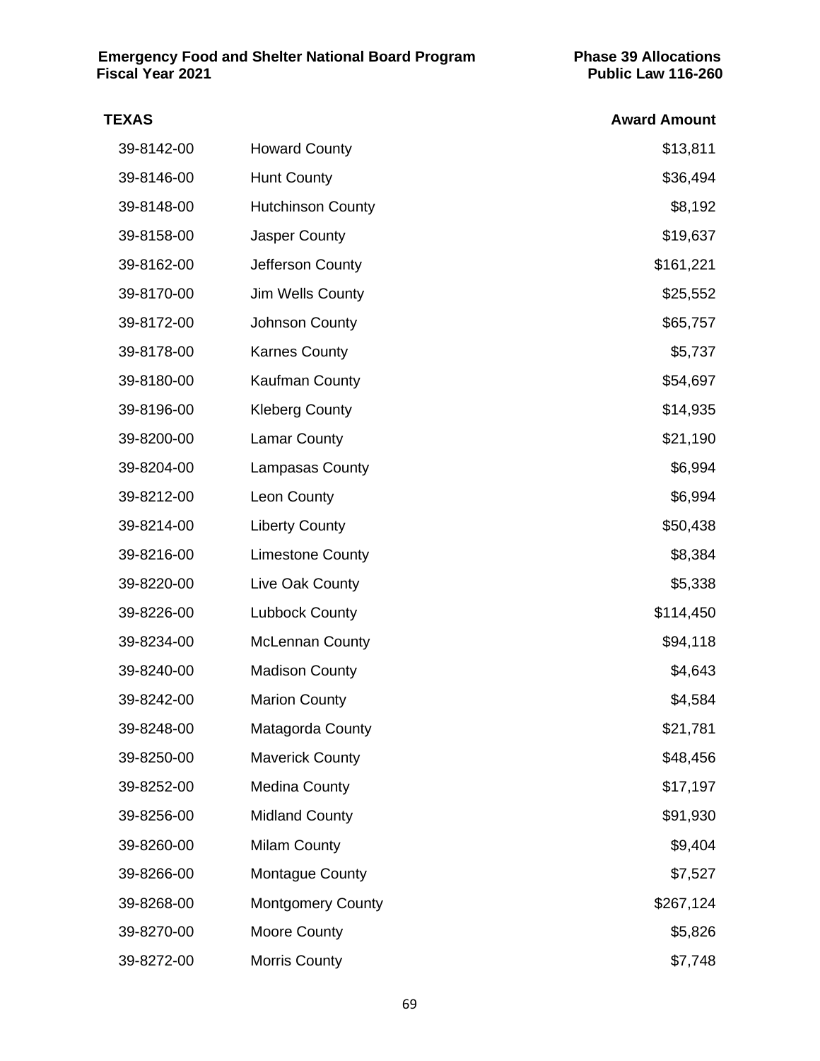**TEXAS**

| | | Award Amount |
|---|---|---|
| 39-8142-00 | Howard County | $13,811 |
| 39-8146-00 | Hunt County | $36,494 |
| 39-8148-00 | Hutchinson County | $8,192 |
| 39-8158-00 | Jasper County | $19,637 |
| 39-8162-00 | Jefferson County | $161,221 |
| 39-8170-00 | Jim Wells County | $25,552 |
| 39-8172-00 | Johnson County | $65,757 |
| 39-8178-00 | Karnes County | $5,737 |
| 39-8180-00 | Kaufman County | $54,697 |
| 39-8196-00 | Kleberg County | $14,935 |
| 39-8200-00 | Lamar County | $21,190 |
| 39-8204-00 | Lampasas County | $6,994 |
| 39-8212-00 | Leon County | $6,994 |
| 39-8214-00 | Liberty County | $50,438 |
| 39-8216-00 | Limestone County | $8,384 |
| 39-8220-00 | Live Oak County | $5,338 |
| 39-8226-00 | Lubbock County | $114,450 |
| 39-8234-00 | McLennan County | $94,118 |
| 39-8240-00 | Madison County | $4,643 |
| 39-8242-00 | Marion County | $4,584 |
| 39-8248-00 | Matagorda County | $21,781 |
| 39-8250-00 | Maverick County | $48,456 |
| 39-8252-00 | Medina County | $17,197 |
| 39-8256-00 | Midland County | $91,930 |
| 39-8260-00 | Milam County | $9,404 |
| 39-8266-00 | Montague County | $7,527 |
| 39-8268-00 | Montgomery County | $267,124 |
| 39-8270-00 | Moore County | $5,826 |
| 39-8272-00 | Morris County | $7,748 |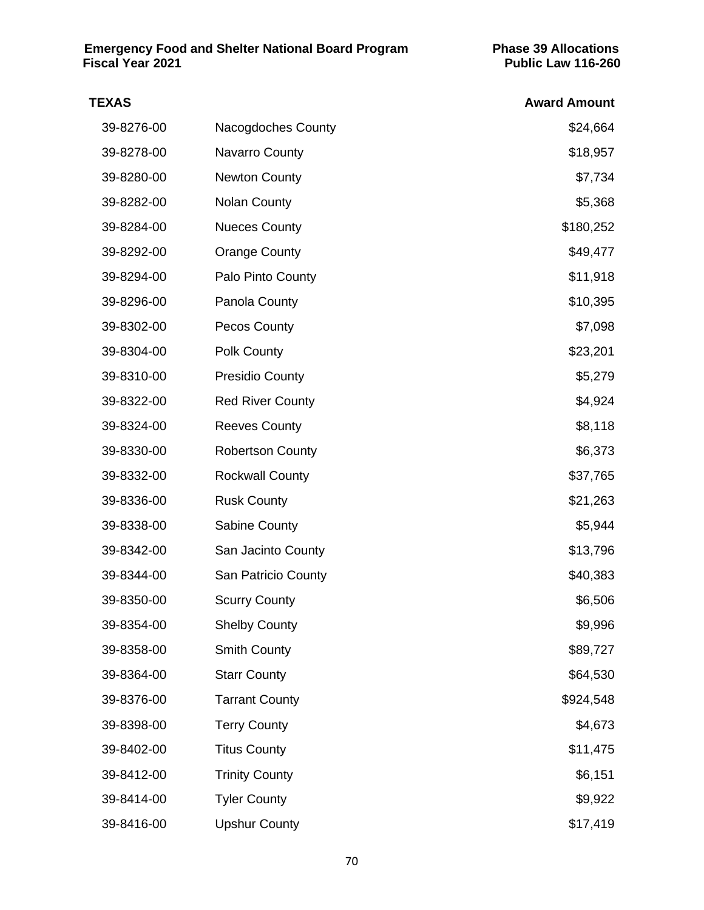## TEXAS

| | | Award Amount |
|---|---|---|
| 39-8276-00 | Nacogdoches County | \$24,664 |
| 39-8278-00 | Navarro County | \$18,957 |
| 39-8280-00 | Newton County | \$7,734 |
| 39-8282-00 | Nolan County | \$5,368 |
| 39-8284-00 | Nueces County | \$180,252 |
| 39-8292-00 | Orange County | \$49,477 |
| 39-8294-00 | Palo Pinto County | \$11,918 |
| 39-8296-00 | Panola County | \$10,395 |
| 39-8302-00 | Pecos County | \$7,098 |
| 39-8304-00 | Polk County | \$23,201 |
| 39-8310-00 | Presidio County | \$5,279 |
| 39-8322-00 | Red River County | \$4,924 |
| 39-8324-00 | Reeves County | \$8,118 |
| 39-8330-00 | Robertson County | \$6,373 |
| 39-8332-00 | Rockwall County | \$37,765 |
| 39-8336-00 | Rusk County | \$21,263 |
| 39-8338-00 | Sabine County | \$5,944 |
| 39-8342-00 | San Jacinto County | \$13,796 |
| 39-8344-00 | San Patricio County | \$40,383 |
| 39-8350-00 | Scurry County | \$6,506 |
| 39-8354-00 | Shelby County | \$9,996 |
| 39-8358-00 | Smith County | \$89,727 |
| 39-8364-00 | Starr County | \$64,530 |
| 39-8376-00 | Tarrant County | \$924,548 |
| 39-8398-00 | Terry County | \$4,673 |
| 39-8402-00 | Titus County | \$11,475 |
| 39-8412-00 | Trinity County | \$6,151 |
| 39-8414-00 | Tyler County | \$9,922 |
| 39-8416-00 | Upshur County | \$17,419 |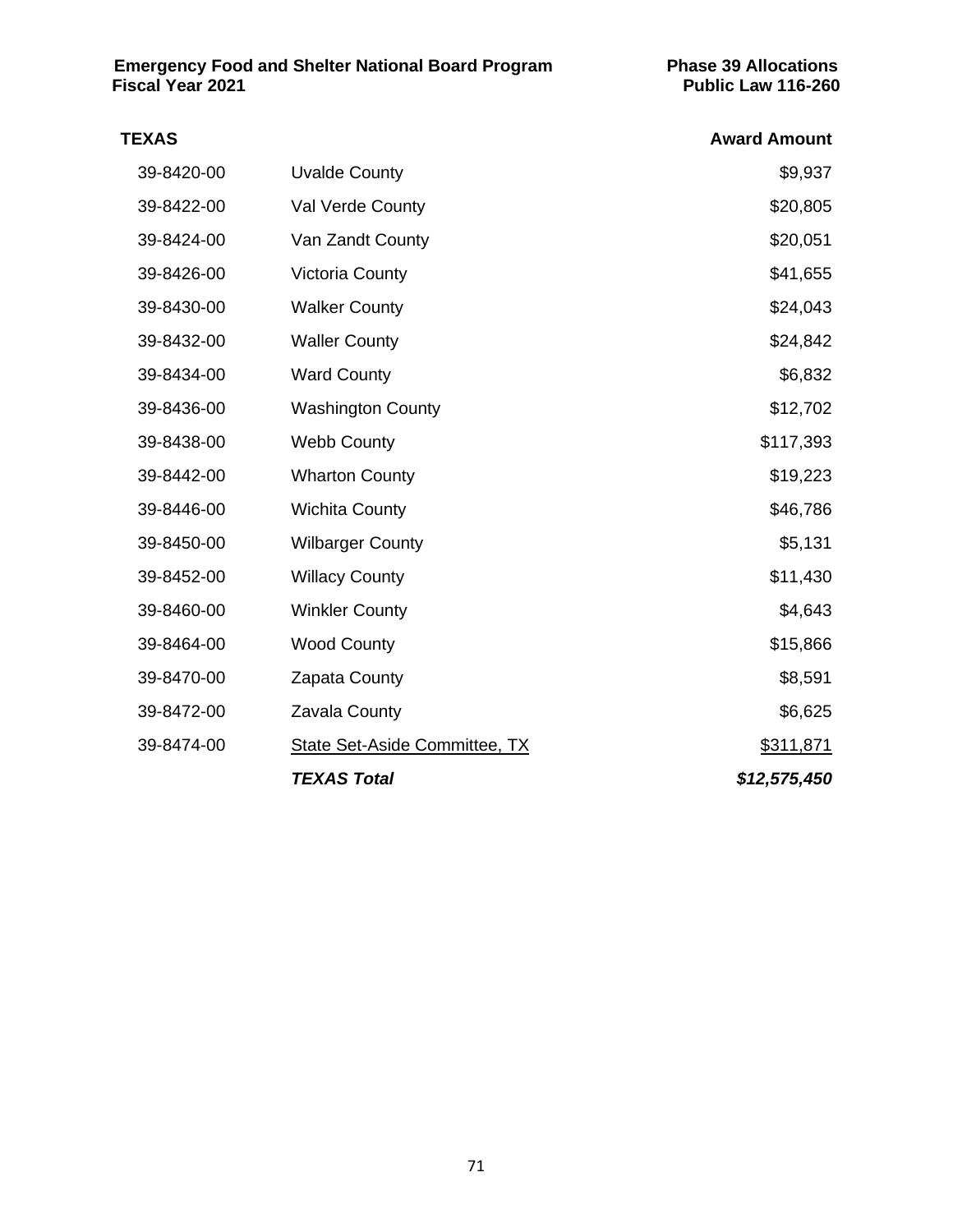| TEXAS | | Award Amount |
|---|---|---|
| 39-8420-00 | Uvalde County | $9,937 |
| 39-8422-00 | Val Verde County | $20,805 |
| 39-8424-00 | Van Zandt County | $20,051 |
| 39-8426-00 | Victoria County | $41,655 |
| 39-8430-00 | Walker County | $24,043 |
| 39-8432-00 | Waller County | $24,842 |
| 39-8434-00 | Ward County | $6,832 |
| 39-8436-00 | Washington County | $12,702 |
| 39-8438-00 | Webb County | $117,393 |
| 39-8442-00 | Wharton County | $19,223 |
| 39-8446-00 | Wichita County | $46,786 |
| 39-8450-00 | Wilbarger County | $5,131 |
| 39-8452-00 | Willacy County | $11,430 |
| 39-8460-00 | Winkler County | $4,643 |
| 39-8464-00 | Wood County | $15,866 |
| 39-8470-00 | Zapata County | $8,591 |
| 39-8472-00 | Zavala County | $6,625 |
| 39-8474-00 | State Set-Aside Committee, TX | $311,871 |
| | ***TEXAS Total*** | ***$12,575,450*** |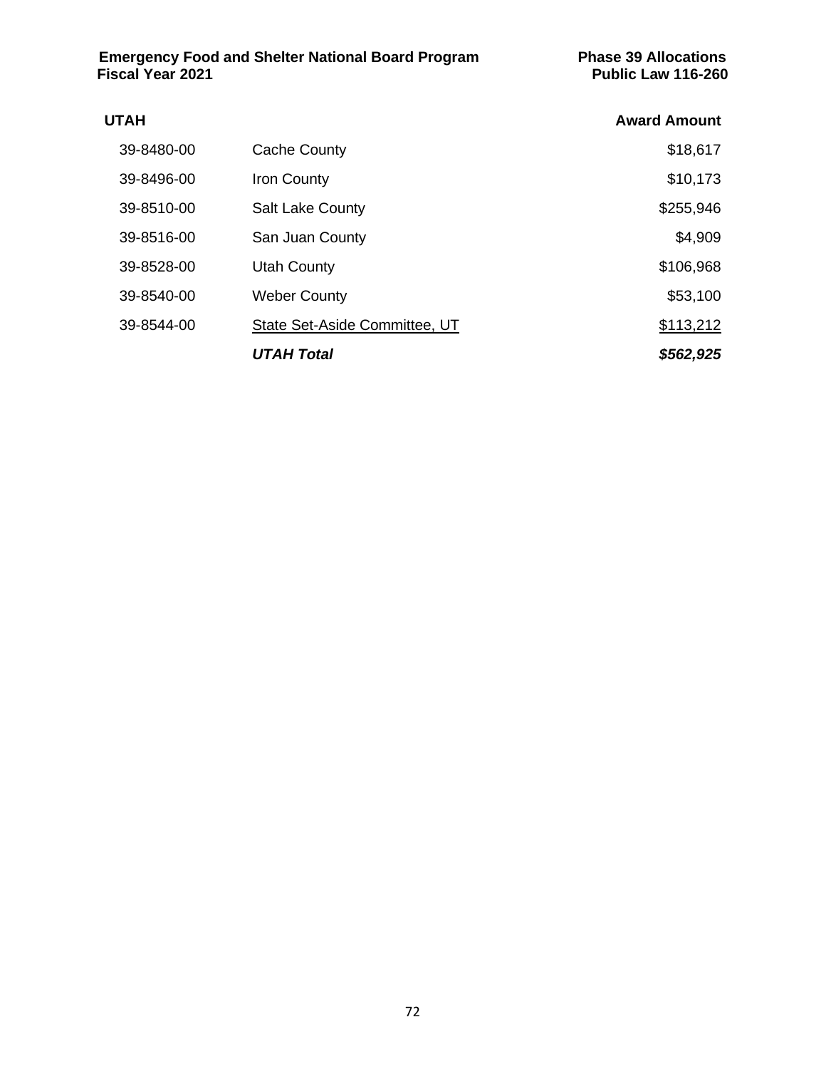**Emergency Food and Shelter National Board Program** **Phase 39 Allocations**
**Fiscal Year 2021** **Public Law 116-260**

| UTAH | | Award Amount |
|---|---|---|
| 39-8480-00 | Cache County | $18,617 |
| 39-8496-00 | Iron County | $10,173 |
| 39-8510-00 | Salt Lake County | $255,946 |
| 39-8516-00 | San Juan County | $4,909 |
| 39-8528-00 | Utah County | $106,968 |
| 39-8540-00 | Weber County | $53,100 |
| 39-8544-00 | State Set-Aside Committee, UT | $113,212 |
| | ***UTAH Total*** | ***$562,925*** |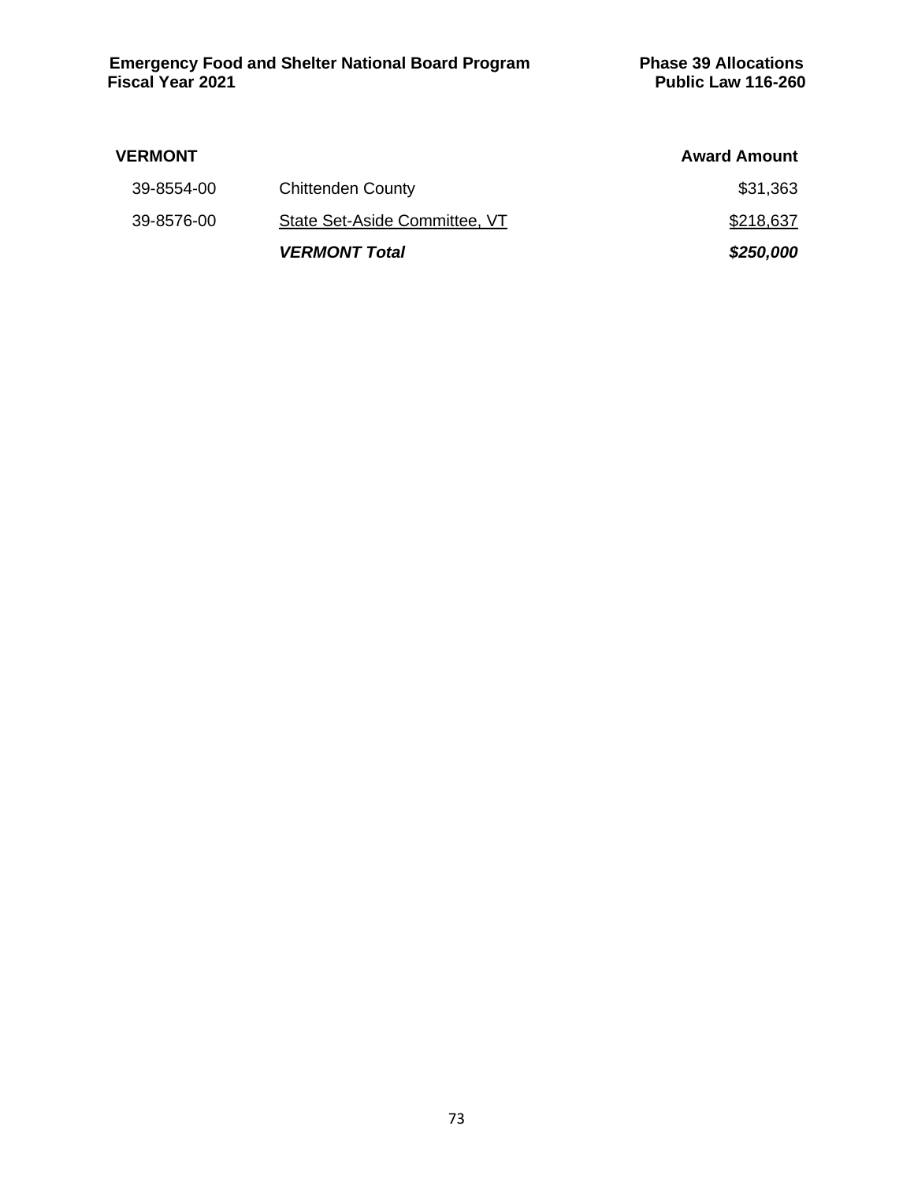| VERMONT | | Award Amount |
|---|---|---|
| 39-8554-00 | Chittenden County | $31,363 |
| 39-8576-00 | State Set-Aside Committee, VT | $218,637 |
| | ***VERMONT Total*** | ***$250,000*** |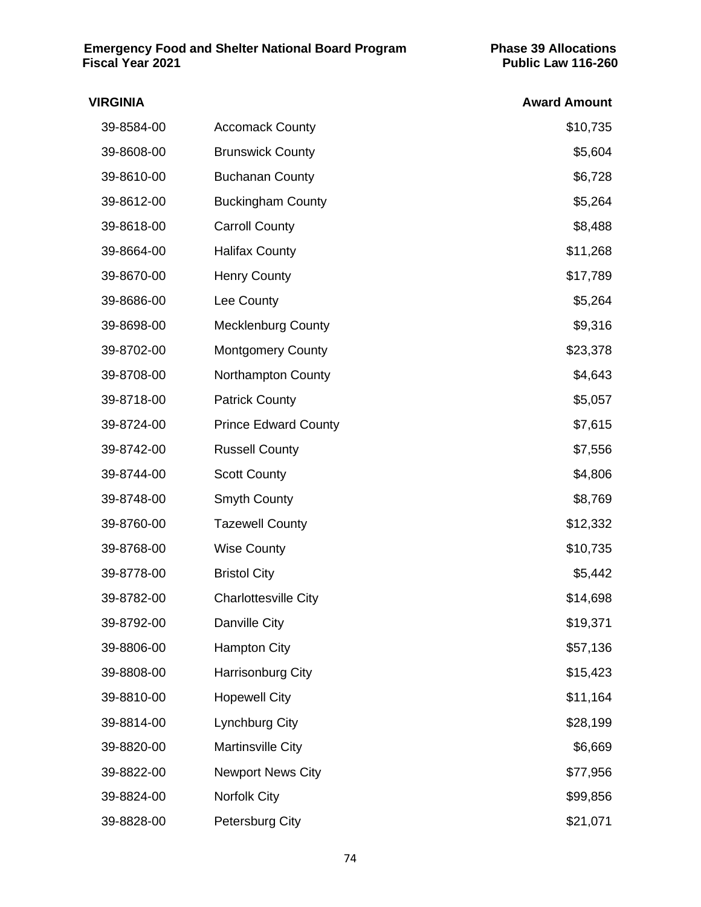# VIRGINIA

| | | Award Amount |
|---|---|---|
| 39-8584-00 | Accomack County | $10,735 |
| 39-8608-00 | Brunswick County | $5,604 |
| 39-8610-00 | Buchanan County | $6,728 |
| 39-8612-00 | Buckingham County | $5,264 |
| 39-8618-00 | Carroll County | $8,488 |
| 39-8664-00 | Halifax County | $11,268 |
| 39-8670-00 | Henry County | $17,789 |
| 39-8686-00 | Lee County | $5,264 |
| 39-8698-00 | Mecklenburg County | $9,316 |
| 39-8702-00 | Montgomery County | $23,378 |
| 39-8708-00 | Northampton County | $4,643 |
| 39-8718-00 | Patrick County | $5,057 |
| 39-8724-00 | Prince Edward County | $7,615 |
| 39-8742-00 | Russell County | $7,556 |
| 39-8744-00 | Scott County | $4,806 |
| 39-8748-00 | Smyth County | $8,769 |
| 39-8760-00 | Tazewell County | $12,332 |
| 39-8768-00 | Wise County | $10,735 |
| 39-8778-00 | Bristol City | $5,442 |
| 39-8782-00 | Charlottesville City | $14,698 |
| 39-8792-00 | Danville City | $19,371 |
| 39-8806-00 | Hampton City | $57,136 |
| 39-8808-00 | Harrisonburg City | $15,423 |
| 39-8810-00 | Hopewell City | $11,164 |
| 39-8814-00 | Lynchburg City | $28,199 |
| 39-8820-00 | Martinsville City | $6,669 |
| 39-8822-00 | Newport News City | $77,956 |
| 39-8824-00 | Norfolk City | $99,856 |
| 39-8828-00 | Petersburg City | $21,071 |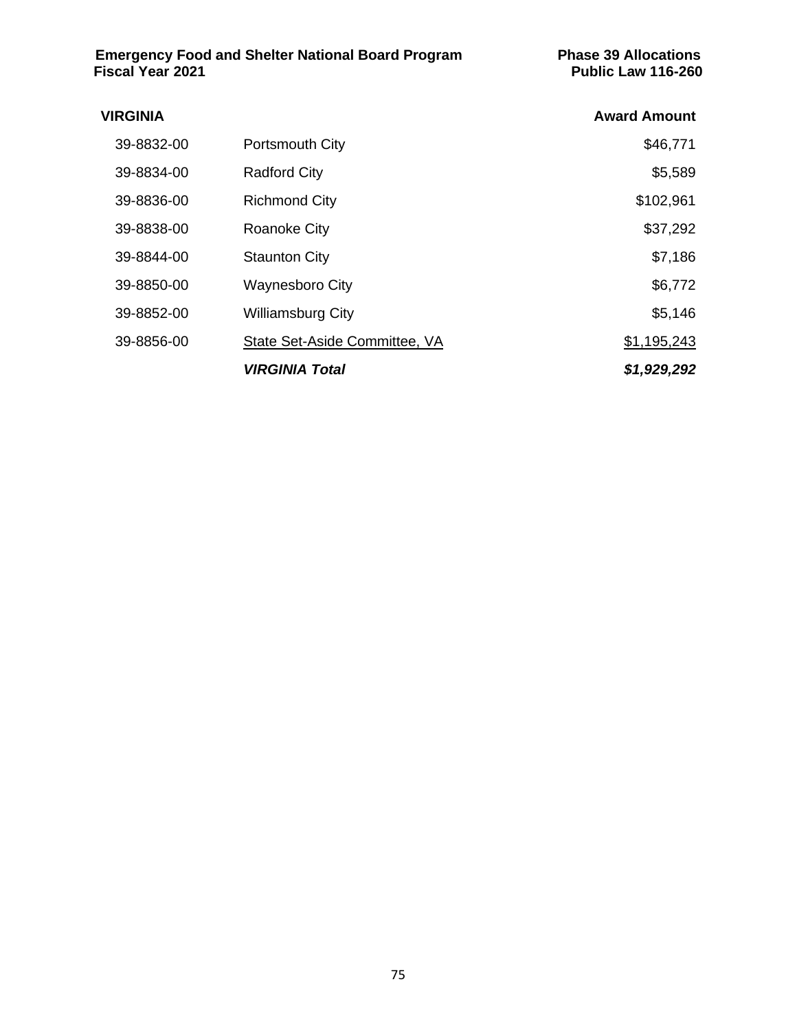| VIRGINIA | | Award Amount |
|---|---|---|
| 39-8832-00 | Portsmouth City | $46,771 |
| 39-8834-00 | Radford City | $5,589 |
| 39-8836-00 | Richmond City | $102,961 |
| 39-8838-00 | Roanoke City | $37,292 |
| 39-8844-00 | Staunton City | $7,186 |
| 39-8850-00 | Waynesboro City | $6,772 |
| 39-8852-00 | Williamsburg City | $5,146 |
| 39-8856-00 | State Set-Aside Committee, VA | $1,195,243 |
| | ***VIRGINIA Total*** | ***$1,929,292*** |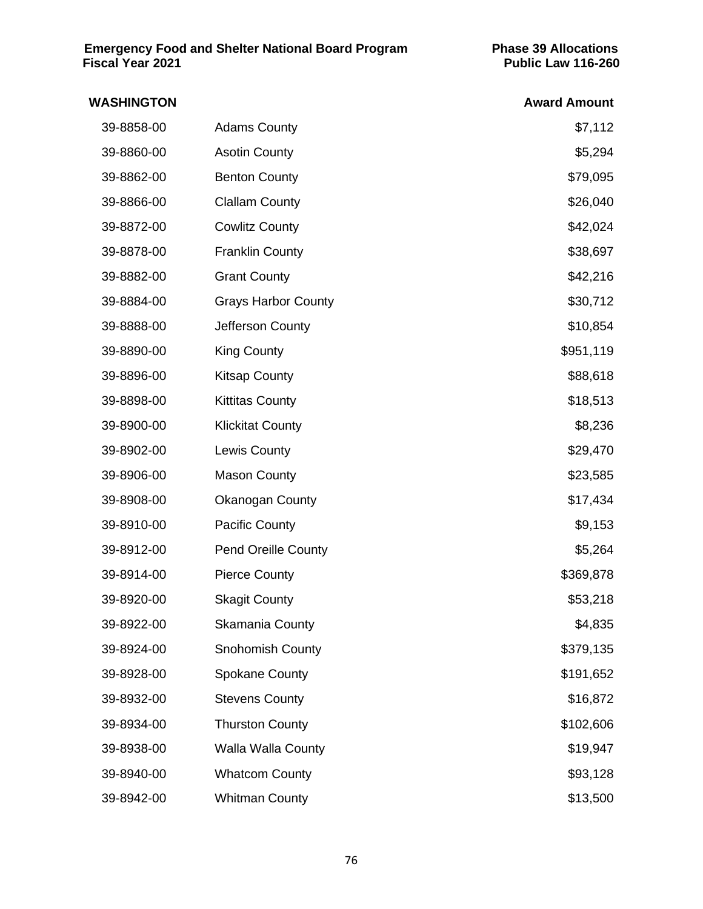## WASHINGTON

| | | Award Amount |
|---|---|---|
| 39-8858-00 | Adams County | $7,112 |
| 39-8860-00 | Asotin County | $5,294 |
| 39-8862-00 | Benton County | $79,095 |
| 39-8866-00 | Clallam County | $26,040 |
| 39-8872-00 | Cowlitz County | $42,024 |
| 39-8878-00 | Franklin County | $38,697 |
| 39-8882-00 | Grant County | $42,216 |
| 39-8884-00 | Grays Harbor County | $30,712 |
| 39-8888-00 | Jefferson County | $10,854 |
| 39-8890-00 | King County | $951,119 |
| 39-8896-00 | Kitsap County | $88,618 |
| 39-8898-00 | Kittitas County | $18,513 |
| 39-8900-00 | Klickitat County | $8,236 |
| 39-8902-00 | Lewis County | $29,470 |
| 39-8906-00 | Mason County | $23,585 |
| 39-8908-00 | Okanogan County | $17,434 |
| 39-8910-00 | Pacific County | $9,153 |
| 39-8912-00 | Pend Oreille County | $5,264 |
| 39-8914-00 | Pierce County | $369,878 |
| 39-8920-00 | Skagit County | $53,218 |
| 39-8922-00 | Skamania County | $4,835 |
| 39-8924-00 | Snohomish County | $379,135 |
| 39-8928-00 | Spokane County | $191,652 |
| 39-8932-00 | Stevens County | $16,872 |
| 39-8934-00 | Thurston County | $102,606 |
| 39-8938-00 | Walla Walla County | $19,947 |
| 39-8940-00 | Whatcom County | $93,128 |
| 39-8942-00 | Whitman County | $13,500 |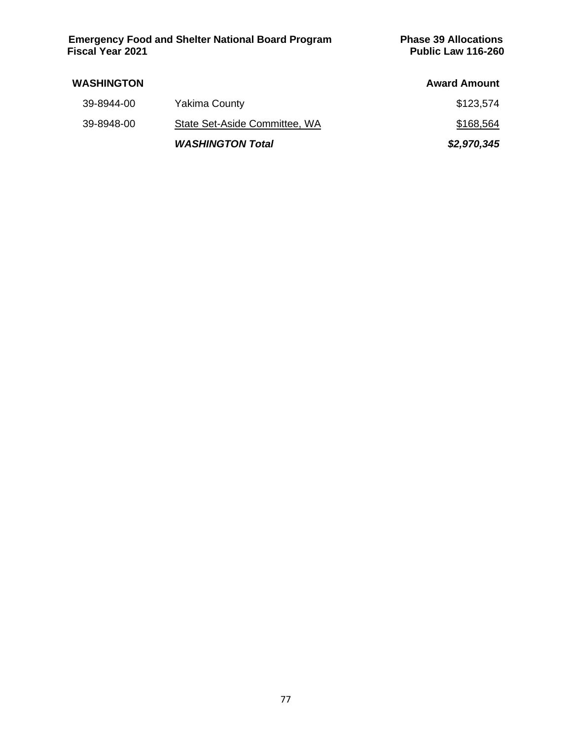**Emergency Food and Shelter National Board Program**
**Fiscal Year 2021**

**Phase 39 Allocations**
**Public Law 116-260**

| **WASHINGTON** | | **Award Amount** |
|---|---|---|
| 39-8944-00 | Yakima County | $123,574 |
| 39-8948-00 | State Set-Aside Committee, WA | $168,564 |
| | ***WASHINGTON Total*** | ***$2,970,345*** |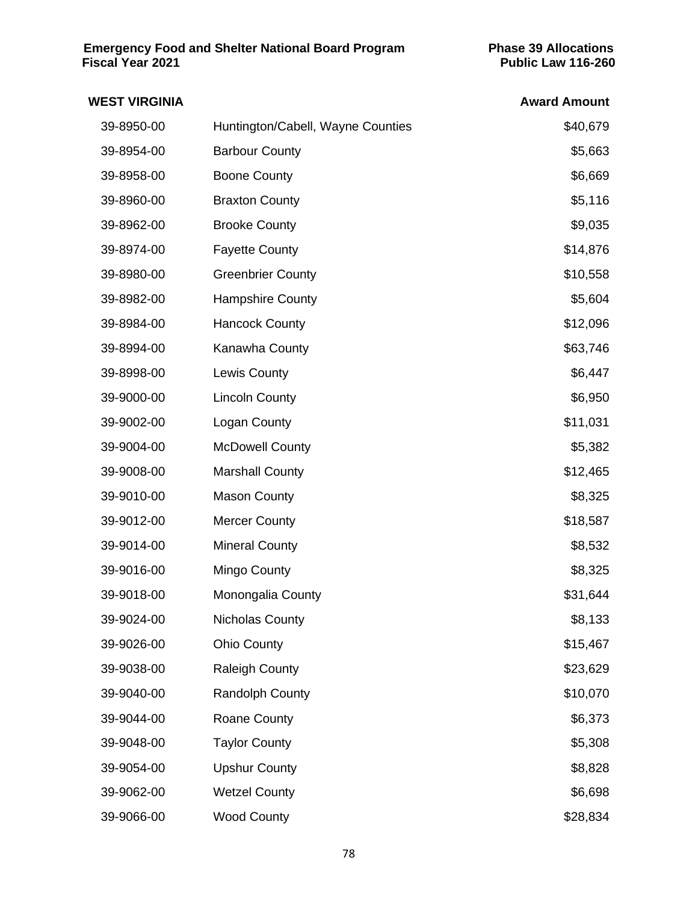## WEST VIRGINIA

| | | Award Amount |
|---|---|---|
| 39-8950-00 | Huntington/Cabell, Wayne Counties | $40,679 |
| 39-8954-00 | Barbour County | $5,663 |
| 39-8958-00 | Boone County | $6,669 |
| 39-8960-00 | Braxton County | $5,116 |
| 39-8962-00 | Brooke County | $9,035 |
| 39-8974-00 | Fayette County | $14,876 |
| 39-8980-00 | Greenbrier County | $10,558 |
| 39-8982-00 | Hampshire County | $5,604 |
| 39-8984-00 | Hancock County | $12,096 |
| 39-8994-00 | Kanawha County | $63,746 |
| 39-8998-00 | Lewis County | $6,447 |
| 39-9000-00 | Lincoln County | $6,950 |
| 39-9002-00 | Logan County | $11,031 |
| 39-9004-00 | McDowell County | $5,382 |
| 39-9008-00 | Marshall County | $12,465 |
| 39-9010-00 | Mason County | $8,325 |
| 39-9012-00 | Mercer County | $18,587 |
| 39-9014-00 | Mineral County | $8,532 |
| 39-9016-00 | Mingo County | $8,325 |
| 39-9018-00 | Monongalia County | $31,644 |
| 39-9024-00 | Nicholas County | $8,133 |
| 39-9026-00 | Ohio County | $15,467 |
| 39-9038-00 | Raleigh County | $23,629 |
| 39-9040-00 | Randolph County | $10,070 |
| 39-9044-00 | Roane County | $6,373 |
| 39-9048-00 | Taylor County | $5,308 |
| 39-9054-00 | Upshur County | $8,828 |
| 39-9062-00 | Wetzel County | $6,698 |
| 39-9066-00 | Wood County | $28,834 |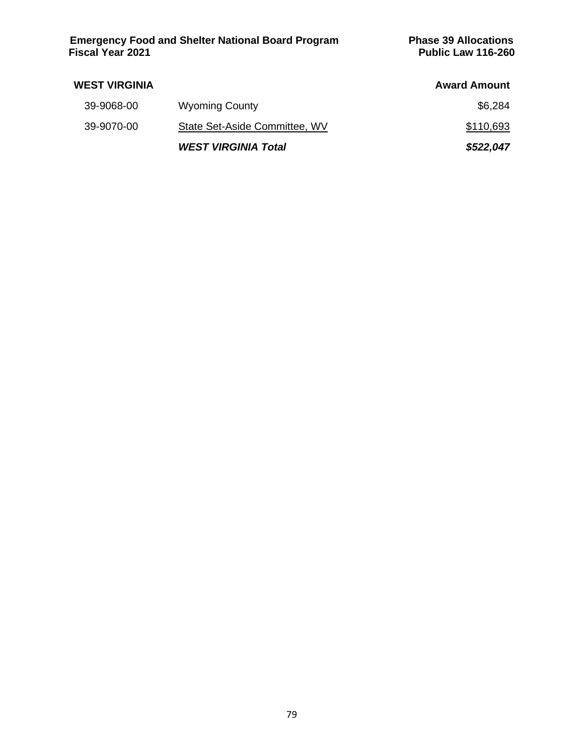| WEST VIRGINIA | | Award Amount |
|---|---|---|
| 39-9068-00 | Wyoming County | $6,284 |
| 39-9070-00 | State Set-Aside Committee, WV | $110,693 |
| | ***WEST VIRGINIA Total*** | ***$522,047*** |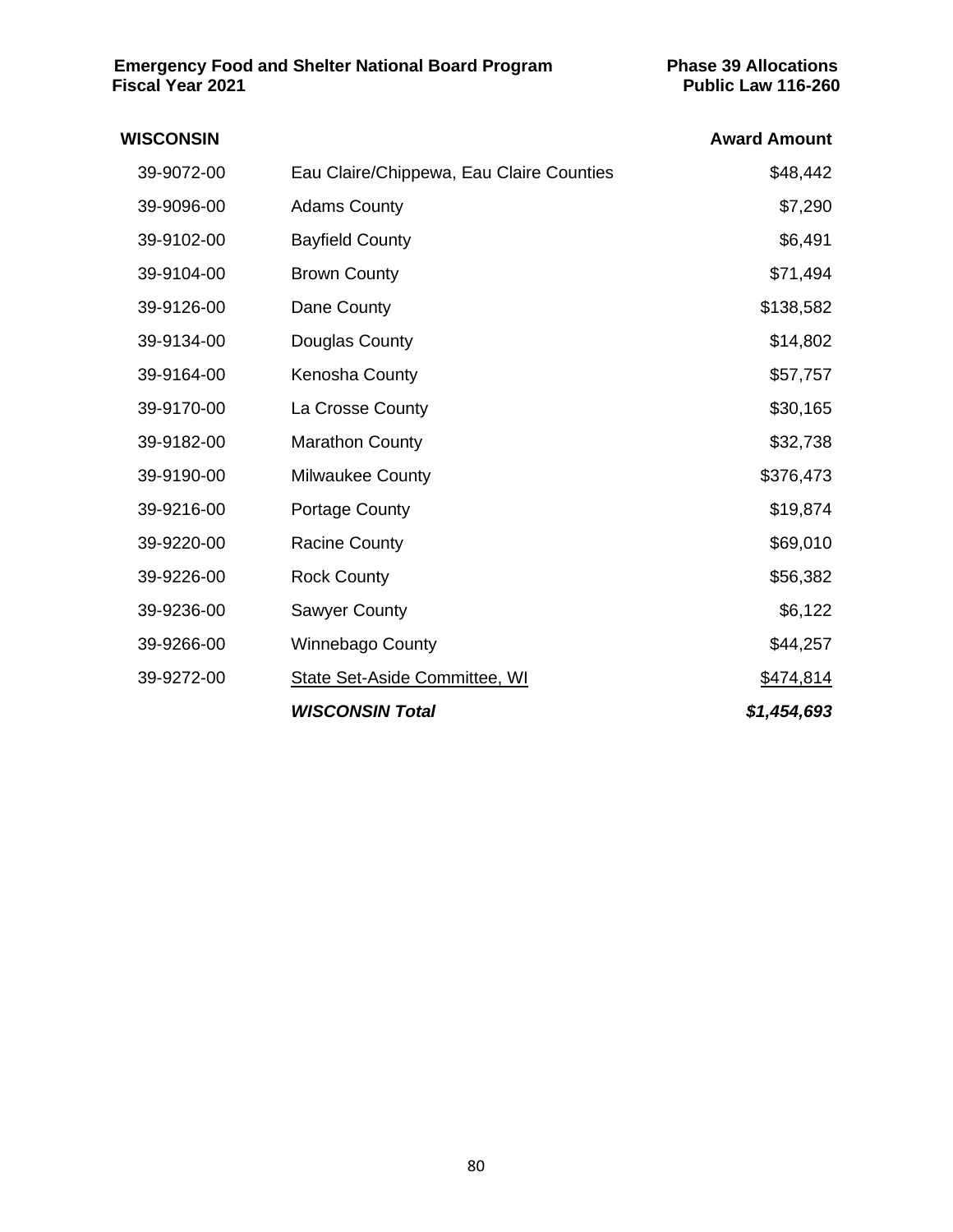**Emergency Food and Shelter National Board Program** **Phase 39 Allocations**
**Fiscal Year 2021** **Public Law 116-260**

| **WISCONSIN** | | **Award Amount** |
|---|---|---|
| 39-9072-00 | Eau Claire/Chippewa, Eau Claire Counties | $48,442 |
| 39-9096-00 | Adams County | $7,290 |
| 39-9102-00 | Bayfield County | $6,491 |
| 39-9104-00 | Brown County | $71,494 |
| 39-9126-00 | Dane County | $138,582 |
| 39-9134-00 | Douglas County | $14,802 |
| 39-9164-00 | Kenosha County | $57,757 |
| 39-9170-00 | La Crosse County | $30,165 |
| 39-9182-00 | Marathon County | $32,738 |
| 39-9190-00 | Milwaukee County | $376,473 |
| 39-9216-00 | Portage County | $19,874 |
| 39-9220-00 | Racine County | $69,010 |
| 39-9226-00 | Rock County | $56,382 |
| 39-9236-00 | Sawyer County | $6,122 |
| 39-9266-00 | Winnebago County | $44,257 |
| 39-9272-00 | State Set-Aside Committee, WI | $474,814 |
| | ***WISCONSIN Total*** | ***$1,454,693*** |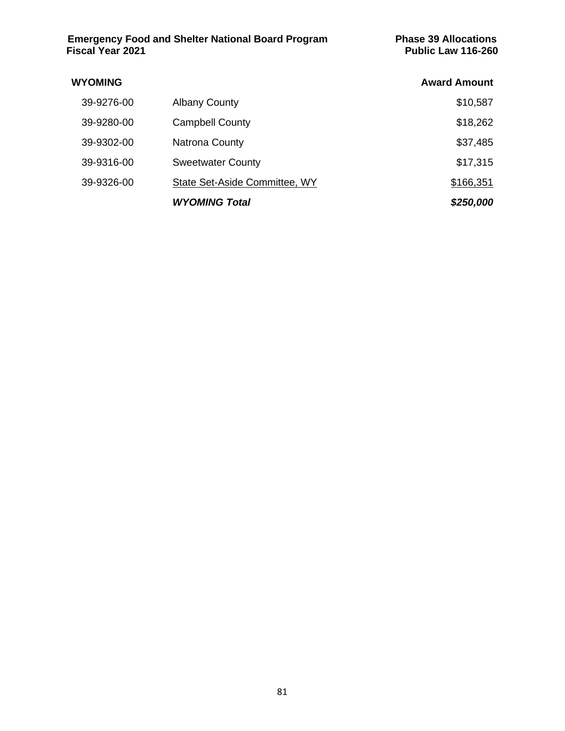| WYOMING | | Award Amount |
|---|---|---|
| 39-9276-00 | Albany County | $10,587 |
| 39-9280-00 | Campbell County | $18,262 |
| 39-9302-00 | Natrona County | $37,485 |
| 39-9316-00 | Sweetwater County | $17,315 |
| 39-9326-00 | State Set-Aside Committee, WY | $166,351 |
| | ***WYOMING Total*** | ***$250,000*** |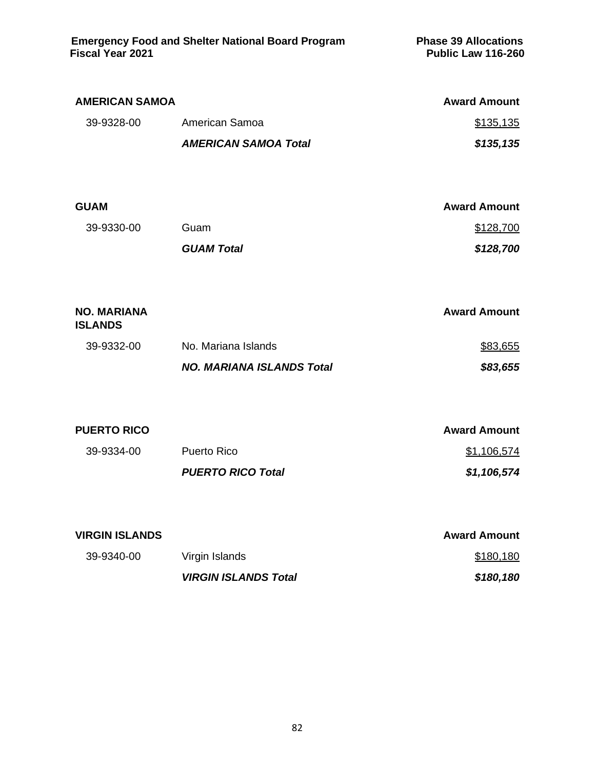| AMERICAN SAMOA | | Award Amount |
| --- | --- | --- |
| 39-9328-00 | American Samoa | $135,135 |
| | ***AMERICAN SAMOA Total*** | ***$135,135*** |

| GUAM | | Award Amount |
| --- | --- | --- |
| 39-9330-00 | Guam | $128,700 |
| | ***GUAM Total*** | ***$128,700*** |

| NO. MARIANA ISLANDS | | Award Amount |
| --- | --- | --- |
| 39-9332-00 | No. Mariana Islands | $83,655 |
| | ***NO. MARIANA ISLANDS Total*** | ***$83,655*** |

| PUERTO RICO | | Award Amount |
| --- | --- | --- |
| 39-9334-00 | Puerto Rico | $1,106,574 |
| | ***PUERTO RICO Total*** | ***$1,106,574*** |

| VIRGIN ISLANDS | | Award Amount |
| --- | --- | --- |
| 39-9340-00 | Virgin Islands | $180,180 |
| | ***VIRGIN ISLANDS Total*** | ***$180,180*** |